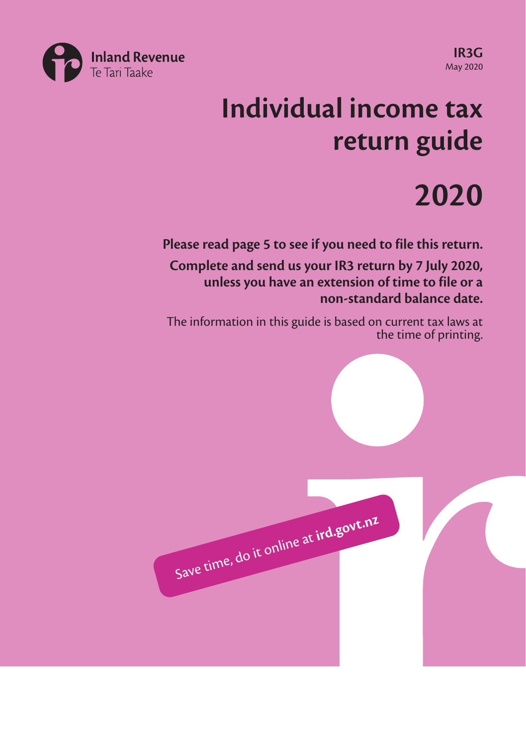Inland Revenue
Te Tari Taake

**IR3G**
May 2020

# Individual income tax return guide

# 2020

**Please read page 5 to see if you need to file this return.**

**Complete and send us your IR3 return by 7 July 2020, unless you have an extension of time to file or a non-standard balance date.**

The information in this guide is based on current tax laws at the time of printing.

Save time, do it online at **ird.govt.nz**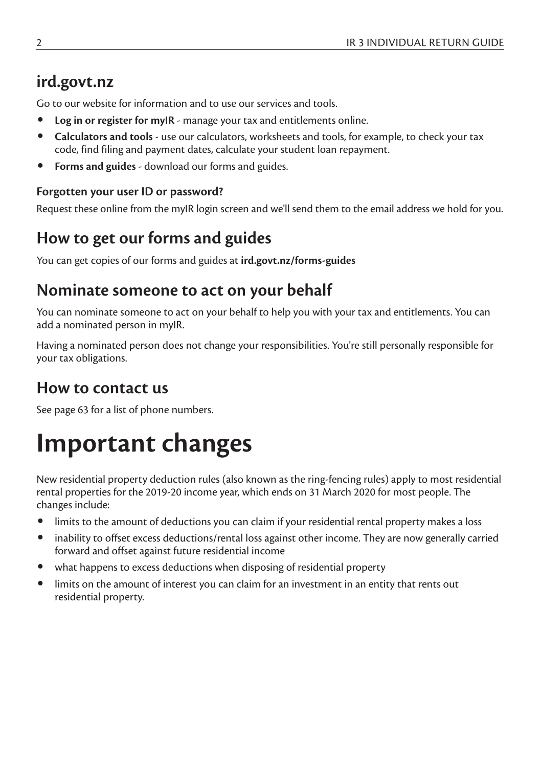## ird.govt.nz

Go to our website for information and to use our services and tools.

- **Log in or register for myIR** - manage your tax and entitlements online.
- **Calculators and tools** - use our calculators, worksheets and tools, for example, to check your tax code, find filing and payment dates, calculate your student loan repayment.
- **Forms and guides** - download our forms and guides.

### Forgotten your user ID or password?

Request these online from the myIR login screen and we'll send them to the email address we hold for you.

## How to get our forms and guides

You can get copies of our forms and guides at **ird.govt.nz/forms-guides**

## Nominate someone to act on your behalf

You can nominate someone to act on your behalf to help you with your tax and entitlements. You can add a nominated person in myIR.

Having a nominated person does not change your responsibilities. You're still personally responsible for your tax obligations.

## How to contact us

See page 63 for a list of phone numbers.

# Important changes

New residential property deduction rules (also known as the ring-fencing rules) apply to most residential rental properties for the 2019-20 income year, which ends on 31 March 2020 for most people. The changes include:

- limits to the amount of deductions you can claim if your residential rental property makes a loss
- inability to offset excess deductions/rental loss against other income. They are now generally carried forward and offset against future residential income
- what happens to excess deductions when disposing of residential property
- limits on the amount of interest you can claim for an investment in an entity that rents out residential property.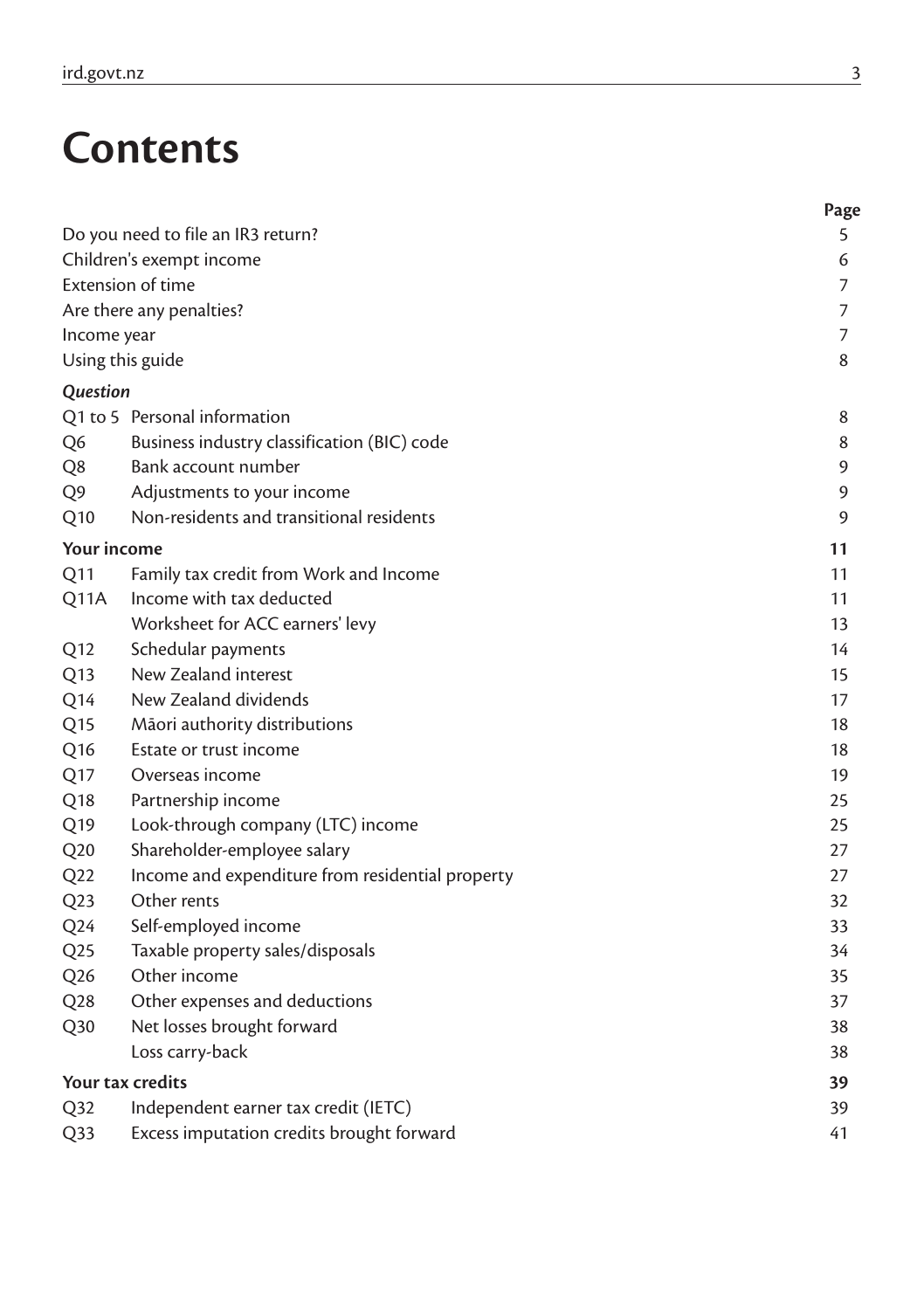# Contents

| | | Page |
|---|---|---|
| Do you need to file an IR3 return? | | 5 |
| Children's exempt income | | 6 |
| Extension of time | | 7 |
| Are there any penalties? | | 7 |
| Income year | | 7 |
| Using this guide | | 8 |
| ***Question*** | | |
| Q1 to 5 | Personal information | 8 |
| Q6 | Business industry classification (BIC) code | 8 |
| Q8 | Bank account number | 9 |
| Q9 | Adjustments to your income | 9 |
| Q10 | Non-residents and transitional residents | 9 |
| **Your income** | | **11** |
| Q11 | Family tax credit from Work and Income | 11 |
| Q11A | Income with tax deducted | 11 |
| | Worksheet for ACC earners' levy | 13 |
| Q12 | Schedular payments | 14 |
| Q13 | New Zealand interest | 15 |
| Q14 | New Zealand dividends | 17 |
| Q15 | Māori authority distributions | 18 |
| Q16 | Estate or trust income | 18 |
| Q17 | Overseas income | 19 |
| Q18 | Partnership income | 25 |
| Q19 | Look-through company (LTC) income | 25 |
| Q20 | Shareholder-employee salary | 27 |
| Q22 | Income and expenditure from residential property | 27 |
| Q23 | Other rents | 32 |
| Q24 | Self-employed income | 33 |
| Q25 | Taxable property sales/disposals | 34 |
| Q26 | Other income | 35 |
| Q28 | Other expenses and deductions | 37 |
| Q30 | Net losses brought forward | 38 |
| | Loss carry-back | 38 |
| **Your tax credits** | | **39** |
| Q32 | Independent earner tax credit (IETC) | 39 |
| Q33 | Excess imputation credits brought forward | 41 |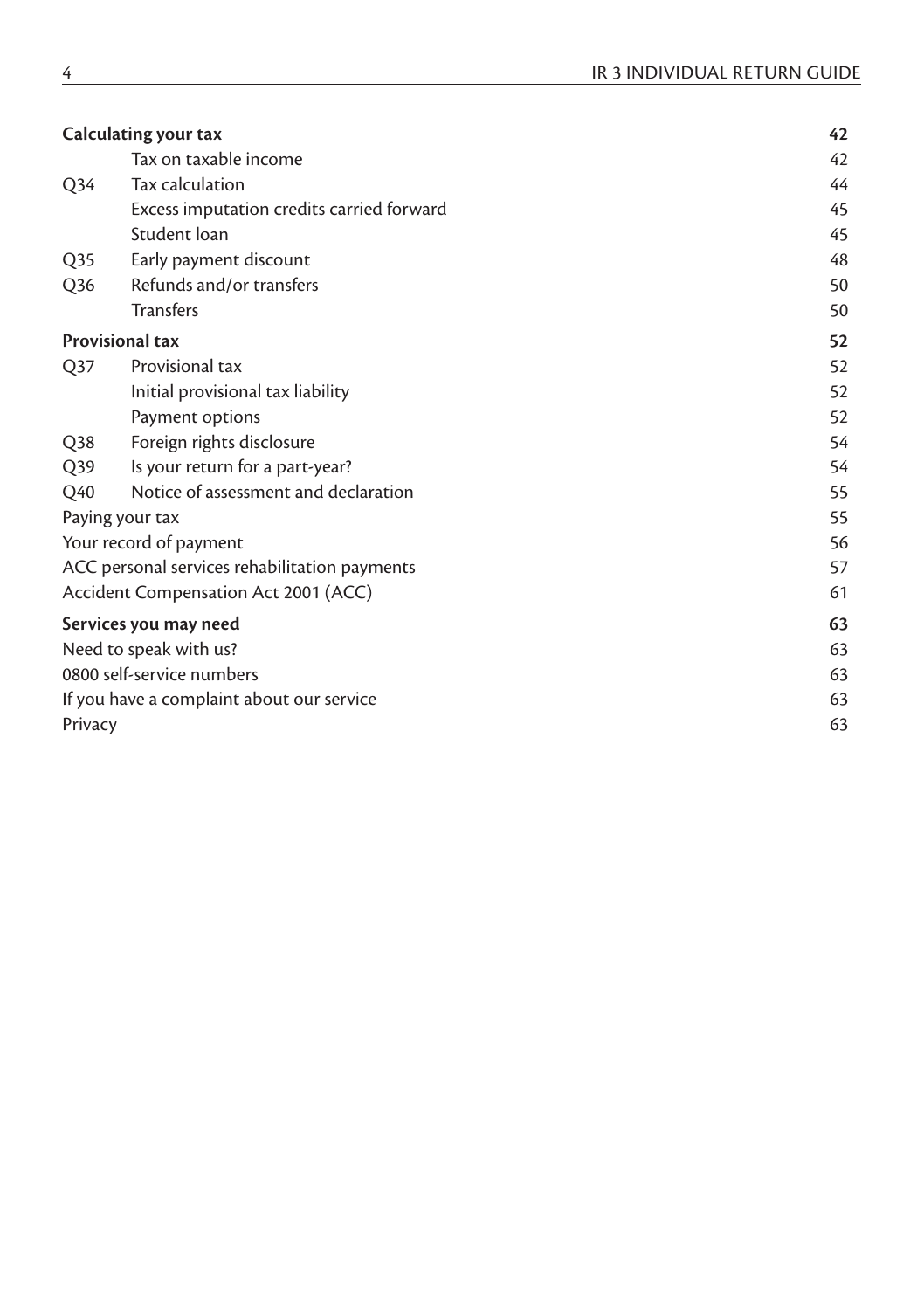| | | |
|---|---|---|
| **Calculating your tax** | | **42** |
| | Tax on taxable income | 42 |
| Q34 | Tax calculation | 44 |
| | Excess imputation credits carried forward | 45 |
| | Student loan | 45 |
| Q35 | Early payment discount | 48 |
| Q36 | Refunds and/or transfers | 50 |
| | Transfers | 50 |
| **Provisional tax** | | **52** |
| Q37 | Provisional tax | 52 |
| | Initial provisional tax liability | 52 |
| | Payment options | 52 |
| Q38 | Foreign rights disclosure | 54 |
| Q39 | Is your return for a part-year? | 54 |
| Q40 | Notice of assessment and declaration | 55 |
| Paying your tax | | 55 |
| Your record of payment | | 56 |
| ACC personal services rehabilitation payments | | 57 |
| Accident Compensation Act 2001 (ACC) | | 61 |
| **Services you may need** | | **63** |
| Need to speak with us? | | 63 |
| 0800 self-service numbers | | 63 |
| If you have a complaint about our service | | 63 |
| Privacy | | 63 |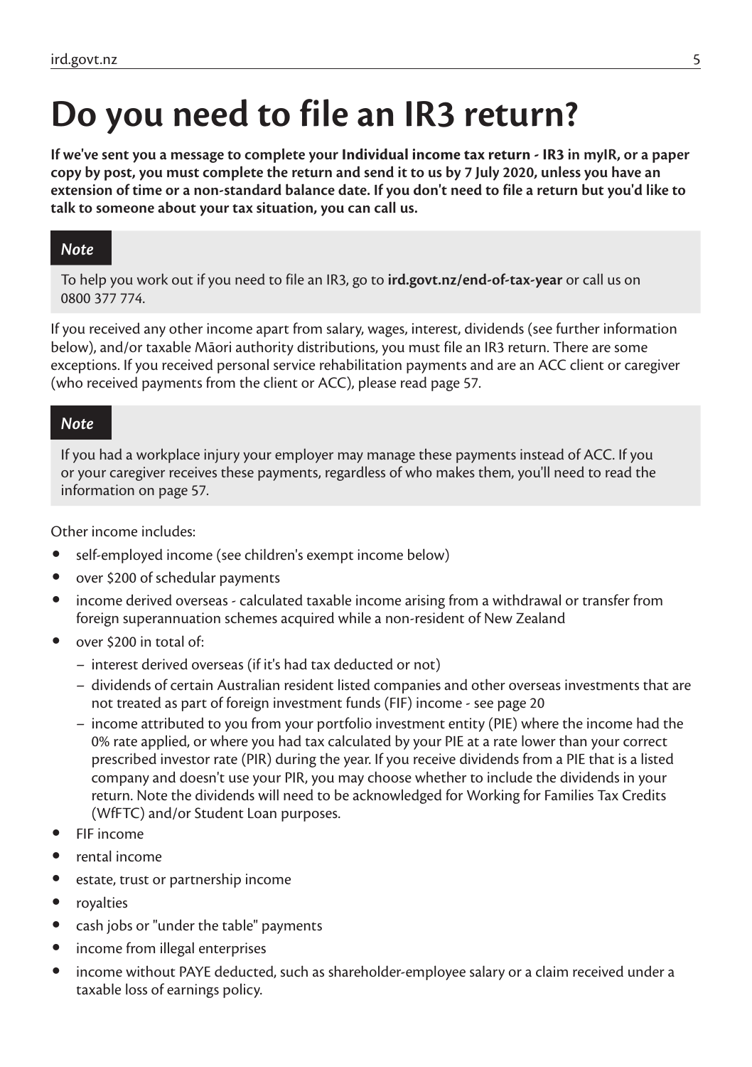# Do you need to file an IR3 return?

**If we've sent you a message to complete your Individual income tax return - IR3 in myIR, or a paper copy by post, you must complete the return and send it to us by 7 July 2020, unless you have an extension of time or a non-standard balance date. If you don't need to file a return but you'd like to talk to someone about your tax situation, you can call us.**

> ***Note***
>
> To help you work out if you need to file an IR3, go to **ird.govt.nz/end-of-tax-year** or call us on 0800 377 774.

If you received any other income apart from salary, wages, interest, dividends (see further information below), and/or taxable Māori authority distributions, you must file an IR3 return. There are some exceptions. If you received personal service rehabilitation payments and are an ACC client or caregiver (who received payments from the client or ACC), please read page 57.

> ***Note***
>
> If you had a workplace injury your employer may manage these payments instead of ACC. If you or your caregiver receives these payments, regardless of who makes them, you'll need to read the information on page 57.

Other income includes:

- self-employed income (see children's exempt income below)
- over $200 of schedular payments
- income derived overseas - calculated taxable income arising from a withdrawal or transfer from foreign superannuation schemes acquired while a non-resident of New Zealand
- over $200 in total of:
  - interest derived overseas (if it's had tax deducted or not)
  - dividends of certain Australian resident listed companies and other overseas investments that are not treated as part of foreign investment funds (FIF) income - see page 20
  - income attributed to you from your portfolio investment entity (PIE) where the income had the 0% rate applied, or where you had tax calculated by your PIE at a rate lower than your correct prescribed investor rate (PIR) during the year. If you receive dividends from a PIE that is a listed company and doesn't use your PIR, you may choose whether to include the dividends in your return. Note the dividends will need to be acknowledged for Working for Families Tax Credits (WfFTC) and/or Student Loan purposes.
- FIF income
- rental income
- estate, trust or partnership income
- royalties
- cash jobs or "under the table" payments
- income from illegal enterprises
- income without PAYE deducted, such as shareholder-employee salary or a claim received under a taxable loss of earnings policy.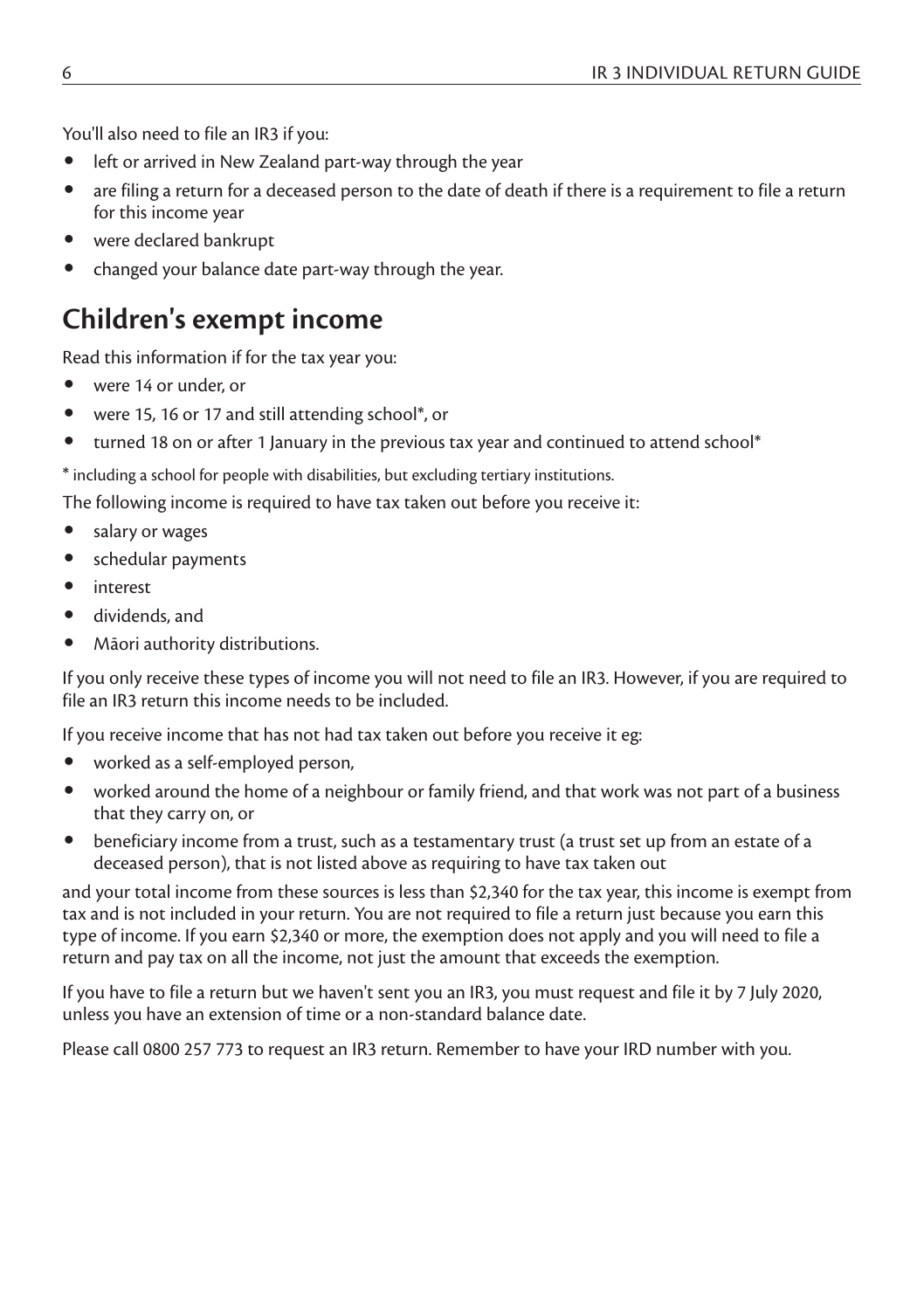You'll also need to file an IR3 if you:

- left or arrived in New Zealand part-way through the year
- are filing a return for a deceased person to the date of death if there is a requirement to file a return for this income year
- were declared bankrupt
- changed your balance date part-way through the year.

## Children's exempt income

Read this information if for the tax year you:

- were 14 or under, or
- were 15, 16 or 17 and still attending school*, or
- turned 18 on or after 1 January in the previous tax year and continued to attend school*

* including a school for people with disabilities, but excluding tertiary institutions.

The following income is required to have tax taken out before you receive it:

- salary or wages
- schedular payments
- interest
- dividends, and
- Māori authority distributions.

If you only receive these types of income you will not need to file an IR3. However, if you are required to file an IR3 return this income needs to be included.

If you receive income that has not had tax taken out before you receive it eg:

- worked as a self-employed person,
- worked around the home of a neighbour or family friend, and that work was not part of a business that they carry on, or
- beneficiary income from a trust, such as a testamentary trust (a trust set up from an estate of a deceased person), that is not listed above as requiring to have tax taken out

and your total income from these sources is less than $2,340 for the tax year, this income is exempt from tax and is not included in your return. You are not required to file a return just because you earn this type of income. If you earn $2,340 or more, the exemption does not apply and you will need to file a return and pay tax on all the income, not just the amount that exceeds the exemption.

If you have to file a return but we haven't sent you an IR3, you must request and file it by 7 July 2020, unless you have an extension of time or a non-standard balance date.

Please call 0800 257 773 to request an IR3 return. Remember to have your IRD number with you.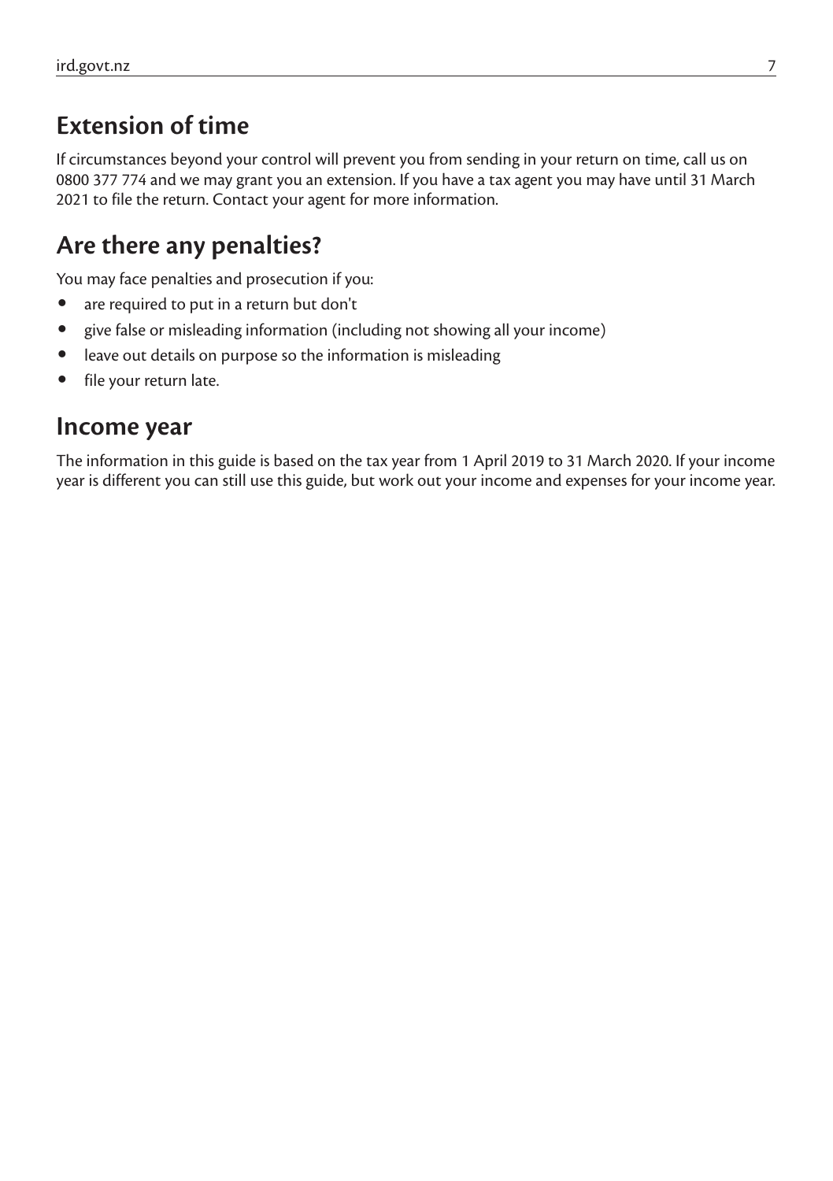## Extension of time

If circumstances beyond your control will prevent you from sending in your return on time, call us on 0800 377 774 and we may grant you an extension. If you have a tax agent you may have until 31 March 2021 to file the return. Contact your agent for more information.

## Are there any penalties?

You may face penalties and prosecution if you:

- are required to put in a return but don't
- give false or misleading information (including not showing all your income)
- leave out details on purpose so the information is misleading
- file your return late.

## Income year

The information in this guide is based on the tax year from 1 April 2019 to 31 March 2020. If your income year is different you can still use this guide, but work out your income and expenses for your income year.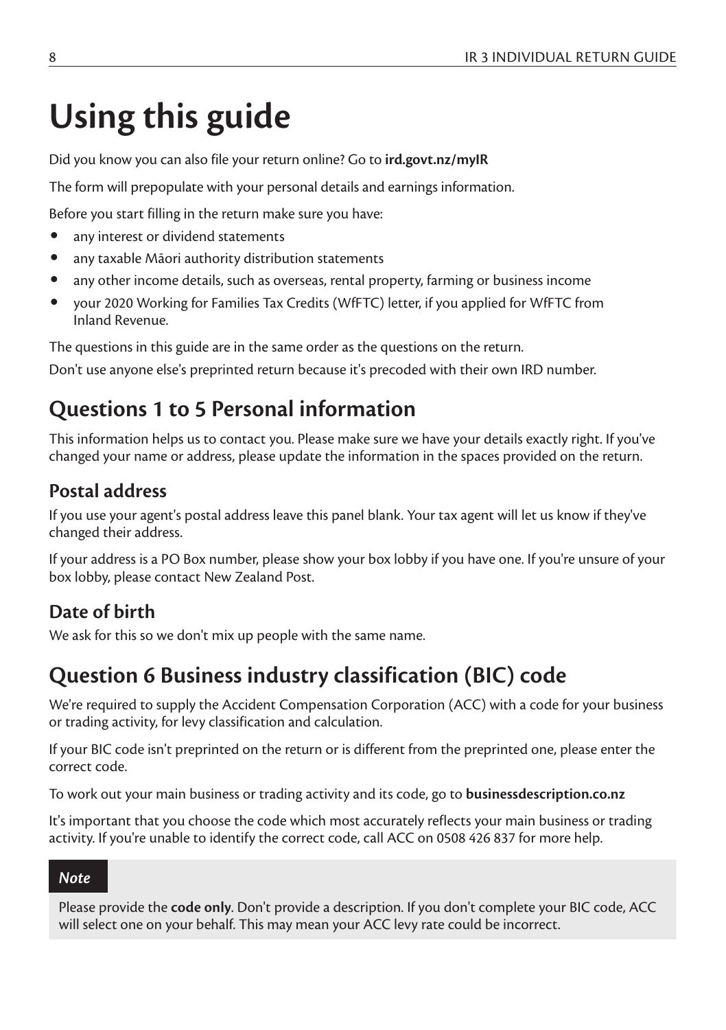# Using this guide

Did you know you can also file your return online? Go to **ird.govt.nz/myIR**

The form will prepopulate with your personal details and earnings information.

Before you start filling in the return make sure you have:

- any interest or dividend statements
- any taxable Māori authority distribution statements
- any other income details, such as overseas, rental property, farming or business income
- your 2020 Working for Families Tax Credits (WfFTC) letter, if you applied for WfFTC from Inland Revenue.

The questions in this guide are in the same order as the questions on the return.

Don't use anyone else's preprinted return because it's precoded with their own IRD number.

## Questions 1 to 5 Personal information

This information helps us to contact you. Please make sure we have your details exactly right. If you've changed your name or address, please update the information in the spaces provided on the return.

### Postal address

If you use your agent's postal address leave this panel blank. Your tax agent will let us know if they've changed their address.

If your address is a PO Box number, please show your box lobby if you have one. If you're unsure of your box lobby, please contact New Zealand Post.

### Date of birth

We ask for this so we don't mix up people with the same name.

## Question 6 Business industry classification (BIC) code

We're required to supply the Accident Compensation Corporation (ACC) with a code for your business or trading activity, for levy classification and calculation.

If your BIC code isn't preprinted on the return or is different from the preprinted one, please enter the correct code.

To work out your main business or trading activity and its code, go to **businessdescription.co.nz**

It's important that you choose the code which most accurately reflects your main business or trading activity. If you're unable to identify the correct code, call ACC on 0508 426 837 for more help.

> ***Note***
>
> Please provide the **code only**. Don't provide a description. If you don't complete your BIC code, ACC will select one on your behalf. This may mean your ACC levy rate could be incorrect.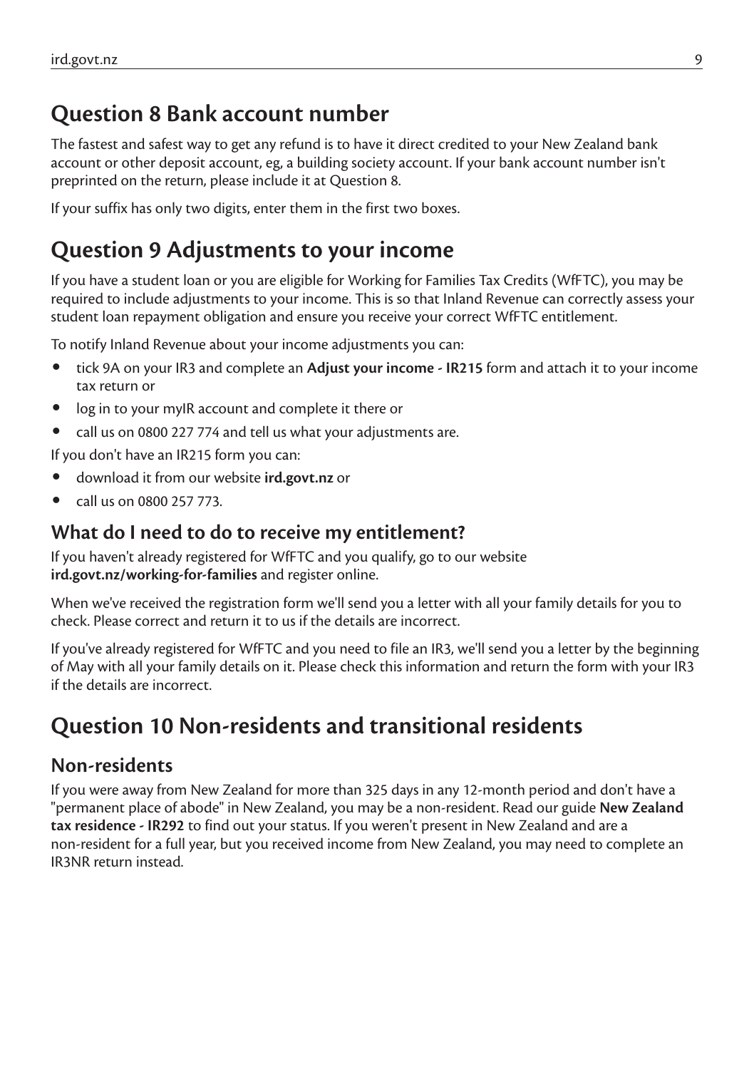## Question 8 Bank account number

The fastest and safest way to get any refund is to have it direct credited to your New Zealand bank account or other deposit account, eg, a building society account. If your bank account number isn't preprinted on the return, please include it at Question 8.

If your suffix has only two digits, enter them in the first two boxes.

## Question 9 Adjustments to your income

If you have a student loan or you are eligible for Working for Families Tax Credits (WfFTC), you may be required to include adjustments to your income. This is so that Inland Revenue can correctly assess your student loan repayment obligation and ensure you receive your correct WfFTC entitlement.

To notify Inland Revenue about your income adjustments you can:

- tick 9A on your IR3 and complete an **Adjust your income - IR215** form and attach it to your income tax return or
- log in to your myIR account and complete it there or
- call us on 0800 227 774 and tell us what your adjustments are.

If you don't have an IR215 form you can:

- download it from our website **ird.govt.nz** or
- call us on 0800 257 773.

### What do I need to do to receive my entitlement?

If you haven't already registered for WfFTC and you qualify, go to our website **ird.govt.nz/working-for-families** and register online.

When we've received the registration form we'll send you a letter with all your family details for you to check. Please correct and return it to us if the details are incorrect.

If you've already registered for WfFTC and you need to file an IR3, we'll send you a letter by the beginning of May with all your family details on it. Please check this information and return the form with your IR3 if the details are incorrect.

## Question 10 Non-residents and transitional residents

### Non-residents

If you were away from New Zealand for more than 325 days in any 12-month period and don't have a "permanent place of abode" in New Zealand, you may be a non-resident. Read our guide **New Zealand tax residence - IR292** to find out your status. If you weren't present in New Zealand and are a non-resident for a full year, but you received income from New Zealand, you may need to complete an IR3NR return instead.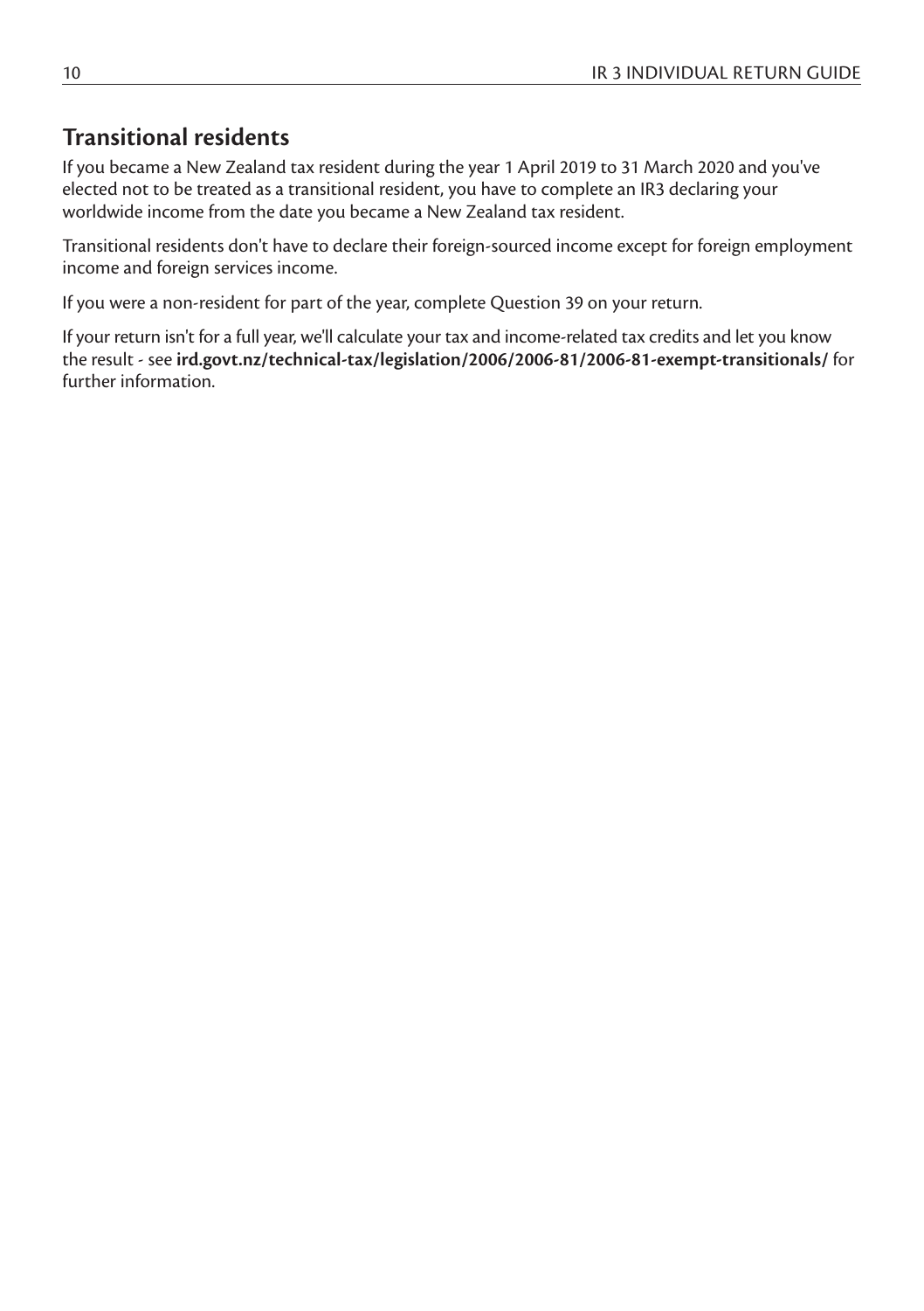## Transitional residents

If you became a New Zealand tax resident during the year 1 April 2019 to 31 March 2020 and you've elected not to be treated as a transitional resident, you have to complete an IR3 declaring your worldwide income from the date you became a New Zealand tax resident.

Transitional residents don't have to declare their foreign-sourced income except for foreign employment income and foreign services income.

If you were a non-resident for part of the year, complete Question 39 on your return.

If your return isn't for a full year, we'll calculate your tax and income-related tax credits and let you know the result - see **ird.govt.nz/technical-tax/legislation/2006/2006-81/2006-81-exempt-transitionals/** for further information.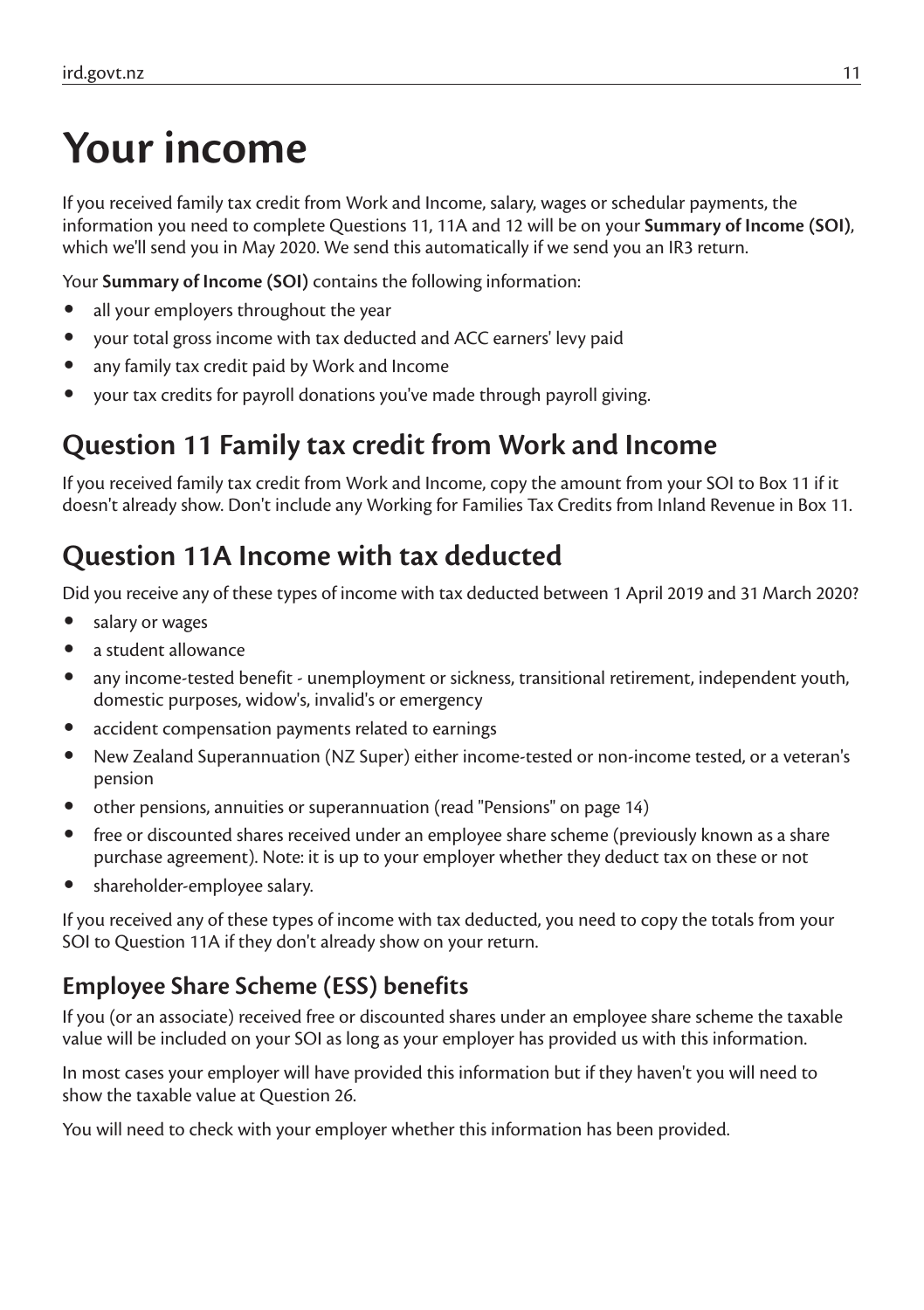# Your income

If you received family tax credit from Work and Income, salary, wages or schedular payments, the information you need to complete Questions 11, 11A and 12 will be on your **Summary of Income (SOI)**, which we'll send you in May 2020. We send this automatically if we send you an IR3 return.

Your **Summary of Income (SOI)** contains the following information:

- all your employers throughout the year
- your total gross income with tax deducted and ACC earners' levy paid
- any family tax credit paid by Work and Income
- your tax credits for payroll donations you've made through payroll giving.

## Question 11 Family tax credit from Work and Income

If you received family tax credit from Work and Income, copy the amount from your SOI to Box 11 if it doesn't already show. Don't include any Working for Families Tax Credits from Inland Revenue in Box 11.

## Question 11A Income with tax deducted

Did you receive any of these types of income with tax deducted between 1 April 2019 and 31 March 2020?

- salary or wages
- a student allowance
- any income-tested benefit - unemployment or sickness, transitional retirement, independent youth, domestic purposes, widow's, invalid's or emergency
- accident compensation payments related to earnings
- New Zealand Superannuation (NZ Super) either income-tested or non-income tested, or a veteran's pension
- other pensions, annuities or superannuation (read "Pensions" on page 14)
- free or discounted shares received under an employee share scheme (previously known as a share purchase agreement). Note: it is up to your employer whether they deduct tax on these or not
- shareholder-employee salary.

If you received any of these types of income with tax deducted, you need to copy the totals from your SOI to Question 11A if they don't already show on your return.

### Employee Share Scheme (ESS) benefits

If you (or an associate) received free or discounted shares under an employee share scheme the taxable value will be included on your SOI as long as your employer has provided us with this information.

In most cases your employer will have provided this information but if they haven't you will need to show the taxable value at Question 26.

You will need to check with your employer whether this information has been provided.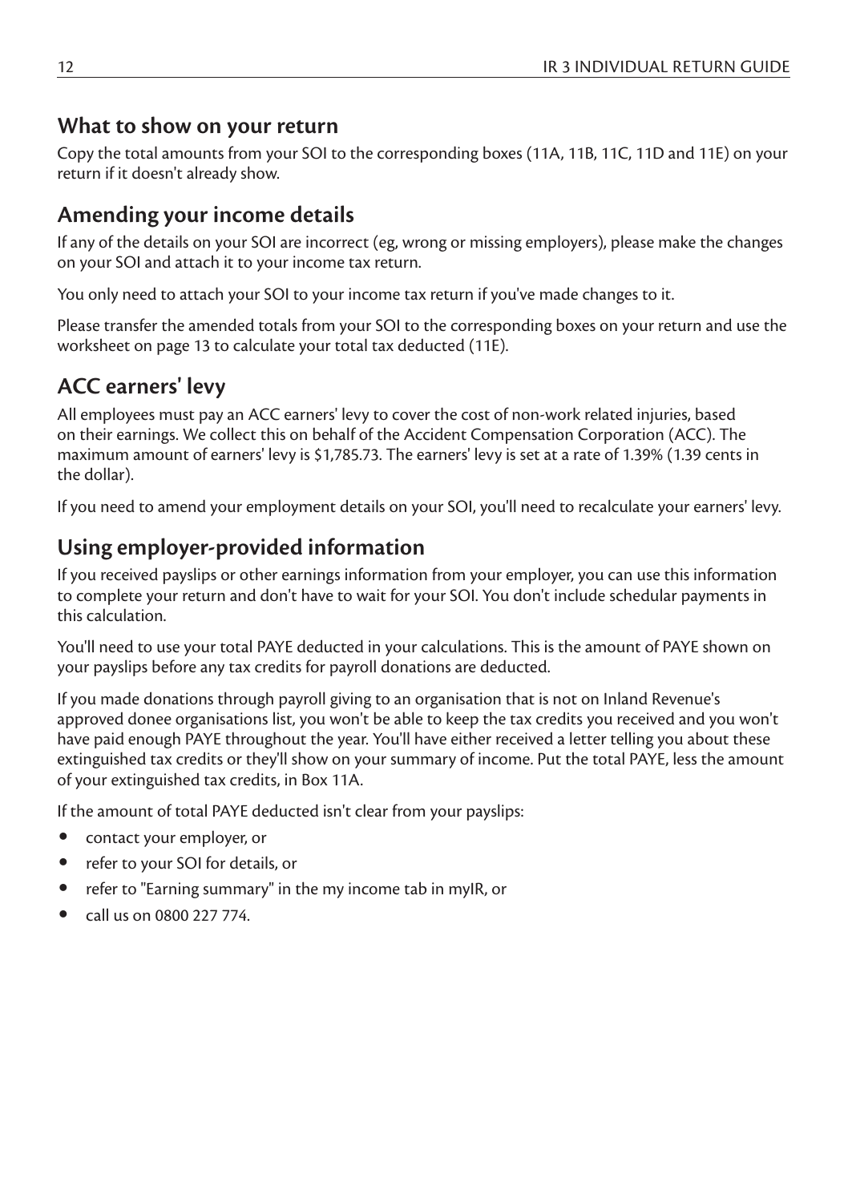## What to show on your return

Copy the total amounts from your SOI to the corresponding boxes (11A, 11B, 11C, 11D and 11E) on your return if it doesn't already show.

## Amending your income details

If any of the details on your SOI are incorrect (eg, wrong or missing employers), please make the changes on your SOI and attach it to your income tax return.

You only need to attach your SOI to your income tax return if you've made changes to it.

Please transfer the amended totals from your SOI to the corresponding boxes on your return and use the worksheet on page 13 to calculate your total tax deducted (11E).

## ACC earners' levy

All employees must pay an ACC earners' levy to cover the cost of non-work related injuries, based on their earnings. We collect this on behalf of the Accident Compensation Corporation (ACC). The maximum amount of earners' levy is $1,785.73. The earners' levy is set at a rate of 1.39% (1.39 cents in the dollar).

If you need to amend your employment details on your SOI, you'll need to recalculate your earners' levy.

## Using employer-provided information

If you received payslips or other earnings information from your employer, you can use this information to complete your return and don't have to wait for your SOI. You don't include schedular payments in this calculation.

You'll need to use your total PAYE deducted in your calculations. This is the amount of PAYE shown on your payslips before any tax credits for payroll donations are deducted.

If you made donations through payroll giving to an organisation that is not on Inland Revenue's approved donee organisations list, you won't be able to keep the tax credits you received and you won't have paid enough PAYE throughout the year. You'll have either received a letter telling you about these extinguished tax credits or they'll show on your summary of income. Put the total PAYE, less the amount of your extinguished tax credits, in Box 11A.

If the amount of total PAYE deducted isn't clear from your payslips:

- contact your employer, or
- refer to your SOI for details, or
- refer to "Earning summary" in the my income tab in myIR, or
- call us on 0800 227 774.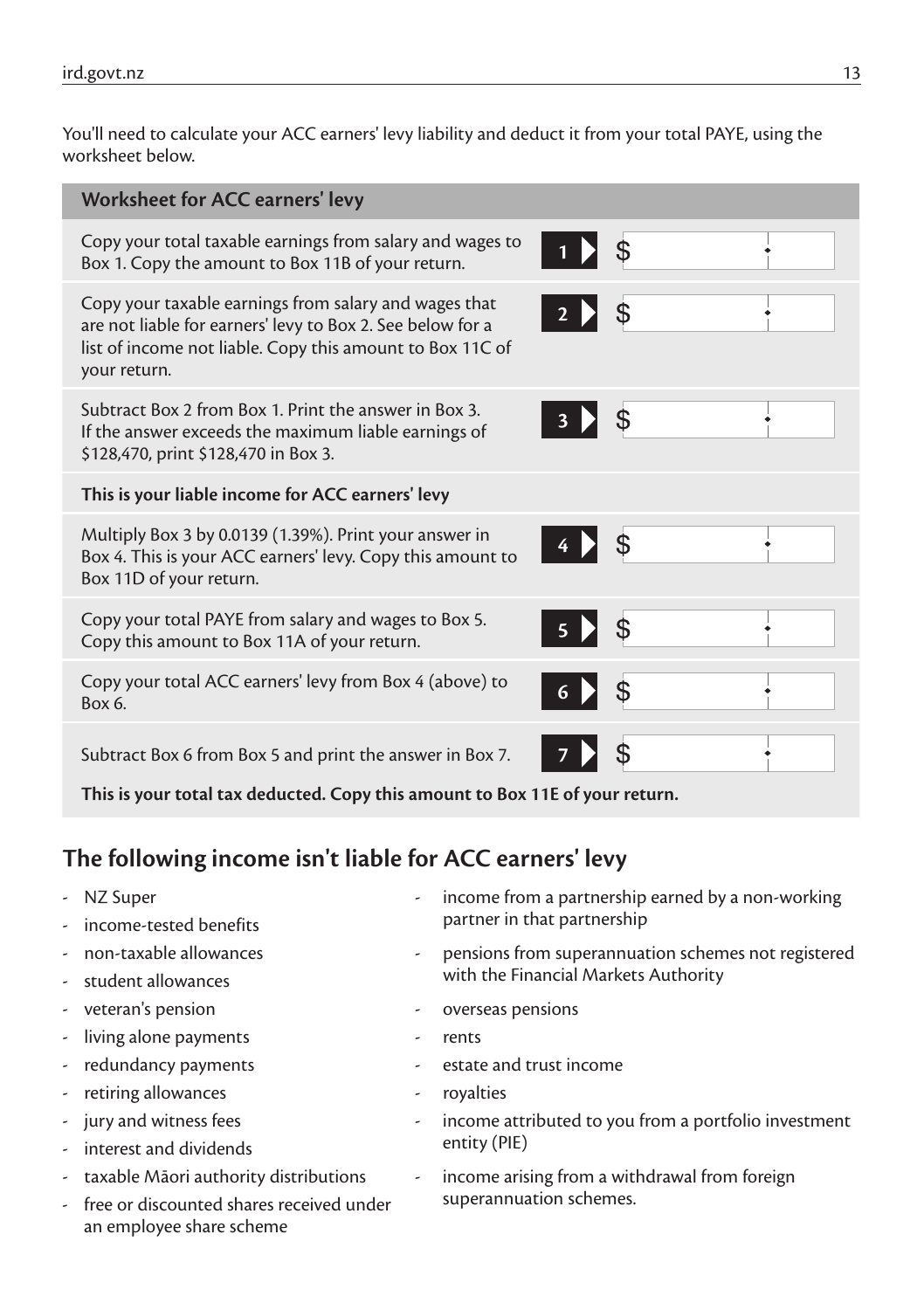You'll need to calculate your ACC earners' levy liability and deduct it from your total PAYE, using the worksheet below.

| Worksheet for ACC earners' levy | | |
|---|---|---|
| Copy your total taxable earnings from salary and wages to Box 1. Copy the amount to Box 11B of your return. | 1 | $ |
| Copy your taxable earnings from salary and wages that are not liable for earners' levy to Box 2. See below for a list of income not liable. Copy this amount to Box 11C of your return. | 2 | $ |
| Subtract Box 2 from Box 1. Print the answer in Box 3. If the answer exceeds the maximum liable earnings of \$128,470, print \$128,470 in Box 3. | 3 | $ |
| **This is your liable income for ACC earners' levy** | | |
| Multiply Box 3 by 0.0139 (1.39%). Print your answer in Box 4. This is your ACC earners' levy. Copy this amount to Box 11D of your return. | 4 | $ |
| Copy your total PAYE from salary and wages to Box 5. Copy this amount to Box 11A of your return. | 5 | $ |
| Copy your total ACC earners' levy from Box 4 (above) to Box 6. | 6 | $ |
| Subtract Box 6 from Box 5 and print the answer in Box 7. | 7 | $ |
| **This is your total tax deducted. Copy this amount to Box 11E of your return.** | | |

## The following income isn't liable for ACC earners' levy

- NZ Super
- income-tested benefits
- non-taxable allowances
- student allowances
- veteran's pension
- living alone payments
- redundancy payments
- retiring allowances
- jury and witness fees
- interest and dividends
- taxable Māori authority distributions
- free or discounted shares received under an employee share scheme
- income from a partnership earned by a non-working partner in that partnership
- pensions from superannuation schemes not registered with the Financial Markets Authority
- overseas pensions
- rents
- estate and trust income
- royalties
- income attributed to you from a portfolio investment entity (PIE)
- income arising from a withdrawal from foreign superannuation schemes.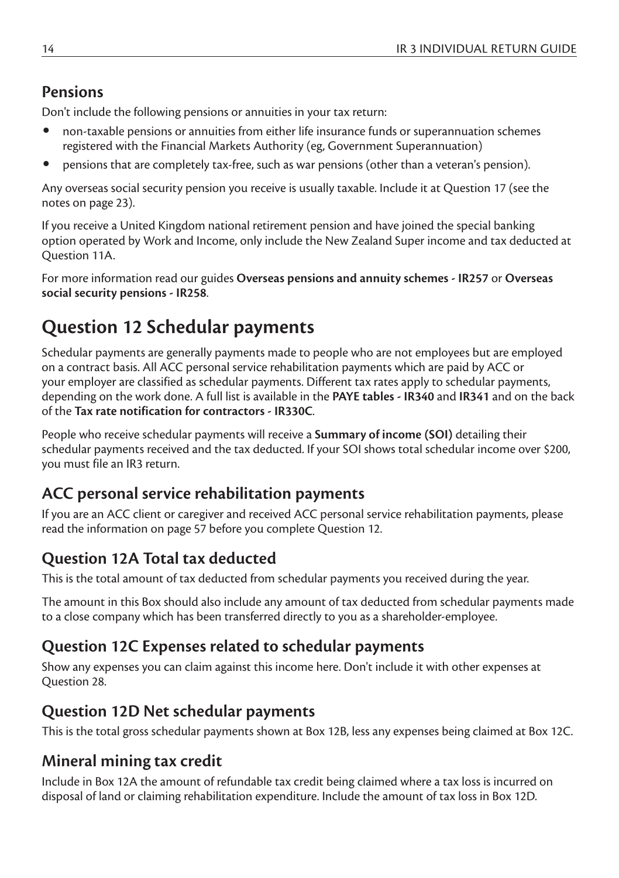## Pensions

Don't include the following pensions or annuities in your tax return:

- non-taxable pensions or annuities from either life insurance funds or superannuation schemes registered with the Financial Markets Authority (eg, Government Superannuation)
- pensions that are completely tax-free, such as war pensions (other than a veteran's pension).

Any overseas social security pension you receive is usually taxable. Include it at Question 17 (see the notes on page 23).

If you receive a United Kingdom national retirement pension and have joined the special banking option operated by Work and Income, only include the New Zealand Super income and tax deducted at Question 11A.

For more information read our guides **Overseas pensions and annuity schemes - IR257** or **Overseas social security pensions - IR258**.

# Question 12 Schedular payments

Schedular payments are generally payments made to people who are not employees but are employed on a contract basis. All ACC personal service rehabilitation payments which are paid by ACC or your employer are classified as schedular payments. Different tax rates apply to schedular payments, depending on the work done. A full list is available in the **PAYE tables - IR340** and **IR341** and on the back of the **Tax rate notification for contractors - IR330C**.

People who receive schedular payments will receive a **Summary of income (SOI)** detailing their schedular payments received and the tax deducted. If your SOI shows total schedular income over $200, you must file an IR3 return.

## ACC personal service rehabilitation payments

If you are an ACC client or caregiver and received ACC personal service rehabilitation payments, please read the information on page 57 before you complete Question 12.

## Question 12A Total tax deducted

This is the total amount of tax deducted from schedular payments you received during the year.

The amount in this Box should also include any amount of tax deducted from schedular payments made to a close company which has been transferred directly to you as a shareholder-employee.

## Question 12C Expenses related to schedular payments

Show any expenses you can claim against this income here. Don't include it with other expenses at Question 28.

## Question 12D Net schedular payments

This is the total gross schedular payments shown at Box 12B, less any expenses being claimed at Box 12C.

## Mineral mining tax credit

Include in Box 12A the amount of refundable tax credit being claimed where a tax loss is incurred on disposal of land or claiming rehabilitation expenditure. Include the amount of tax loss in Box 12D.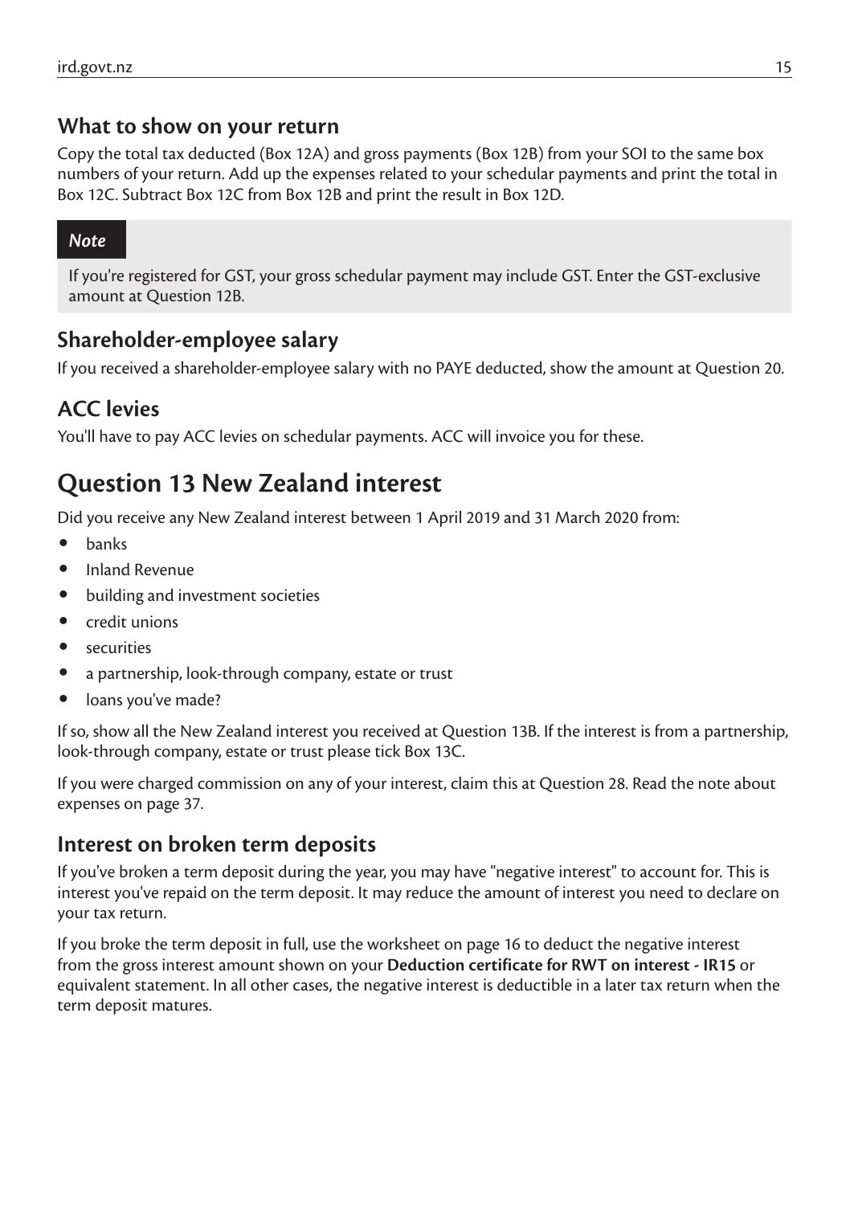### What to show on your return

Copy the total tax deducted (Box 12A) and gross payments (Box 12B) from your SOI to the same box numbers of your return. Add up the expenses related to your schedular payments and print the total in Box 12C. Subtract Box 12C from Box 12B and print the result in Box 12D.

> ***Note***
>
> If you're registered for GST, your gross schedular payment may include GST. Enter the GST-exclusive amount at Question 12B.

### Shareholder-employee salary

If you received a shareholder-employee salary with no PAYE deducted, show the amount at Question 20.

### ACC levies

You'll have to pay ACC levies on schedular payments. ACC will invoice you for these.

## Question 13 New Zealand interest

Did you receive any New Zealand interest between 1 April 2019 and 31 March 2020 from:

- banks
- Inland Revenue
- building and investment societies
- credit unions
- securities
- a partnership, look-through company, estate or trust
- loans you've made?

If so, show all the New Zealand interest you received at Question 13B. If the interest is from a partnership, look-through company, estate or trust please tick Box 13C.

If you were charged commission on any of your interest, claim this at Question 28. Read the note about expenses on page 37.

### Interest on broken term deposits

If you've broken a term deposit during the year, you may have "negative interest" to account for. This is interest you've repaid on the term deposit. It may reduce the amount of interest you need to declare on your tax return.

If you broke the term deposit in full, use the worksheet on page 16 to deduct the negative interest from the gross interest amount shown on your **Deduction certificate for RWT on interest - IR15** or equivalent statement. In all other cases, the negative interest is deductible in a later tax return when the term deposit matures.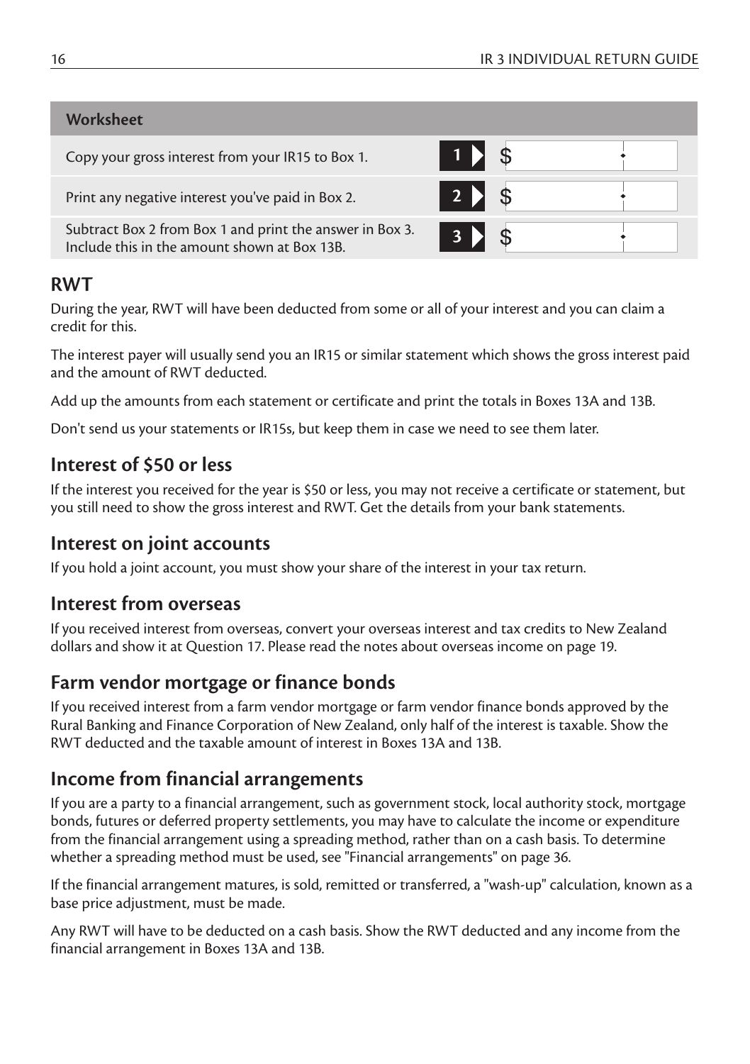| Worksheet | | |
|---|---|---|
| Copy your gross interest from your IR15 to Box 1. | **1** | $ |
| Print any negative interest you've paid in Box 2. | **2** | $ |
| Subtract Box 2 from Box 1 and print the answer in Box 3. Include this in the amount shown at Box 13B. | **3** | $ |

## RWT

During the year, RWT will have been deducted from some or all of your interest and you can claim a credit for this.

The interest payer will usually send you an IR15 or similar statement which shows the gross interest paid and the amount of RWT deducted.

Add up the amounts from each statement or certificate and print the totals in Boxes 13A and 13B.

Don't send us your statements or IR15s, but keep them in case we need to see them later.

## Interest of $50 or less

If the interest you received for the year is $50 or less, you may not receive a certificate or statement, but you still need to show the gross interest and RWT. Get the details from your bank statements.

## Interest on joint accounts

If you hold a joint account, you must show your share of the interest in your tax return.

## Interest from overseas

If you received interest from overseas, convert your overseas interest and tax credits to New Zealand dollars and show it at Question 17. Please read the notes about overseas income on page 19.

## Farm vendor mortgage or finance bonds

If you received interest from a farm vendor mortgage or farm vendor finance bonds approved by the Rural Banking and Finance Corporation of New Zealand, only half of the interest is taxable. Show the RWT deducted and the taxable amount of interest in Boxes 13A and 13B.

## Income from financial arrangements

If you are a party to a financial arrangement, such as government stock, local authority stock, mortgage bonds, futures or deferred property settlements, you may have to calculate the income or expenditure from the financial arrangement using a spreading method, rather than on a cash basis. To determine whether a spreading method must be used, see "Financial arrangements" on page 36.

If the financial arrangement matures, is sold, remitted or transferred, a "wash-up" calculation, known as a base price adjustment, must be made.

Any RWT will have to be deducted on a cash basis. Show the RWT deducted and any income from the financial arrangement in Boxes 13A and 13B.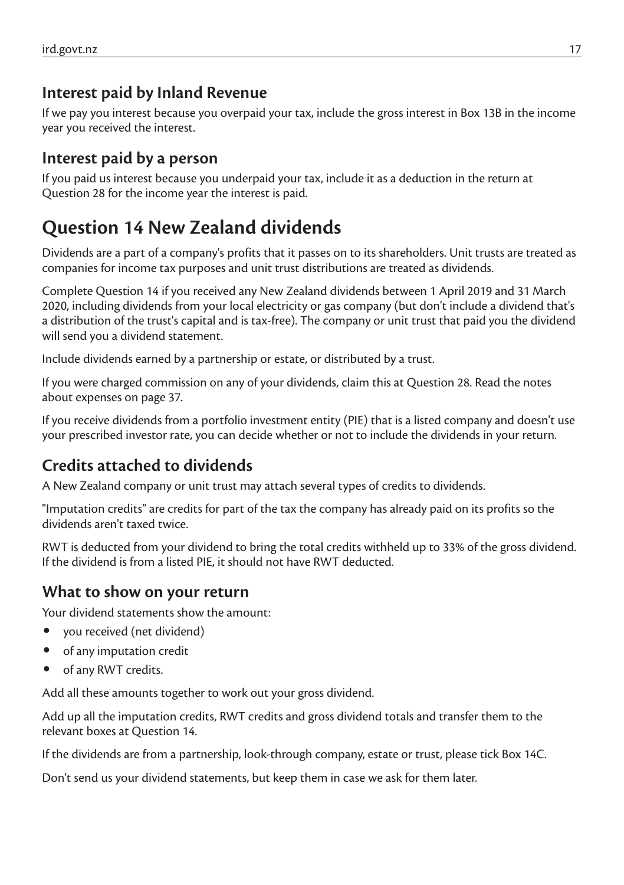### Interest paid by Inland Revenue

If we pay you interest because you overpaid your tax, include the gross interest in Box 13B in the income year you received the interest.

### Interest paid by a person

If you paid us interest because you underpaid your tax, include it as a deduction in the return at Question 28 for the income year the interest is paid.

## Question 14 New Zealand dividends

Dividends are a part of a company's profits that it passes on to its shareholders. Unit trusts are treated as companies for income tax purposes and unit trust distributions are treated as dividends.

Complete Question 14 if you received any New Zealand dividends between 1 April 2019 and 31 March 2020, including dividends from your local electricity or gas company (but don't include a dividend that's a distribution of the trust's capital and is tax-free). The company or unit trust that paid you the dividend will send you a dividend statement.

Include dividends earned by a partnership or estate, or distributed by a trust.

If you were charged commission on any of your dividends, claim this at Question 28. Read the notes about expenses on page 37.

If you receive dividends from a portfolio investment entity (PIE) that is a listed company and doesn't use your prescribed investor rate, you can decide whether or not to include the dividends in your return.

### Credits attached to dividends

A New Zealand company or unit trust may attach several types of credits to dividends.

"Imputation credits" are credits for part of the tax the company has already paid on its profits so the dividends aren't taxed twice.

RWT is deducted from your dividend to bring the total credits withheld up to 33% of the gross dividend. If the dividend is from a listed PIE, it should not have RWT deducted.

### What to show on your return

Your dividend statements show the amount:

- you received (net dividend)
- of any imputation credit
- of any RWT credits.

Add all these amounts together to work out your gross dividend.

Add up all the imputation credits, RWT credits and gross dividend totals and transfer them to the relevant boxes at Question 14.

If the dividends are from a partnership, look-through company, estate or trust, please tick Box 14C.

Don't send us your dividend statements, but keep them in case we ask for them later.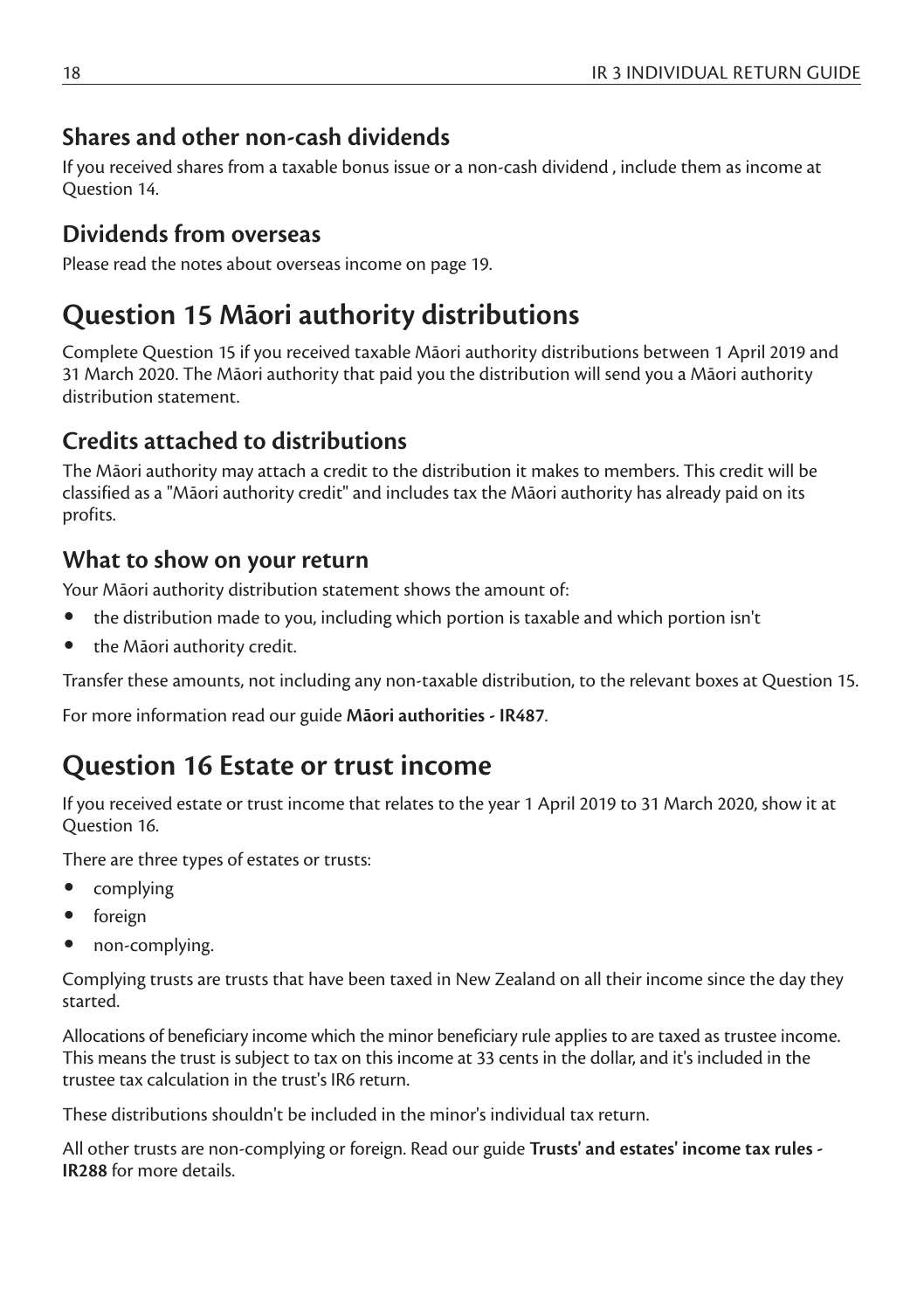### Shares and other non-cash dividends

If you received shares from a taxable bonus issue or a non-cash dividend , include them as income at Question 14.

### Dividends from overseas

Please read the notes about overseas income on page 19.

## Question 15 Māori authority distributions

Complete Question 15 if you received taxable Māori authority distributions between 1 April 2019 and 31 March 2020. The Māori authority that paid you the distribution will send you a Māori authority distribution statement.

### Credits attached to distributions

The Māori authority may attach a credit to the distribution it makes to members. This credit will be classified as a "Māori authority credit" and includes tax the Māori authority has already paid on its profits.

### What to show on your return

Your Māori authority distribution statement shows the amount of:

- the distribution made to you, including which portion is taxable and which portion isn't
- the Māori authority credit.

Transfer these amounts, not including any non-taxable distribution, to the relevant boxes at Question 15.

For more information read our guide **Māori authorities - IR487**.

## Question 16 Estate or trust income

If you received estate or trust income that relates to the year 1 April 2019 to 31 March 2020, show it at Question 16.

There are three types of estates or trusts:

- complying
- foreign
- non-complying.

Complying trusts are trusts that have been taxed in New Zealand on all their income since the day they started.

Allocations of beneficiary income which the minor beneficiary rule applies to are taxed as trustee income. This means the trust is subject to tax on this income at 33 cents in the dollar, and it's included in the trustee tax calculation in the trust's IR6 return.

These distributions shouldn't be included in the minor's individual tax return.

All other trusts are non-complying or foreign. Read our guide **Trusts' and estates' income tax rules - IR288** for more details.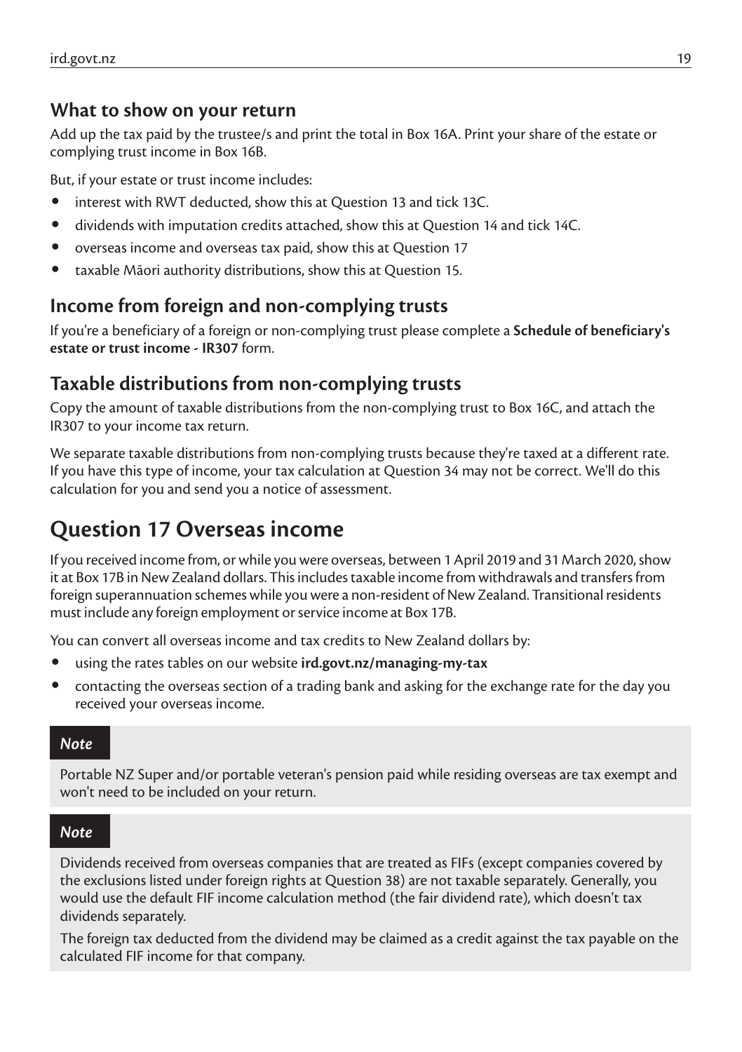### What to show on your return

Add up the tax paid by the trustee/s and print the total in Box 16A. Print your share of the estate or complying trust income in Box 16B.

But, if your estate or trust income includes:

- interest with RWT deducted, show this at Question 13 and tick 13C.
- dividends with imputation credits attached, show this at Question 14 and tick 14C.
- overseas income and overseas tax paid, show this at Question 17
- taxable Māori authority distributions, show this at Question 15.

### Income from foreign and non-complying trusts

If you're a beneficiary of a foreign or non-complying trust please complete a **Schedule of beneficiary's estate or trust income - IR307** form.

### Taxable distributions from non-complying trusts

Copy the amount of taxable distributions from the non-complying trust to Box 16C, and attach the IR307 to your income tax return.

We separate taxable distributions from non-complying trusts because they're taxed at a different rate. If you have this type of income, your tax calculation at Question 34 may not be correct. We'll do this calculation for you and send you a notice of assessment.

## Question 17 Overseas income

If you received income from, or while you were overseas, between 1 April 2019 and 31 March 2020, show it at Box 17B in New Zealand dollars. This includes taxable income from withdrawals and transfers from foreign superannuation schemes while you were a non-resident of New Zealand. Transitional residents must include any foreign employment or service income at Box 17B.

You can convert all overseas income and tax credits to New Zealand dollars by:

- using the rates tables on our website **ird.govt.nz/managing-my-tax**
- contacting the overseas section of a trading bank and asking for the exchange rate for the day you received your overseas income.

***Note***

Portable NZ Super and/or portable veteran's pension paid while residing overseas are tax exempt and won't need to be included on your return.

***Note***

Dividends received from overseas companies that are treated as FIFs (except companies covered by the exclusions listed under foreign rights at Question 38) are not taxable separately. Generally, you would use the default FIF income calculation method (the fair dividend rate), which doesn't tax dividends separately.

The foreign tax deducted from the dividend may be claimed as a credit against the tax payable on the calculated FIF income for that company.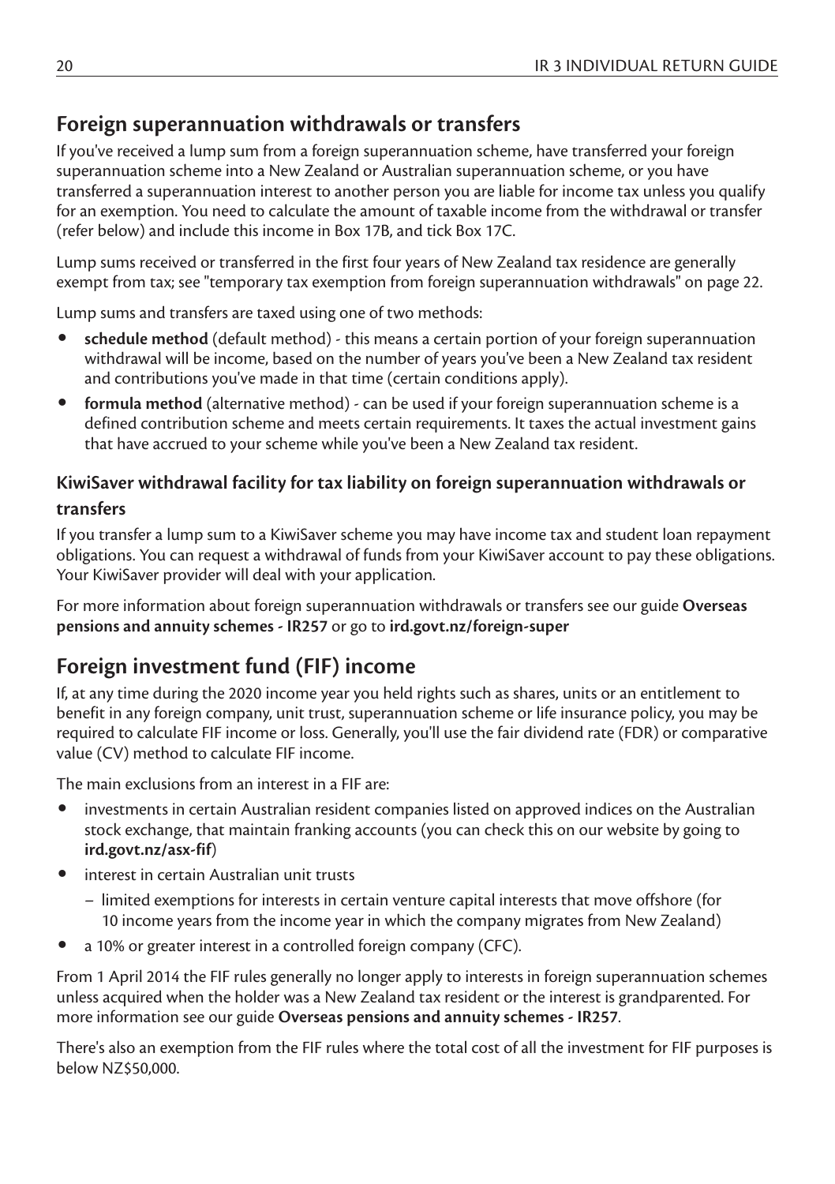## Foreign superannuation withdrawals or transfers

If you've received a lump sum from a foreign superannuation scheme, have transferred your foreign superannuation scheme into a New Zealand or Australian superannuation scheme, or you have transferred a superannuation interest to another person you are liable for income tax unless you qualify for an exemption. You need to calculate the amount of taxable income from the withdrawal or transfer (refer below) and include this income in Box 17B, and tick Box 17C.

Lump sums received or transferred in the first four years of New Zealand tax residence are generally exempt from tax; see "temporary tax exemption from foreign superannuation withdrawals" on page 22.

Lump sums and transfers are taxed using one of two methods:

- **schedule method** (default method) - this means a certain portion of your foreign superannuation withdrawal will be income, based on the number of years you've been a New Zealand tax resident and contributions you've made in that time (certain conditions apply).
- **formula method** (alternative method) - can be used if your foreign superannuation scheme is a defined contribution scheme and meets certain requirements. It taxes the actual investment gains that have accrued to your scheme while you've been a New Zealand tax resident.

### KiwiSaver withdrawal facility for tax liability on foreign superannuation withdrawals or transfers

If you transfer a lump sum to a KiwiSaver scheme you may have income tax and student loan repayment obligations. You can request a withdrawal of funds from your KiwiSaver account to pay these obligations. Your KiwiSaver provider will deal with your application.

For more information about foreign superannuation withdrawals or transfers see our guide **Overseas pensions and annuity schemes - IR257** or go to **ird.govt.nz/foreign-super**

## Foreign investment fund (FIF) income

If, at any time during the 2020 income year you held rights such as shares, units or an entitlement to benefit in any foreign company, unit trust, superannuation scheme or life insurance policy, you may be required to calculate FIF income or loss. Generally, you'll use the fair dividend rate (FDR) or comparative value (CV) method to calculate FIF income.

The main exclusions from an interest in a FIF are:

- investments in certain Australian resident companies listed on approved indices on the Australian stock exchange, that maintain franking accounts (you can check this on our website by going to **ird.govt.nz/asx-fif**)
- interest in certain Australian unit trusts
  - limited exemptions for interests in certain venture capital interests that move offshore (for 10 income years from the income year in which the company migrates from New Zealand)
- a 10% or greater interest in a controlled foreign company (CFC).

From 1 April 2014 the FIF rules generally no longer apply to interests in foreign superannuation schemes unless acquired when the holder was a New Zealand tax resident or the interest is grandparented. For more information see our guide **Overseas pensions and annuity schemes - IR257**.

There's also an exemption from the FIF rules where the total cost of all the investment for FIF purposes is below NZ$50,000.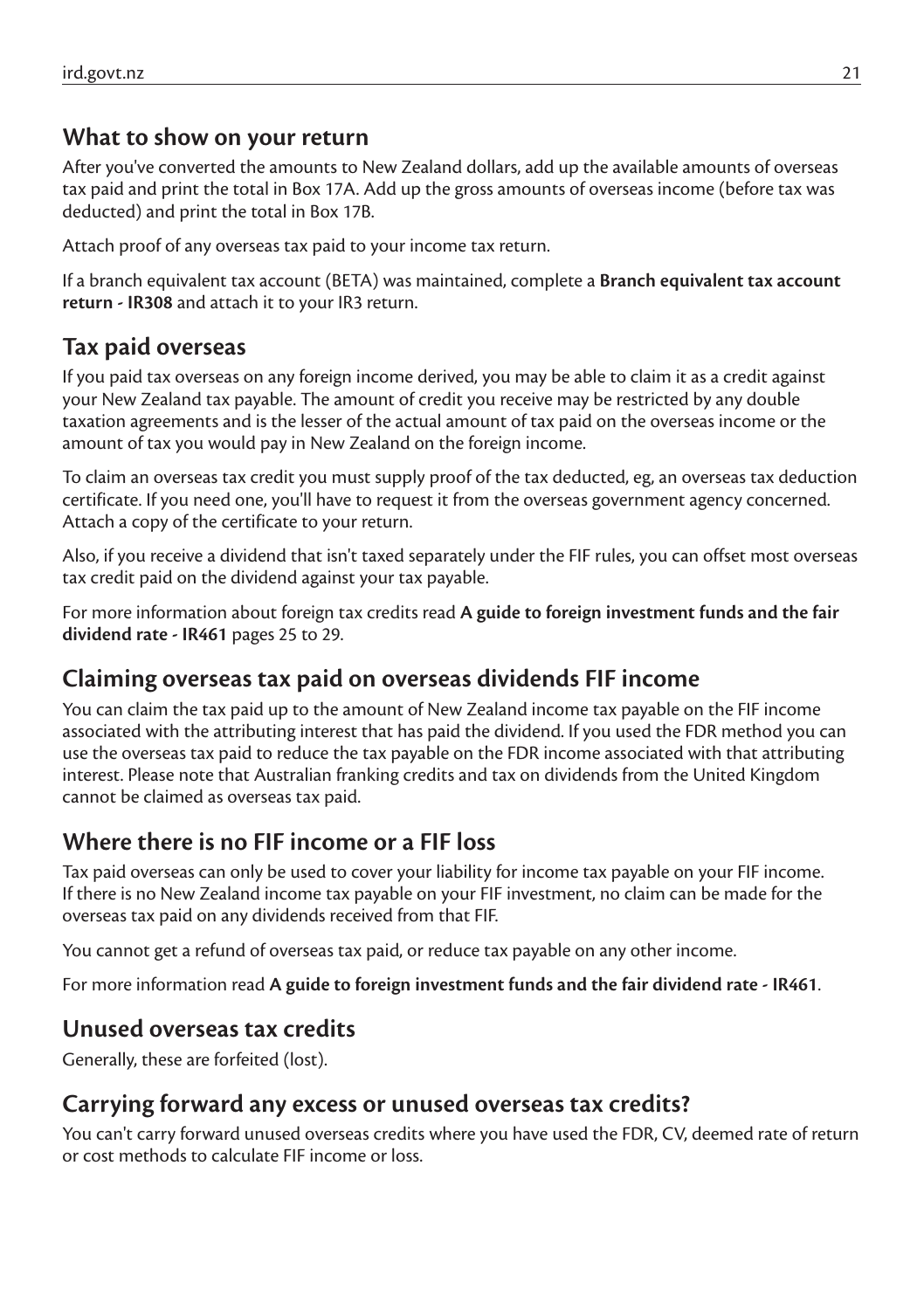## What to show on your return

After you've converted the amounts to New Zealand dollars, add up the available amounts of overseas tax paid and print the total in Box 17A. Add up the gross amounts of overseas income (before tax was deducted) and print the total in Box 17B.

Attach proof of any overseas tax paid to your income tax return.

If a branch equivalent tax account (BETA) was maintained, complete a **Branch equivalent tax account return - IR308** and attach it to your IR3 return.

## Tax paid overseas

If you paid tax overseas on any foreign income derived, you may be able to claim it as a credit against your New Zealand tax payable. The amount of credit you receive may be restricted by any double taxation agreements and is the lesser of the actual amount of tax paid on the overseas income or the amount of tax you would pay in New Zealand on the foreign income.

To claim an overseas tax credit you must supply proof of the tax deducted, eg, an overseas tax deduction certificate. If you need one, you'll have to request it from the overseas government agency concerned. Attach a copy of the certificate to your return.

Also, if you receive a dividend that isn't taxed separately under the FIF rules, you can offset most overseas tax credit paid on the dividend against your tax payable.

For more information about foreign tax credits read **A guide to foreign investment funds and the fair dividend rate - IR461** pages 25 to 29.

## Claiming overseas tax paid on overseas dividends FIF income

You can claim the tax paid up to the amount of New Zealand income tax payable on the FIF income associated with the attributing interest that has paid the dividend. If you used the FDR method you can use the overseas tax paid to reduce the tax payable on the FDR income associated with that attributing interest. Please note that Australian franking credits and tax on dividends from the United Kingdom cannot be claimed as overseas tax paid.

## Where there is no FIF income or a FIF loss

Tax paid overseas can only be used to cover your liability for income tax payable on your FIF income. If there is no New Zealand income tax payable on your FIF investment, no claim can be made for the overseas tax paid on any dividends received from that FIF.

You cannot get a refund of overseas tax paid, or reduce tax payable on any other income.

For more information read **A guide to foreign investment funds and the fair dividend rate - IR461**.

## Unused overseas tax credits

Generally, these are forfeited (lost).

## Carrying forward any excess or unused overseas tax credits?

You can't carry forward unused overseas credits where you have used the FDR, CV, deemed rate of return or cost methods to calculate FIF income or loss.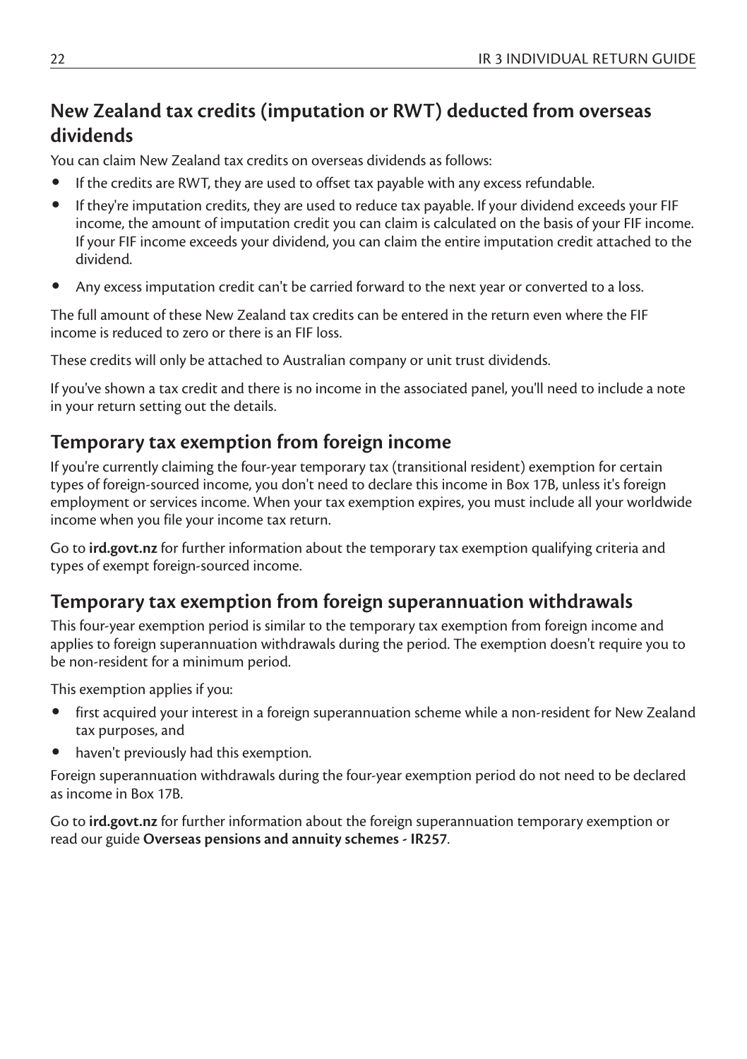## New Zealand tax credits (imputation or RWT) deducted from overseas dividends

You can claim New Zealand tax credits on overseas dividends as follows:

- If the credits are RWT, they are used to offset tax payable with any excess refundable.
- If they're imputation credits, they are used to reduce tax payable. If your dividend exceeds your FIF income, the amount of imputation credit you can claim is calculated on the basis of your FIF income. If your FIF income exceeds your dividend, you can claim the entire imputation credit attached to the dividend.
- Any excess imputation credit can't be carried forward to the next year or converted to a loss.

The full amount of these New Zealand tax credits can be entered in the return even where the FIF income is reduced to zero or there is an FIF loss.

These credits will only be attached to Australian company or unit trust dividends.

If you've shown a tax credit and there is no income in the associated panel, you'll need to include a note in your return setting out the details.

## Temporary tax exemption from foreign income

If you're currently claiming the four-year temporary tax (transitional resident) exemption for certain types of foreign-sourced income, you don't need to declare this income in Box 17B, unless it's foreign employment or services income. When your tax exemption expires, you must include all your worldwide income when you file your income tax return.

Go to **ird.govt.nz** for further information about the temporary tax exemption qualifying criteria and types of exempt foreign-sourced income.

## Temporary tax exemption from foreign superannuation withdrawals

This four-year exemption period is similar to the temporary tax exemption from foreign income and applies to foreign superannuation withdrawals during the period. The exemption doesn't require you to be non-resident for a minimum period.

This exemption applies if you:

- first acquired your interest in a foreign superannuation scheme while a non-resident for New Zealand tax purposes, and
- haven't previously had this exemption.

Foreign superannuation withdrawals during the four-year exemption period do not need to be declared as income in Box 17B.

Go to **ird.govt.nz** for further information about the foreign superannuation temporary exemption or read our guide **Overseas pensions and annuity schemes - IR257**.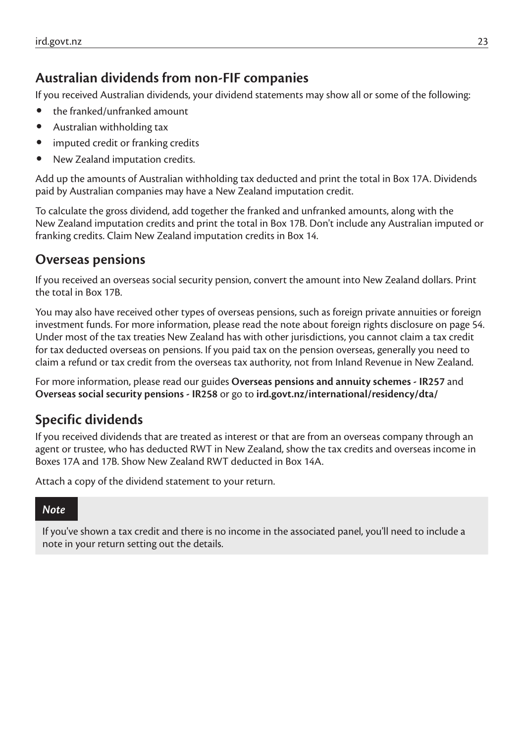## Australian dividends from non-FIF companies

If you received Australian dividends, your dividend statements may show all or some of the following:

- the franked/unfranked amount
- Australian withholding tax
- imputed credit or franking credits
- New Zealand imputation credits.

Add up the amounts of Australian withholding tax deducted and print the total in Box 17A. Dividends paid by Australian companies may have a New Zealand imputation credit.

To calculate the gross dividend, add together the franked and unfranked amounts, along with the New Zealand imputation credits and print the total in Box 17B. Don't include any Australian imputed or franking credits. Claim New Zealand imputation credits in Box 14.

## Overseas pensions

If you received an overseas social security pension, convert the amount into New Zealand dollars. Print the total in Box 17B.

You may also have received other types of overseas pensions, such as foreign private annuities or foreign investment funds. For more information, please read the note about foreign rights disclosure on page 54. Under most of the tax treaties New Zealand has with other jurisdictions, you cannot claim a tax credit for tax deducted overseas on pensions. If you paid tax on the pension overseas, generally you need to claim a refund or tax credit from the overseas tax authority, not from Inland Revenue in New Zealand.

For more information, please read our guides **Overseas pensions and annuity schemes - IR257** and **Overseas social security pensions - IR258** or go to **ird.govt.nz/international/residency/dta/**

## Specific dividends

If you received dividends that are treated as interest or that are from an overseas company through an agent or trustee, who has deducted RWT in New Zealand, show the tax credits and overseas income in Boxes 17A and 17B. Show New Zealand RWT deducted in Box 14A.

Attach a copy of the dividend statement to your return.

> ***Note***
>
> If you've shown a tax credit and there is no income in the associated panel, you'll need to include a note in your return setting out the details.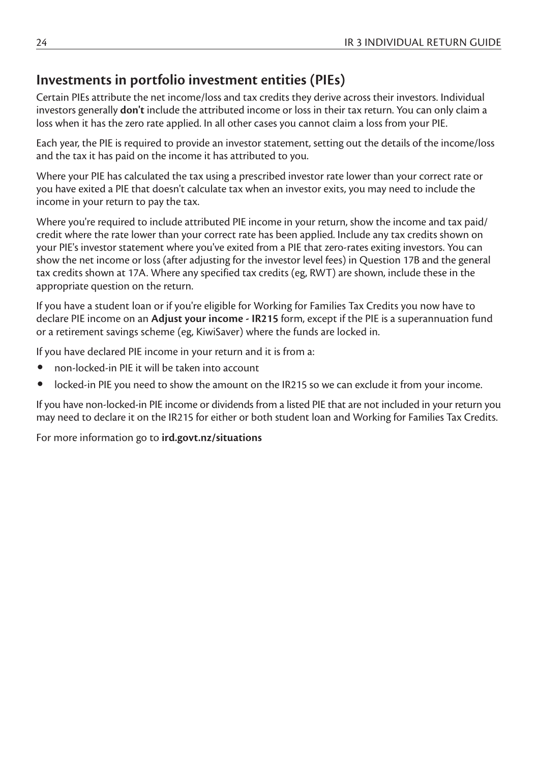## Investments in portfolio investment entities (PIEs)

Certain PIEs attribute the net income/loss and tax credits they derive across their investors. Individual investors generally **don't** include the attributed income or loss in their tax return. You can only claim a loss when it has the zero rate applied. In all other cases you cannot claim a loss from your PIE.

Each year, the PIE is required to provide an investor statement, setting out the details of the income/loss and the tax it has paid on the income it has attributed to you.

Where your PIE has calculated the tax using a prescribed investor rate lower than your correct rate or you have exited a PIE that doesn't calculate tax when an investor exits, you may need to include the income in your return to pay the tax.

Where you're required to include attributed PIE income in your return, show the income and tax paid/credit where the rate lower than your correct rate has been applied. Include any tax credits shown on your PIE's investor statement where you've exited from a PIE that zero-rates exiting investors. You can show the net income or loss (after adjusting for the investor level fees) in Question 17B and the general tax credits shown at 17A. Where any specified tax credits (eg, RWT) are shown, include these in the appropriate question on the return.

If you have a student loan or if you're eligible for Working for Families Tax Credits you now have to declare PIE income on an **Adjust your income - IR215** form, except if the PIE is a superannuation fund or a retirement savings scheme (eg, KiwiSaver) where the funds are locked in.

If you have declared PIE income in your return and it is from a:

- non-locked-in PIE it will be taken into account
- locked-in PIE you need to show the amount on the IR215 so we can exclude it from your income.

If you have non-locked-in PIE income or dividends from a listed PIE that are not included in your return you may need to declare it on the IR215 for either or both student loan and Working for Families Tax Credits.

For more information go to **ird.govt.nz/situations**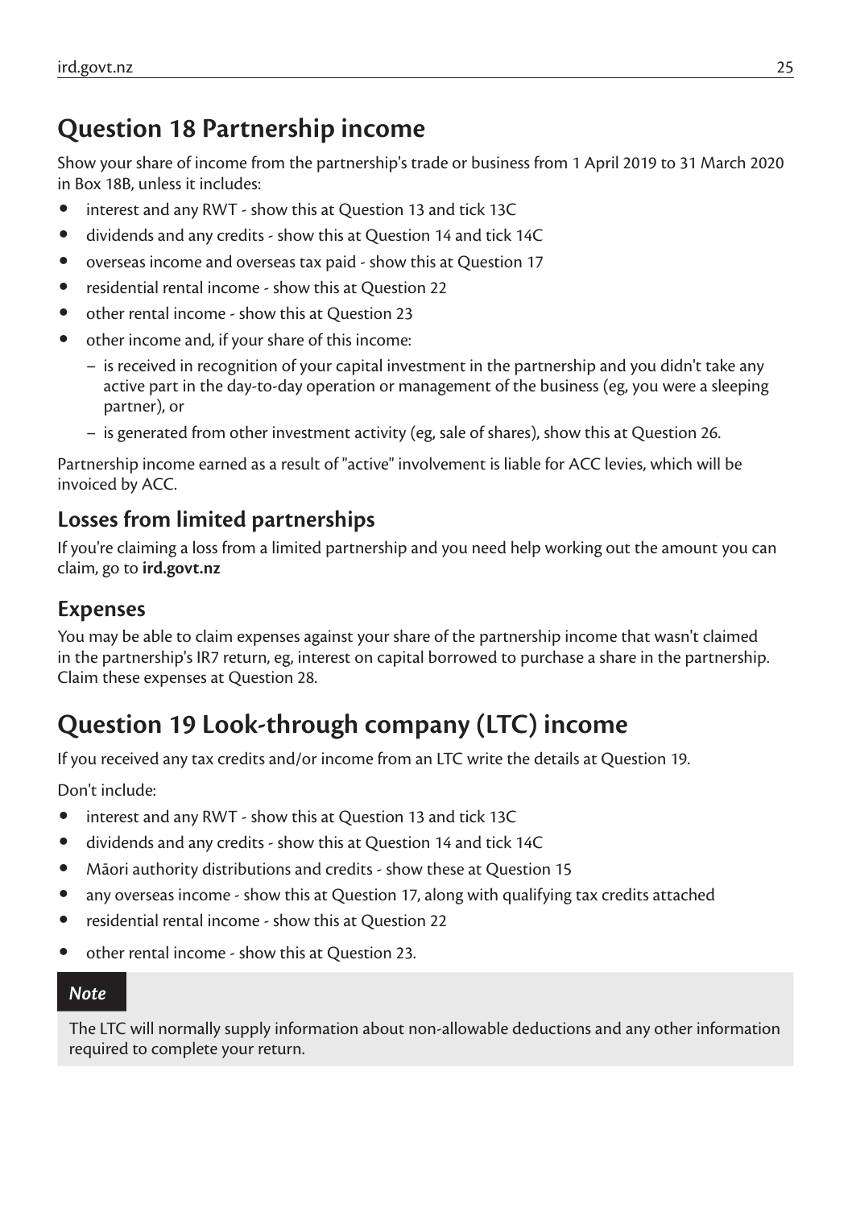## Question 18 Partnership income

Show your share of income from the partnership's trade or business from 1 April 2019 to 31 March 2020 in Box 18B, unless it includes:

- interest and any RWT - show this at Question 13 and tick 13C
- dividends and any credits - show this at Question 14 and tick 14C
- overseas income and overseas tax paid - show this at Question 17
- residential rental income - show this at Question 22
- other rental income - show this at Question 23
- other income and, if your share of this income:
  - is received in recognition of your capital investment in the partnership and you didn't take any active part in the day-to-day operation or management of the business (eg, you were a sleeping partner), or
  - is generated from other investment activity (eg, sale of shares), show this at Question 26.

Partnership income earned as a result of "active" involvement is liable for ACC levies, which will be invoiced by ACC.

### Losses from limited partnerships

If you're claiming a loss from a limited partnership and you need help working out the amount you can claim, go to **ird.govt.nz**

### Expenses

You may be able to claim expenses against your share of the partnership income that wasn't claimed in the partnership's IR7 return, eg, interest on capital borrowed to purchase a share in the partnership. Claim these expenses at Question 28.

## Question 19 Look-through company (LTC) income

If you received any tax credits and/or income from an LTC write the details at Question 19.

Don't include:

- interest and any RWT - show this at Question 13 and tick 13C
- dividends and any credits - show this at Question 14 and tick 14C
- Māori authority distributions and credits - show these at Question 15
- any overseas income - show this at Question 17, along with qualifying tax credits attached
- residential rental income - show this at Question 22
- other rental income - show this at Question 23.

*Note*

The LTC will normally supply information about non-allowable deductions and any other information required to complete your return.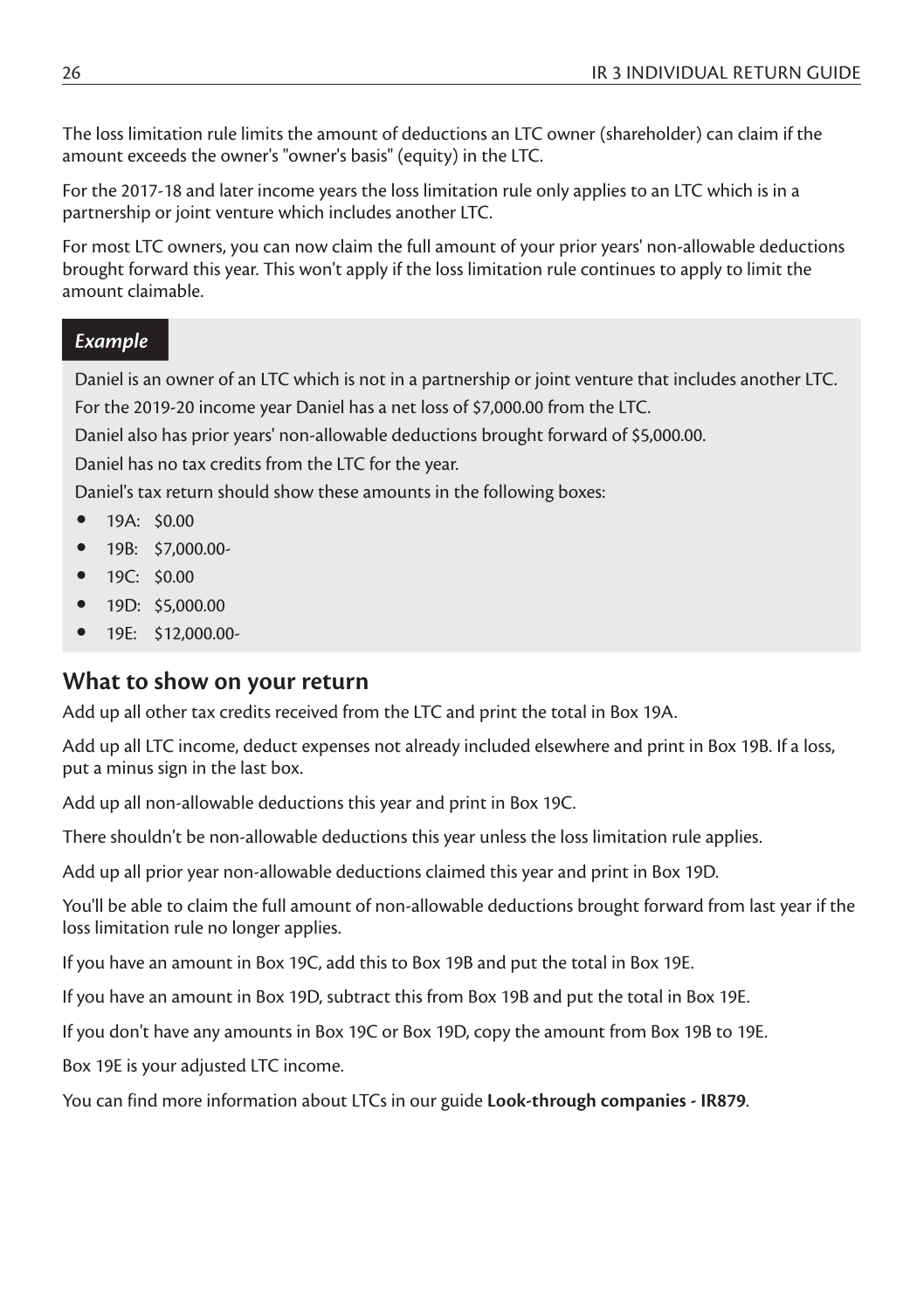The loss limitation rule limits the amount of deductions an LTC owner (shareholder) can claim if the amount exceeds the owner's "owner's basis" (equity) in the LTC.

For the 2017-18 and later income years the loss limitation rule only applies to an LTC which is in a partnership or joint venture which includes another LTC.

For most LTC owners, you can now claim the full amount of your prior years' non-allowable deductions brought forward this year. This won't apply if the loss limitation rule continues to apply to limit the amount claimable.

### *Example*

Daniel is an owner of an LTC which is not in a partnership or joint venture that includes another LTC.

For the 2019-20 income year Daniel has a net loss of $7,000.00 from the LTC.

Daniel also has prior years' non-allowable deductions brought forward of $5,000.00.

Daniel has no tax credits from the LTC for the year.

Daniel's tax return should show these amounts in the following boxes:

- 19A: $0.00
- 19B: $7,000.00-
- 19C: $0.00
- 19D: $5,000.00
- 19E: $12,000.00-

## What to show on your return

Add up all other tax credits received from the LTC and print the total in Box 19A.

Add up all LTC income, deduct expenses not already included elsewhere and print in Box 19B. If a loss, put a minus sign in the last box.

Add up all non-allowable deductions this year and print in Box 19C.

There shouldn't be non-allowable deductions this year unless the loss limitation rule applies.

Add up all prior year non-allowable deductions claimed this year and print in Box 19D.

You'll be able to claim the full amount of non-allowable deductions brought forward from last year if the loss limitation rule no longer applies.

If you have an amount in Box 19C, add this to Box 19B and put the total in Box 19E.

If you have an amount in Box 19D, subtract this from Box 19B and put the total in Box 19E.

If you don't have any amounts in Box 19C or Box 19D, copy the amount from Box 19B to 19E.

Box 19E is your adjusted LTC income.

You can find more information about LTCs in our guide **Look-through companies - IR879**.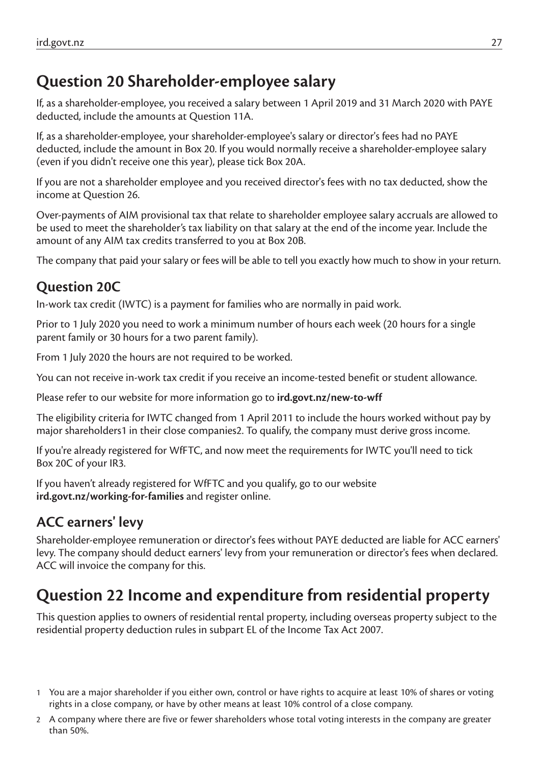## Question 20 Shareholder-employee salary

If, as a shareholder-employee, you received a salary between 1 April 2019 and 31 March 2020 with PAYE deducted, include the amounts at Question 11A.

If, as a shareholder-employee, your shareholder-employee's salary or director's fees had no PAYE deducted, include the amount in Box 20. If you would normally receive a shareholder-employee salary (even if you didn't receive one this year), please tick Box 20A.

If you are not a shareholder employee and you received director's fees with no tax deducted, show the income at Question 26.

Over-payments of AIM provisional tax that relate to shareholder employee salary accruals are allowed to be used to meet the shareholder's tax liability on that salary at the end of the income year. Include the amount of any AIM tax credits transferred to you at Box 20B.

The company that paid your salary or fees will be able to tell you exactly how much to show in your return.

### Question 20C

In-work tax credit (IWTC) is a payment for families who are normally in paid work.

Prior to 1 July 2020 you need to work a minimum number of hours each week (20 hours for a single parent family or 30 hours for a two parent family).

From 1 July 2020 the hours are not required to be worked.

You can not receive in-work tax credit if you receive an income-tested benefit or student allowance.

Please refer to our website for more information go to **ird.govt.nz/new-to-wff**

The eligibility criteria for IWTC changed from 1 April 2011 to include the hours worked without pay by major shareholders[1] in their close companies[2]. To qualify, the company must derive gross income.

If you're already registered for WfFTC, and now meet the requirements for IWTC you'll need to tick Box 20C of your IR3.

If you haven't already registered for WfFTC and you qualify, go to our website **ird.govt.nz/working-for-families** and register online.

### ACC earners' levy

Shareholder-employee remuneration or director's fees without PAYE deducted are liable for ACC earners' levy. The company should deduct earners' levy from your remuneration or director's fees when declared. ACC will invoice the company for this.

## Question 22 Income and expenditure from residential property

This question applies to owners of residential rental property, including overseas property subject to the residential property deduction rules in subpart EL of the Income Tax Act 2007.

1 You are a major shareholder if you either own, control or have rights to acquire at least 10% of shares or voting rights in a close company, or have by other means at least 10% control of a close company.

2 A company where there are five or fewer shareholders whose total voting interests in the company are greater than 50%.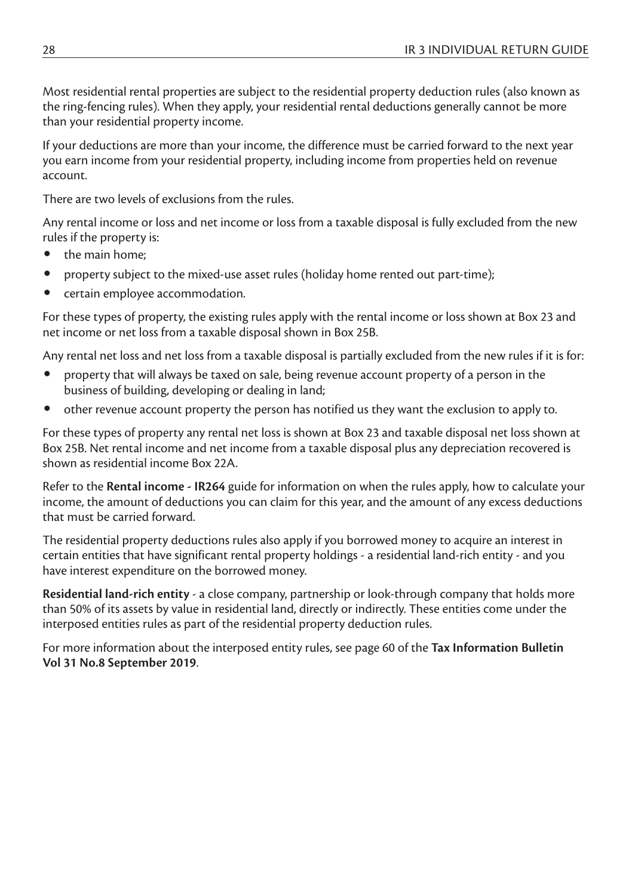Most residential rental properties are subject to the residential property deduction rules (also known as the ring-fencing rules). When they apply, your residential rental deductions generally cannot be more than your residential property income.

If your deductions are more than your income, the difference must be carried forward to the next year you earn income from your residential property, including income from properties held on revenue account.

There are two levels of exclusions from the rules.

Any rental income or loss and net income or loss from a taxable disposal is fully excluded from the new rules if the property is:

- the main home;
- property subject to the mixed-use asset rules (holiday home rented out part-time);
- certain employee accommodation.

For these types of property, the existing rules apply with the rental income or loss shown at Box 23 and net income or net loss from a taxable disposal shown in Box 25B.

Any rental net loss and net loss from a taxable disposal is partially excluded from the new rules if it is for:

- property that will always be taxed on sale, being revenue account property of a person in the business of building, developing or dealing in land;
- other revenue account property the person has notified us they want the exclusion to apply to.

For these types of property any rental net loss is shown at Box 23 and taxable disposal net loss shown at Box 25B. Net rental income and net income from a taxable disposal plus any depreciation recovered is shown as residential income Box 22A.

Refer to the **Rental income - IR264** guide for information on when the rules apply, how to calculate your income, the amount of deductions you can claim for this year, and the amount of any excess deductions that must be carried forward.

The residential property deductions rules also apply if you borrowed money to acquire an interest in certain entities that have significant rental property holdings - a residential land-rich entity - and you have interest expenditure on the borrowed money.

**Residential land-rich entity** - a close company, partnership or look-through company that holds more than 50% of its assets by value in residential land, directly or indirectly. These entities come under the interposed entities rules as part of the residential property deduction rules.

For more information about the interposed entity rules, see page 60 of the **Tax Information Bulletin Vol 31 No.8 September 2019**.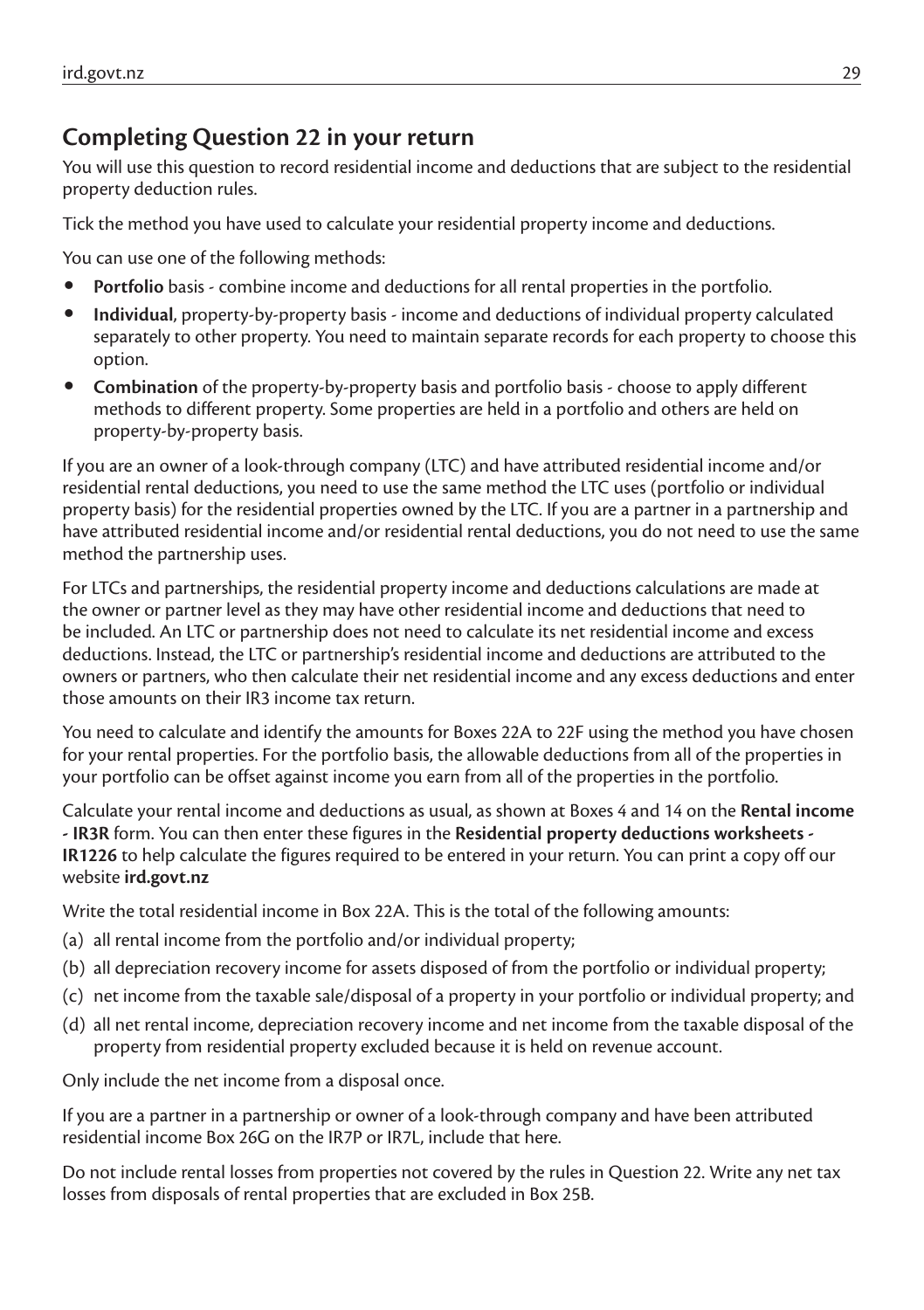## Completing Question 22 in your return

You will use this question to record residential income and deductions that are subject to the residential property deduction rules.

Tick the method you have used to calculate your residential property income and deductions.

You can use one of the following methods:

- **Portfolio** basis - combine income and deductions for all rental properties in the portfolio.
- **Individual**, property-by-property basis - income and deductions of individual property calculated separately to other property. You need to maintain separate records for each property to choose this option.
- **Combination** of the property-by-property basis and portfolio basis - choose to apply different methods to different property. Some properties are held in a portfolio and others are held on property-by-property basis.

If you are an owner of a look-through company (LTC) and have attributed residential income and/or residential rental deductions, you need to use the same method the LTC uses (portfolio or individual property basis) for the residential properties owned by the LTC. If you are a partner in a partnership and have attributed residential income and/or residential rental deductions, you do not need to use the same method the partnership uses.

For LTCs and partnerships, the residential property income and deductions calculations are made at the owner or partner level as they may have other residential income and deductions that need to be included. An LTC or partnership does not need to calculate its net residential income and excess deductions. Instead, the LTC or partnership's residential income and deductions are attributed to the owners or partners, who then calculate their net residential income and any excess deductions and enter those amounts on their IR3 income tax return.

You need to calculate and identify the amounts for Boxes 22A to 22F using the method you have chosen for your rental properties. For the portfolio basis, the allowable deductions from all of the properties in your portfolio can be offset against income you earn from all of the properties in the portfolio.

Calculate your rental income and deductions as usual, as shown at Boxes 4 and 14 on the **Rental income - IR3R** form. You can then enter these figures in the **Residential property deductions worksheets - IR1226** to help calculate the figures required to be entered in your return. You can print a copy off our website **ird.govt.nz**

Write the total residential income in Box 22A. This is the total of the following amounts:

(a) all rental income from the portfolio and/or individual property;

(b) all depreciation recovery income for assets disposed of from the portfolio or individual property;

(c) net income from the taxable sale/disposal of a property in your portfolio or individual property; and

(d) all net rental income, depreciation recovery income and net income from the taxable disposal of the property from residential property excluded because it is held on revenue account.

Only include the net income from a disposal once.

If you are a partner in a partnership or owner of a look-through company and have been attributed residential income Box 26G on the IR7P or IR7L, include that here.

Do not include rental losses from properties not covered by the rules in Question 22. Write any net tax losses from disposals of rental properties that are excluded in Box 25B.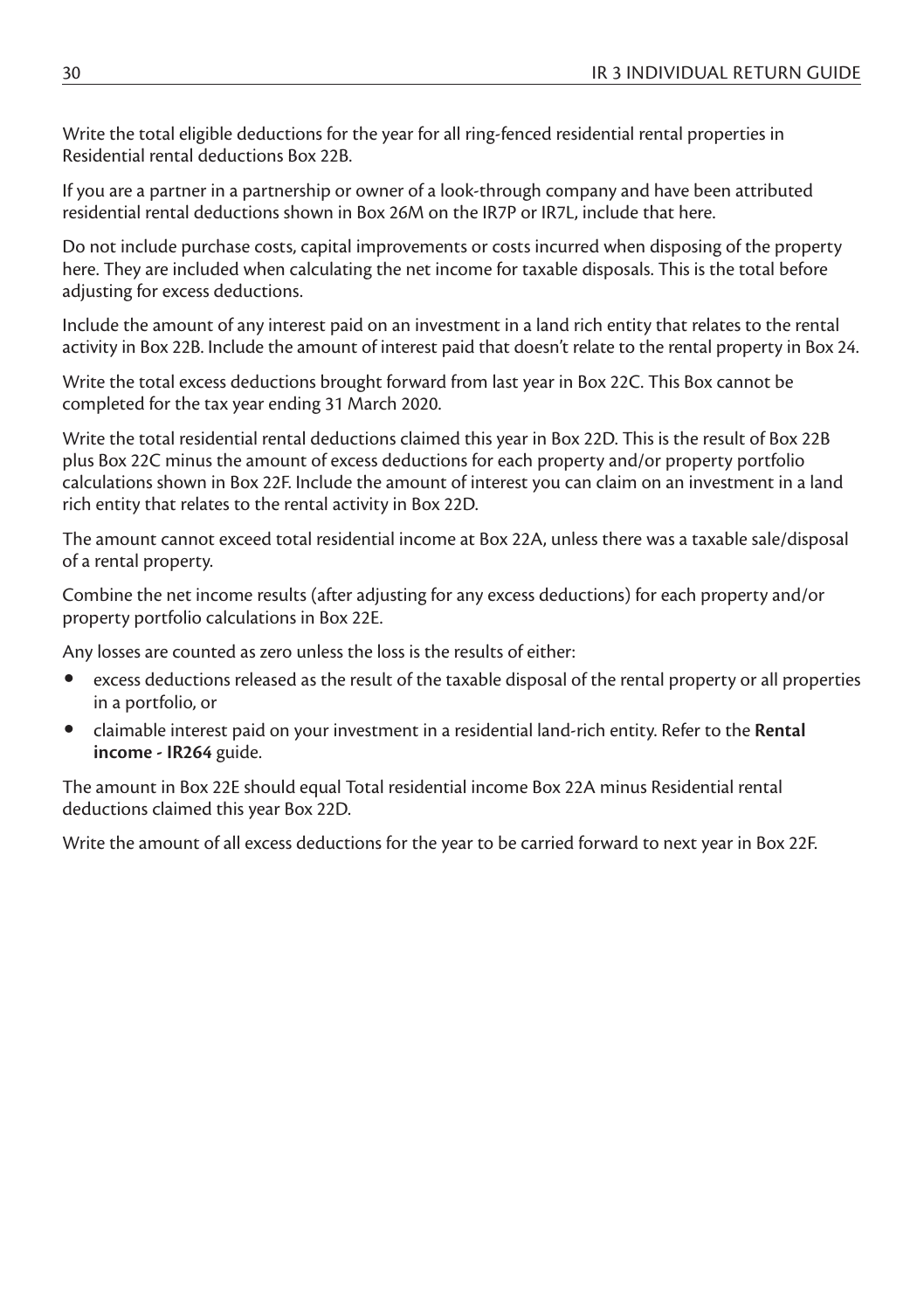Write the total eligible deductions for the year for all ring-fenced residential rental properties in Residential rental deductions Box 22B.

If you are a partner in a partnership or owner of a look-through company and have been attributed residential rental deductions shown in Box 26M on the IR7P or IR7L, include that here.

Do not include purchase costs, capital improvements or costs incurred when disposing of the property here. They are included when calculating the net income for taxable disposals. This is the total before adjusting for excess deductions.

Include the amount of any interest paid on an investment in a land rich entity that relates to the rental activity in Box 22B. Include the amount of interest paid that doesn't relate to the rental property in Box 24.

Write the total excess deductions brought forward from last year in Box 22C. This Box cannot be completed for the tax year ending 31 March 2020.

Write the total residential rental deductions claimed this year in Box 22D. This is the result of Box 22B plus Box 22C minus the amount of excess deductions for each property and/or property portfolio calculations shown in Box 22F. Include the amount of interest you can claim on an investment in a land rich entity that relates to the rental activity in Box 22D.

The amount cannot exceed total residential income at Box 22A, unless there was a taxable sale/disposal of a rental property.

Combine the net income results (after adjusting for any excess deductions) for each property and/or property portfolio calculations in Box 22E.

Any losses are counted as zero unless the loss is the results of either:

- excess deductions released as the result of the taxable disposal of the rental property or all properties in a portfolio, or
- claimable interest paid on your investment in a residential land-rich entity. Refer to the **Rental income - IR264** guide.

The amount in Box 22E should equal Total residential income Box 22A minus Residential rental deductions claimed this year Box 22D.

Write the amount of all excess deductions for the year to be carried forward to next year in Box 22F.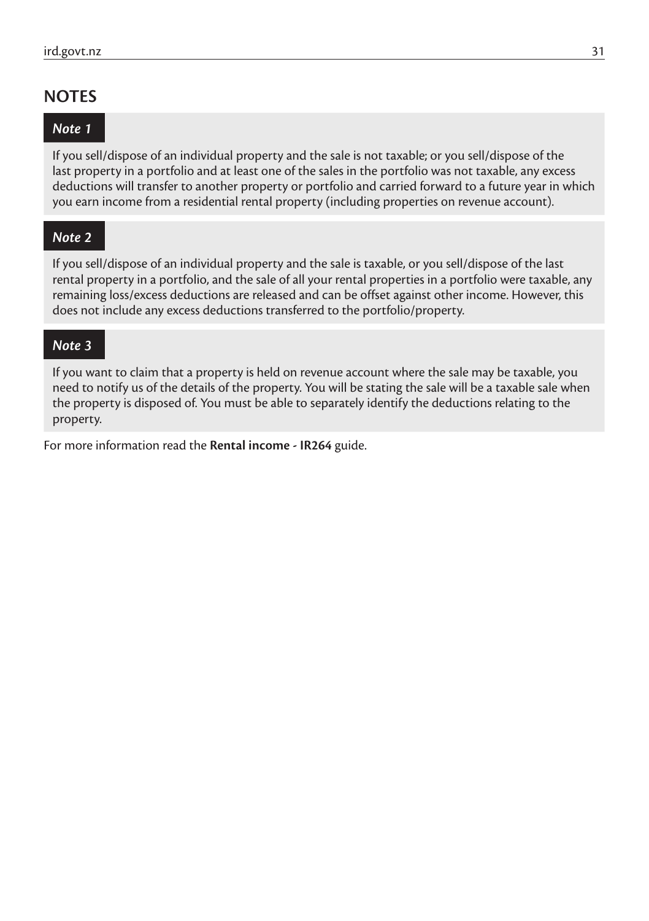## NOTES

### *Note 1*

If you sell/dispose of an individual property and the sale is not taxable; or you sell/dispose of the last property in a portfolio and at least one of the sales in the portfolio was not taxable, any excess deductions will transfer to another property or portfolio and carried forward to a future year in which you earn income from a residential rental property (including properties on revenue account).

### *Note 2*

If you sell/dispose of an individual property and the sale is taxable, or you sell/dispose of the last rental property in a portfolio, and the sale of all your rental properties in a portfolio were taxable, any remaining loss/excess deductions are released and can be offset against other income. However, this does not include any excess deductions transferred to the portfolio/property.

### *Note 3*

If you want to claim that a property is held on revenue account where the sale may be taxable, you need to notify us of the details of the property. You will be stating the sale will be a taxable sale when the property is disposed of. You must be able to separately identify the deductions relating to the property.

For more information read the **Rental income - IR264** guide.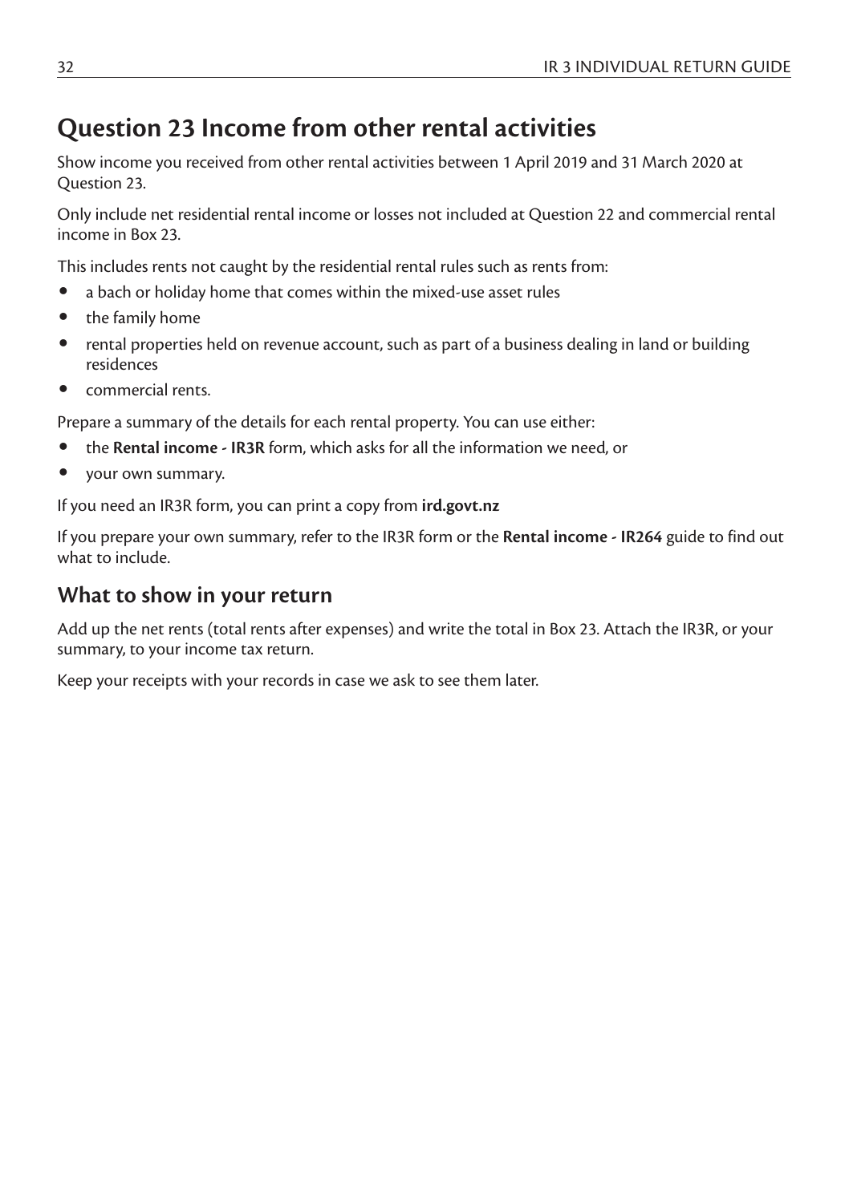## Question 23 Income from other rental activities

Show income you received from other rental activities between 1 April 2019 and 31 March 2020 at Question 23.

Only include net residential rental income or losses not included at Question 22 and commercial rental income in Box 23.

This includes rents not caught by the residential rental rules such as rents from:

- a bach or holiday home that comes within the mixed-use asset rules
- the family home
- rental properties held on revenue account, such as part of a business dealing in land or building residences
- commercial rents.

Prepare a summary of the details for each rental property. You can use either:

- the **Rental income - IR3R** form, which asks for all the information we need, or
- your own summary.

If you need an IR3R form, you can print a copy from **ird.govt.nz**

If you prepare your own summary, refer to the IR3R form or the **Rental income - IR264** guide to find out what to include.

### What to show in your return

Add up the net rents (total rents after expenses) and write the total in Box 23. Attach the IR3R, or your summary, to your income tax return.

Keep your receipts with your records in case we ask to see them later.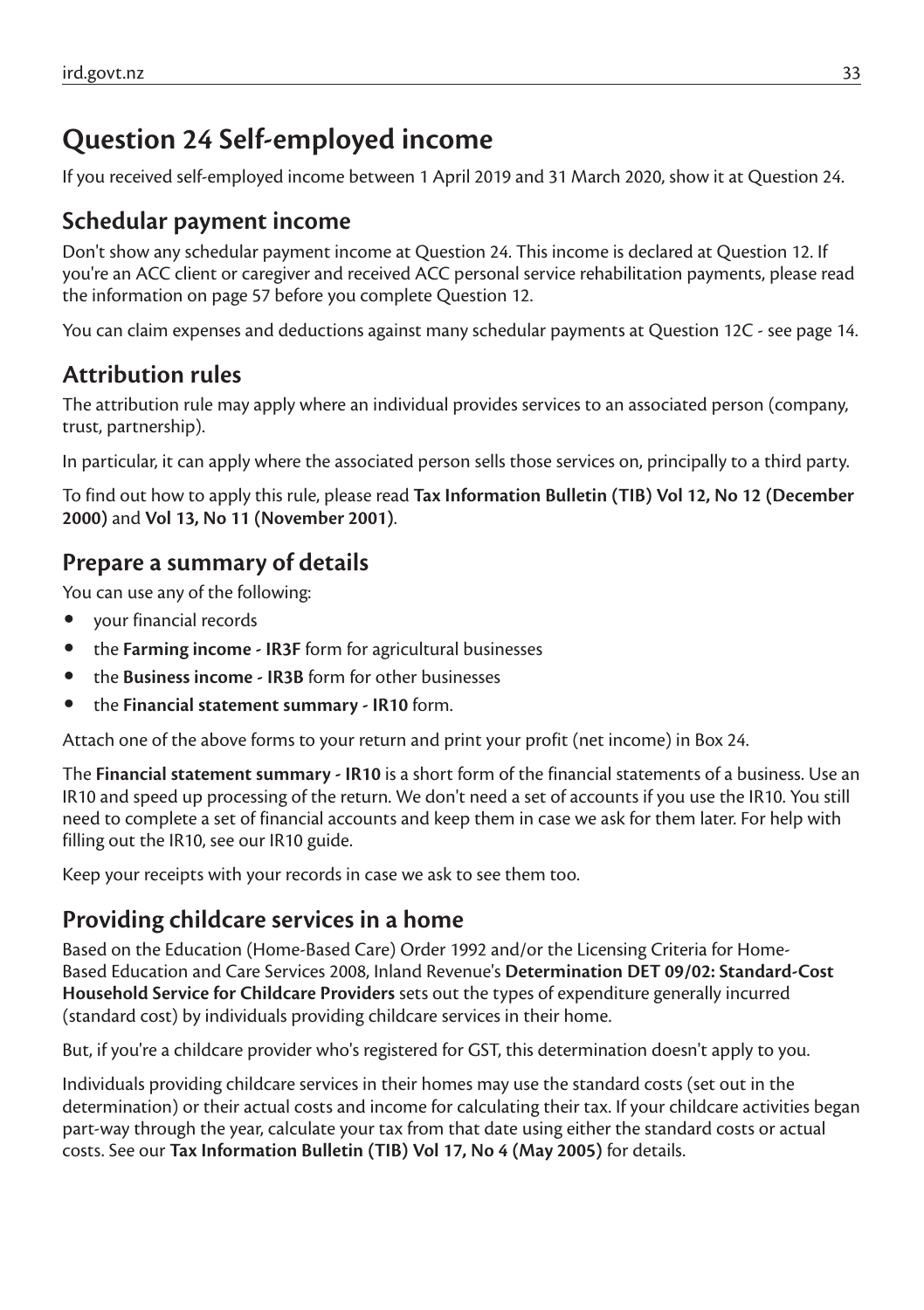# Question 24 Self-employed income

If you received self-employed income between 1 April 2019 and 31 March 2020, show it at Question 24.

## Schedular payment income

Don't show any schedular payment income at Question 24. This income is declared at Question 12. If you're an ACC client or caregiver and received ACC personal service rehabilitation payments, please read the information on page 57 before you complete Question 12.

You can claim expenses and deductions against many schedular payments at Question 12C - see page 14.

## Attribution rules

The attribution rule may apply where an individual provides services to an associated person (company, trust, partnership).

In particular, it can apply where the associated person sells those services on, principally to a third party.

To find out how to apply this rule, please read **Tax Information Bulletin (TIB) Vol 12, No 12 (December 2000)** and **Vol 13, No 11 (November 2001)**.

## Prepare a summary of details

You can use any of the following:

- your financial records
- the **Farming income - IR3F** form for agricultural businesses
- the **Business income - IR3B** form for other businesses
- the **Financial statement summary - IR10** form.

Attach one of the above forms to your return and print your profit (net income) in Box 24.

The **Financial statement summary - IR10** is a short form of the financial statements of a business. Use an IR10 and speed up processing of the return. We don't need a set of accounts if you use the IR10. You still need to complete a set of financial accounts and keep them in case we ask for them later. For help with filling out the IR10, see our IR10 guide.

Keep your receipts with your records in case we ask to see them too.

## Providing childcare services in a home

Based on the Education (Home-Based Care) Order 1992 and/or the Licensing Criteria for Home-Based Education and Care Services 2008, Inland Revenue's **Determination DET 09/02: Standard-Cost Household Service for Childcare Providers** sets out the types of expenditure generally incurred (standard cost) by individuals providing childcare services in their home.

But, if you're a childcare provider who's registered for GST, this determination doesn't apply to you.

Individuals providing childcare services in their homes may use the standard costs (set out in the determination) or their actual costs and income for calculating their tax. If your childcare activities began part-way through the year, calculate your tax from that date using either the standard costs or actual costs. See our **Tax Information Bulletin (TIB) Vol 17, No 4 (May 2005)** for details.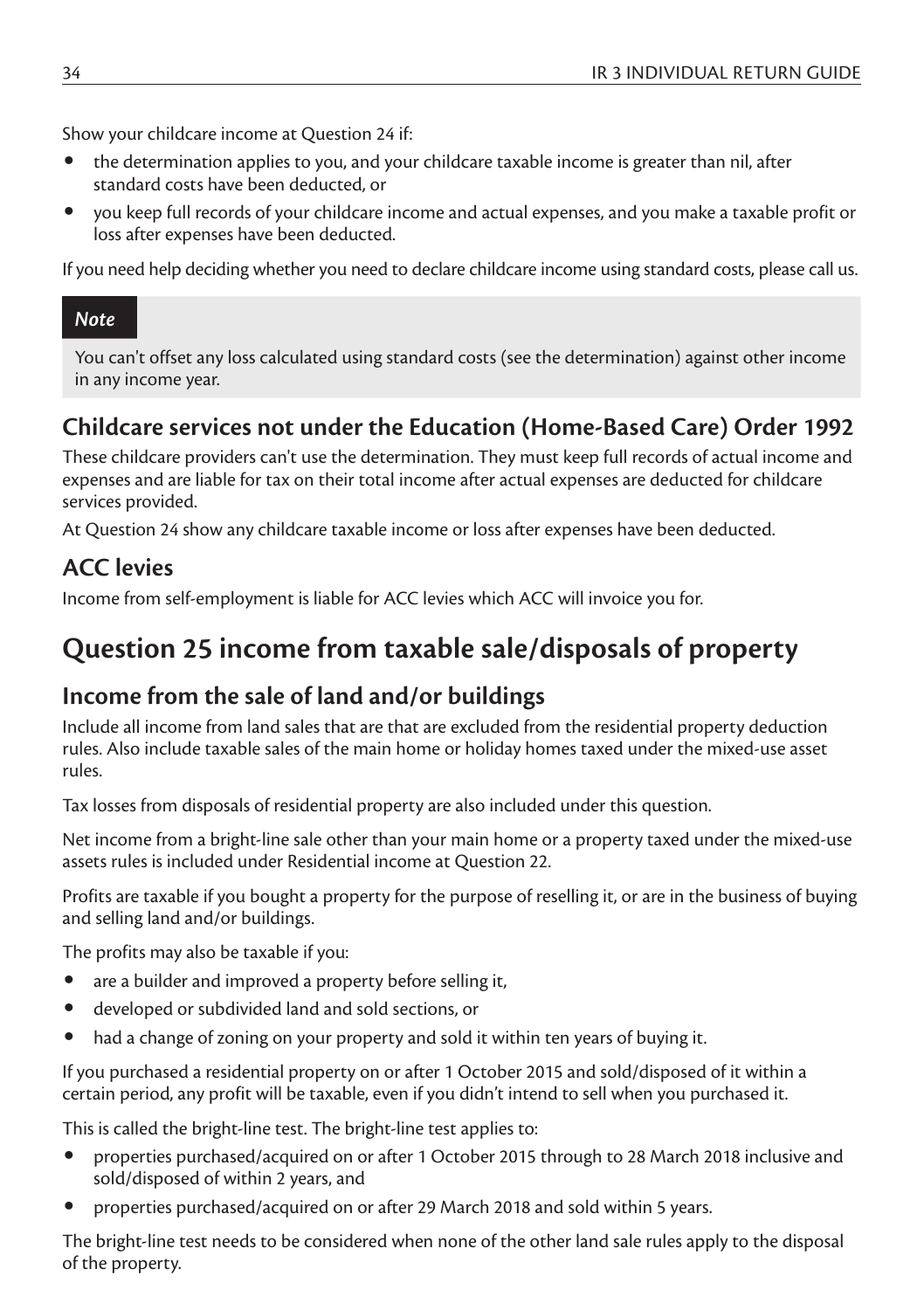Show your childcare income at Question 24 if:

- the determination applies to you, and your childcare taxable income is greater than nil, after standard costs have been deducted, or
- you keep full records of your childcare income and actual expenses, and you make a taxable profit or loss after expenses have been deducted.

If you need help deciding whether you need to declare childcare income using standard costs, please call us.

> ***Note***
>
> You can't offset any loss calculated using standard costs (see the determination) against other income in any income year.

### Childcare services not under the Education (Home-Based Care) Order 1992

These childcare providers can't use the determination. They must keep full records of actual income and expenses and are liable for tax on their total income after actual expenses are deducted for childcare services provided.

At Question 24 show any childcare taxable income or loss after expenses have been deducted.

### ACC levies

Income from self-employment is liable for ACC levies which ACC will invoice you for.

## Question 25 income from taxable sale/disposals of property

### Income from the sale of land and/or buildings

Include all income from land sales that are that are excluded from the residential property deduction rules. Also include taxable sales of the main home or holiday homes taxed under the mixed-use asset rules.

Tax losses from disposals of residential property are also included under this question.

Net income from a bright-line sale other than your main home or a property taxed under the mixed-use assets rules is included under Residential income at Question 22.

Profits are taxable if you bought a property for the purpose of reselling it, or are in the business of buying and selling land and/or buildings.

The profits may also be taxable if you:

- are a builder and improved a property before selling it,
- developed or subdivided land and sold sections, or
- had a change of zoning on your property and sold it within ten years of buying it.

If you purchased a residential property on or after 1 October 2015 and sold/disposed of it within a certain period, any profit will be taxable, even if you didn't intend to sell when you purchased it.

This is called the bright-line test. The bright-line test applies to:

- properties purchased/acquired on or after 1 October 2015 through to 28 March 2018 inclusive and sold/disposed of within 2 years, and
- properties purchased/acquired on or after 29 March 2018 and sold within 5 years.

The bright-line test needs to be considered when none of the other land sale rules apply to the disposal of the property.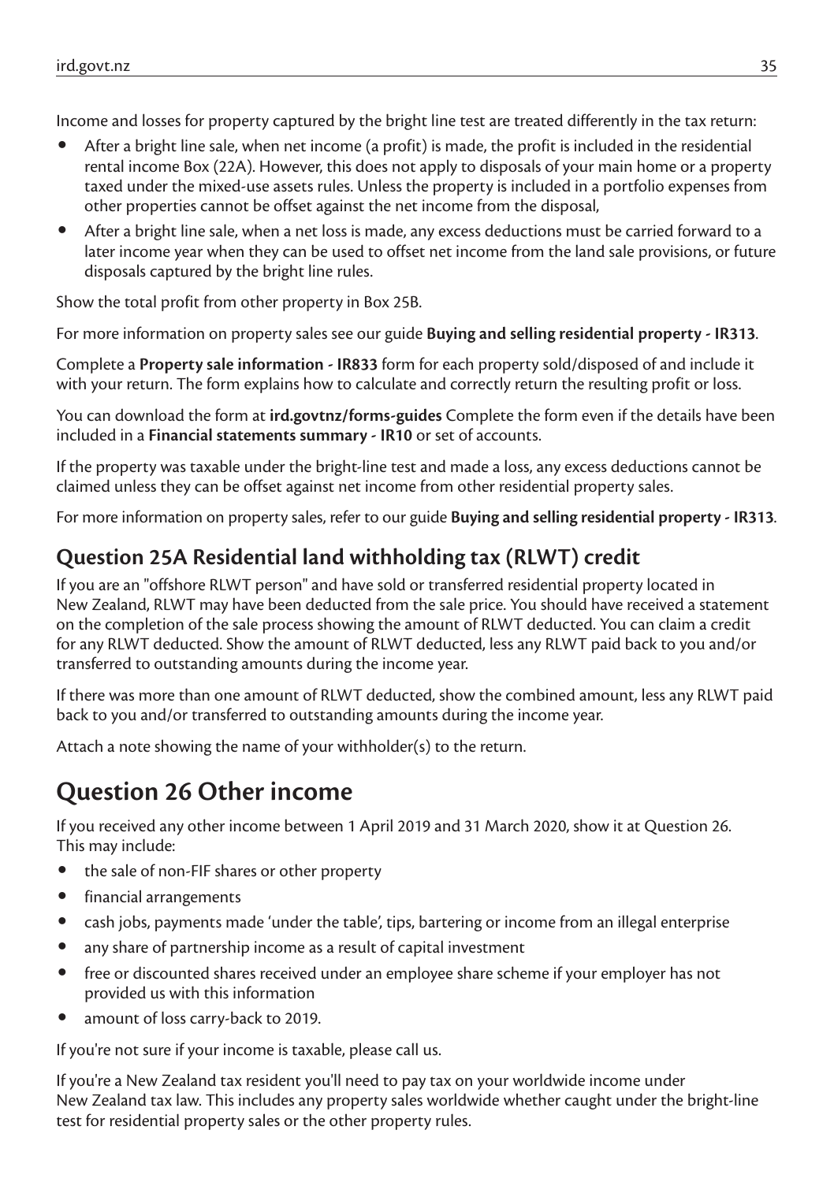Income and losses for property captured by the bright line test are treated differently in the tax return:

- After a bright line sale, when net income (a profit) is made, the profit is included in the residential rental income Box (22A). However, this does not apply to disposals of your main home or a property taxed under the mixed-use assets rules. Unless the property is included in a portfolio expenses from other properties cannot be offset against the net income from the disposal,
- After a bright line sale, when a net loss is made, any excess deductions must be carried forward to a later income year when they can be used to offset net income from the land sale provisions, or future disposals captured by the bright line rules.

Show the total profit from other property in Box 25B.

For more information on property sales see our guide **Buying and selling residential property - IR313**.

Complete a **Property sale information - IR833** form for each property sold/disposed of and include it with your return. The form explains how to calculate and correctly return the resulting profit or loss.

You can download the form at **ird.govtnz/forms-guides** Complete the form even if the details have been included in a **Financial statements summary - IR10** or set of accounts.

If the property was taxable under the bright-line test and made a loss, any excess deductions cannot be claimed unless they can be offset against net income from other residential property sales.

For more information on property sales, refer to our guide **Buying and selling residential property - IR313**.

## Question 25A Residential land withholding tax (RLWT) credit

If you are an "offshore RLWT person" and have sold or transferred residential property located in New Zealand, RLWT may have been deducted from the sale price. You should have received a statement on the completion of the sale process showing the amount of RLWT deducted. You can claim a credit for any RLWT deducted. Show the amount of RLWT deducted, less any RLWT paid back to you and/or transferred to outstanding amounts during the income year.

If there was more than one amount of RLWT deducted, show the combined amount, less any RLWT paid back to you and/or transferred to outstanding amounts during the income year.

Attach a note showing the name of your withholder(s) to the return.

# Question 26 Other income

If you received any other income between 1 April 2019 and 31 March 2020, show it at Question 26. This may include:

- the sale of non-FIF shares or other property
- financial arrangements
- cash jobs, payments made 'under the table', tips, bartering or income from an illegal enterprise
- any share of partnership income as a result of capital investment
- free or discounted shares received under an employee share scheme if your employer has not provided us with this information
- amount of loss carry-back to 2019.

If you're not sure if your income is taxable, please call us.

If you're a New Zealand tax resident you'll need to pay tax on your worldwide income under New Zealand tax law. This includes any property sales worldwide whether caught under the bright-line test for residential property sales or the other property rules.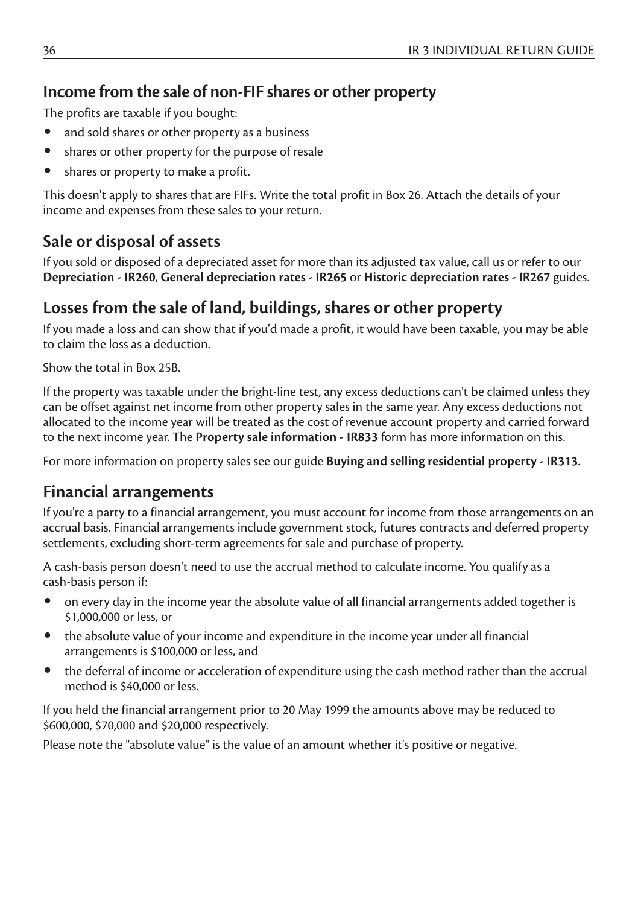## Income from the sale of non-FIF shares or other property

The profits are taxable if you bought:

- and sold shares or other property as a business
- shares or other property for the purpose of resale
- shares or property to make a profit.

This doesn't apply to shares that are FIFs. Write the total profit in Box 26. Attach the details of your income and expenses from these sales to your return.

## Sale or disposal of assets

If you sold or disposed of a depreciated asset for more than its adjusted tax value, call us or refer to our **Depreciation - IR260**, **General depreciation rates - IR265** or **Historic depreciation rates - IR267** guides.

## Losses from the sale of land, buildings, shares or other property

If you made a loss and can show that if you'd made a profit, it would have been taxable, you may be able to claim the loss as a deduction.

Show the total in Box 25B.

If the property was taxable under the bright-line test, any excess deductions can't be claimed unless they can be offset against net income from other property sales in the same year. Any excess deductions not allocated to the income year will be treated as the cost of revenue account property and carried forward to the next income year. The **Property sale information - IR833** form has more information on this.

For more information on property sales see our guide **Buying and selling residential property - IR313**.

## Financial arrangements

If you're a party to a financial arrangement, you must account for income from those arrangements on an accrual basis. Financial arrangements include government stock, futures contracts and deferred property settlements, excluding short-term agreements for sale and purchase of property.

A cash-basis person doesn't need to use the accrual method to calculate income. You qualify as a cash-basis person if:

- on every day in the income year the absolute value of all financial arrangements added together is $1,000,000 or less, or
- the absolute value of your income and expenditure in the income year under all financial arrangements is $100,000 or less, and
- the deferral of income or acceleration of expenditure using the cash method rather than the accrual method is $40,000 or less.

If you held the financial arrangement prior to 20 May 1999 the amounts above may be reduced to $600,000, $70,000 and $20,000 respectively.

Please note the "absolute value" is the value of an amount whether it's positive or negative.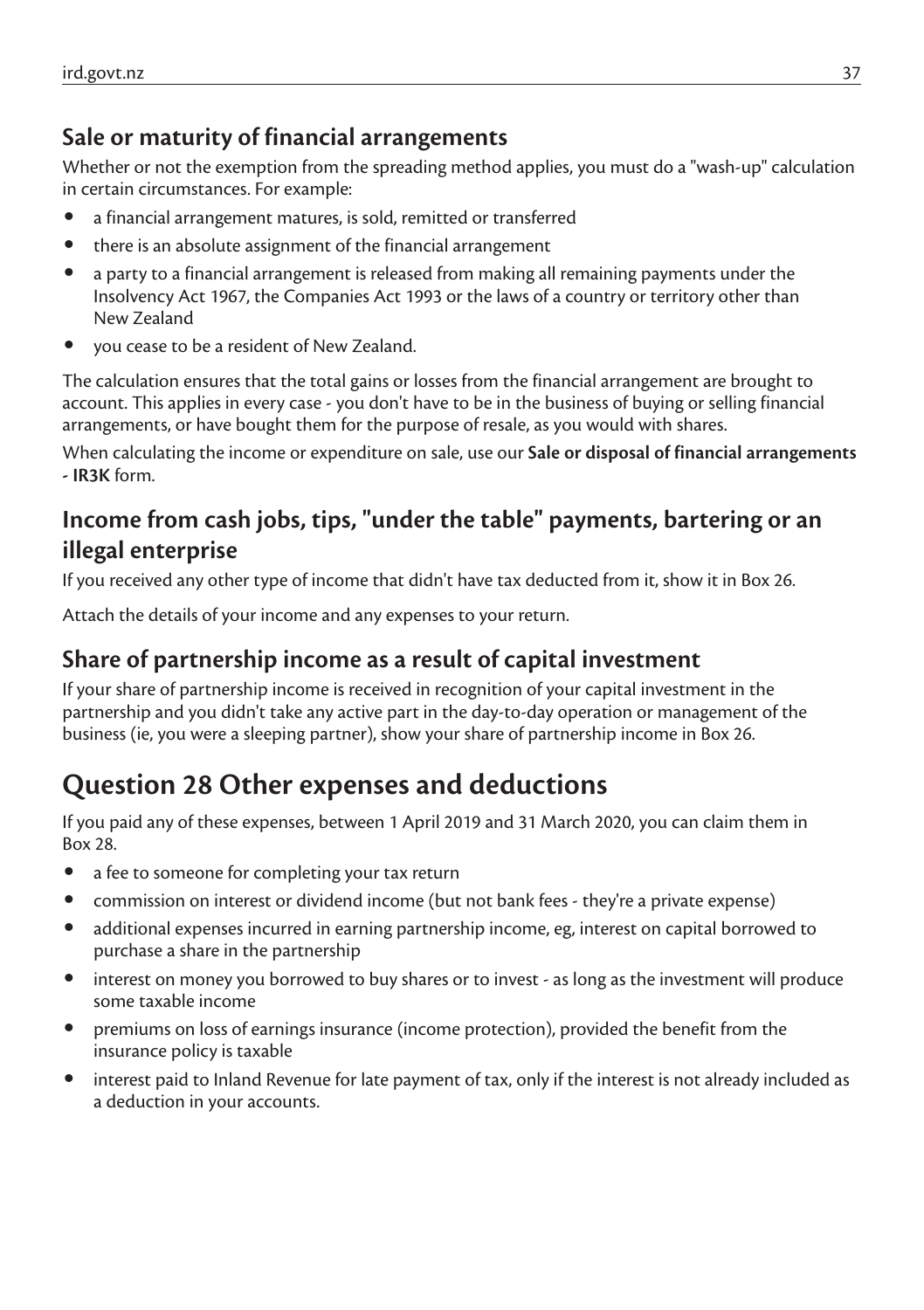## Sale or maturity of financial arrangements

Whether or not the exemption from the spreading method applies, you must do a "wash-up" calculation in certain circumstances. For example:

- a financial arrangement matures, is sold, remitted or transferred
- there is an absolute assignment of the financial arrangement
- a party to a financial arrangement is released from making all remaining payments under the Insolvency Act 1967, the Companies Act 1993 or the laws of a country or territory other than New Zealand
- you cease to be a resident of New Zealand.

The calculation ensures that the total gains or losses from the financial arrangement are brought to account. This applies in every case - you don't have to be in the business of buying or selling financial arrangements, or have bought them for the purpose of resale, as you would with shares.

When calculating the income or expenditure on sale, use our **Sale or disposal of financial arrangements - IR3K** form.

## Income from cash jobs, tips, "under the table" payments, bartering or an illegal enterprise

If you received any other type of income that didn't have tax deducted from it, show it in Box 26.

Attach the details of your income and any expenses to your return.

## Share of partnership income as a result of capital investment

If your share of partnership income is received in recognition of your capital investment in the partnership and you didn't take any active part in the day-to-day operation or management of the business (ie, you were a sleeping partner), show your share of partnership income in Box 26.

# Question 28 Other expenses and deductions

If you paid any of these expenses, between 1 April 2019 and 31 March 2020, you can claim them in Box 28.

- a fee to someone for completing your tax return
- commission on interest or dividend income (but not bank fees - they're a private expense)
- additional expenses incurred in earning partnership income, eg, interest on capital borrowed to purchase a share in the partnership
- interest on money you borrowed to buy shares or to invest - as long as the investment will produce some taxable income
- premiums on loss of earnings insurance (income protection), provided the benefit from the insurance policy is taxable
- interest paid to Inland Revenue for late payment of tax, only if the interest is not already included as a deduction in your accounts.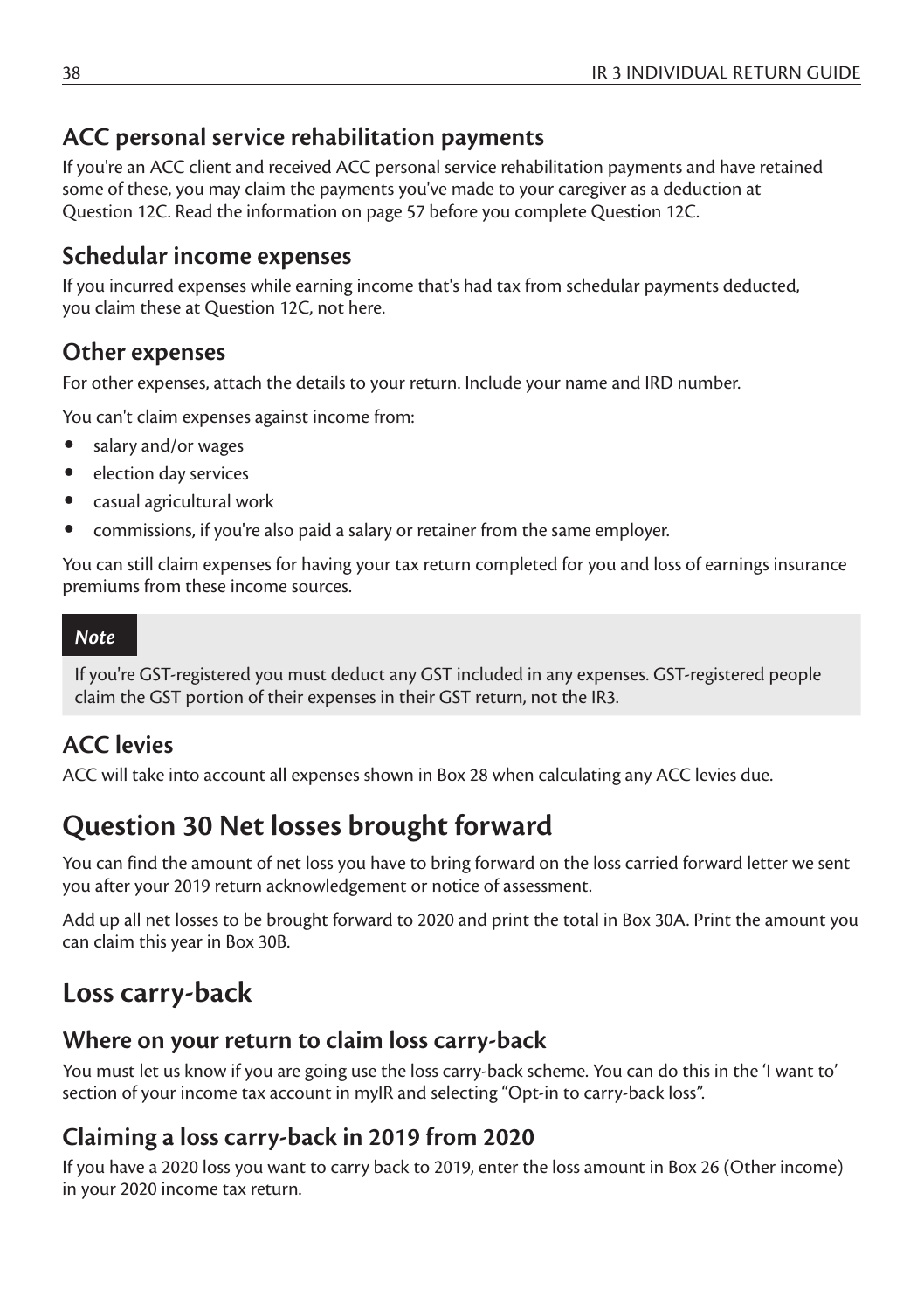### ACC personal service rehabilitation payments

If you're an ACC client and received ACC personal service rehabilitation payments and have retained some of these, you may claim the payments you've made to your caregiver as a deduction at Question 12C. Read the information on page 57 before you complete Question 12C.

### Schedular income expenses

If you incurred expenses while earning income that's had tax from schedular payments deducted, you claim these at Question 12C, not here.

### Other expenses

For other expenses, attach the details to your return. Include your name and IRD number.

You can't claim expenses against income from:

- salary and/or wages
- election day services
- casual agricultural work
- commissions, if you're also paid a salary or retainer from the same employer.

You can still claim expenses for having your tax return completed for you and loss of earnings insurance premiums from these income sources.

> ***Note***
>
> If you're GST-registered you must deduct any GST included in any expenses. GST-registered people claim the GST portion of their expenses in their GST return, not the IR3.

### ACC levies

ACC will take into account all expenses shown in Box 28 when calculating any ACC levies due.

## Question 30 Net losses brought forward

You can find the amount of net loss you have to bring forward on the loss carried forward letter we sent you after your 2019 return acknowledgement or notice of assessment.

Add up all net losses to be brought forward to 2020 and print the total in Box 30A. Print the amount you can claim this year in Box 30B.

## Loss carry-back

### Where on your return to claim loss carry-back

You must let us know if you are going use the loss carry-back scheme. You can do this in the 'I want to' section of your income tax account in myIR and selecting "Opt-in to carry-back loss".

### Claiming a loss carry-back in 2019 from 2020

If you have a 2020 loss you want to carry back to 2019, enter the loss amount in Box 26 (Other income) in your 2020 income tax return.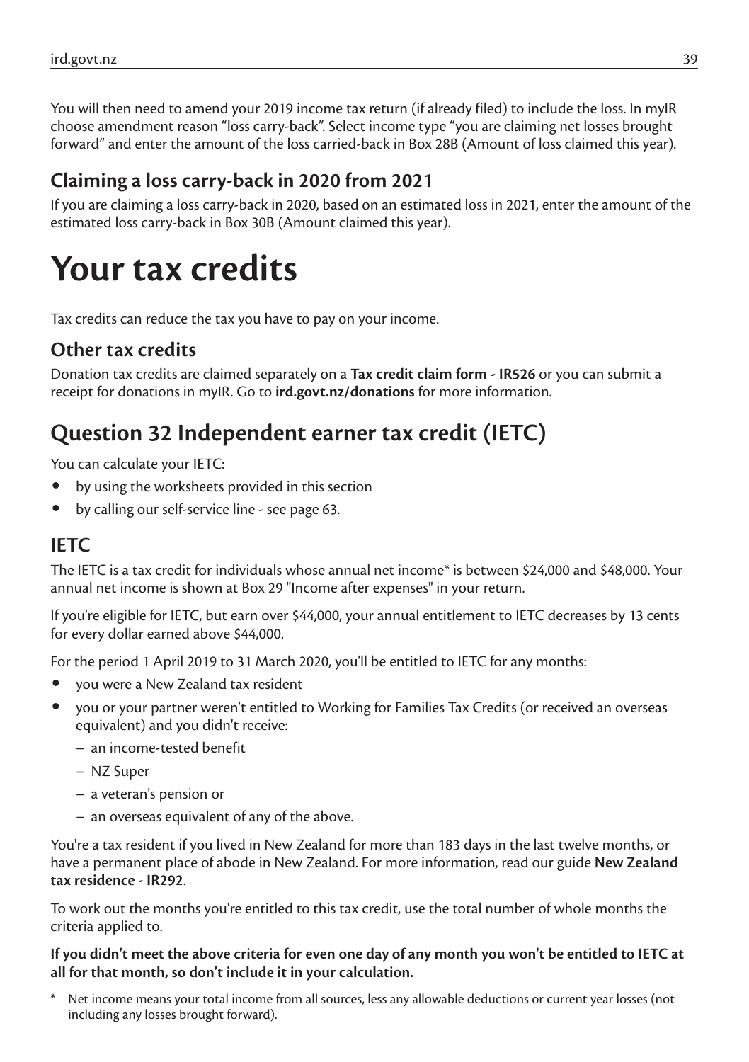You will then need to amend your 2019 income tax return (if already filed) to include the loss. In myIR choose amendment reason "loss carry-back". Select income type "you are claiming net losses brought forward" and enter the amount of the loss carried-back in Box 28B (Amount of loss claimed this year).

## Claiming a loss carry-back in 2020 from 2021

If you are claiming a loss carry-back in 2020, based on an estimated loss in 2021, enter the amount of the estimated loss carry-back in Box 30B (Amount claimed this year).

# Your tax credits

Tax credits can reduce the tax you have to pay on your income.

## Other tax credits

Donation tax credits are claimed separately on a **Tax credit claim form - IR526** or you can submit a receipt for donations in myIR. Go to **ird.govt.nz/donations** for more information.

## Question 32 Independent earner tax credit (IETC)

You can calculate your IETC:

- by using the worksheets provided in this section
- by calling our self-service line - see page 63.

## IETC

The IETC is a tax credit for individuals whose annual net income* is between $24,000 and $48,000. Your annual net income is shown at Box 29 "Income after expenses" in your return.

If you're eligible for IETC, but earn over $44,000, your annual entitlement to IETC decreases by 13 cents for every dollar earned above $44,000.

For the period 1 April 2019 to 31 March 2020, you'll be entitled to IETC for any months:

- you were a New Zealand tax resident
- you or your partner weren't entitled to Working for Families Tax Credits (or received an overseas equivalent) and you didn't receive:
  - an income-tested benefit
  - NZ Super
  - a veteran's pension or
  - an overseas equivalent of any of the above.

You're a tax resident if you lived in New Zealand for more than 183 days in the last twelve months, or have a permanent place of abode in New Zealand. For more information, read our guide **New Zealand tax residence - IR292**.

To work out the months you're entitled to this tax credit, use the total number of whole months the criteria applied to.

**If you didn't meet the above criteria for even one day of any month you won't be entitled to IETC at all for that month, so don't include it in your calculation.**

\* Net income means your total income from all sources, less any allowable deductions or current year losses (not including any losses brought forward).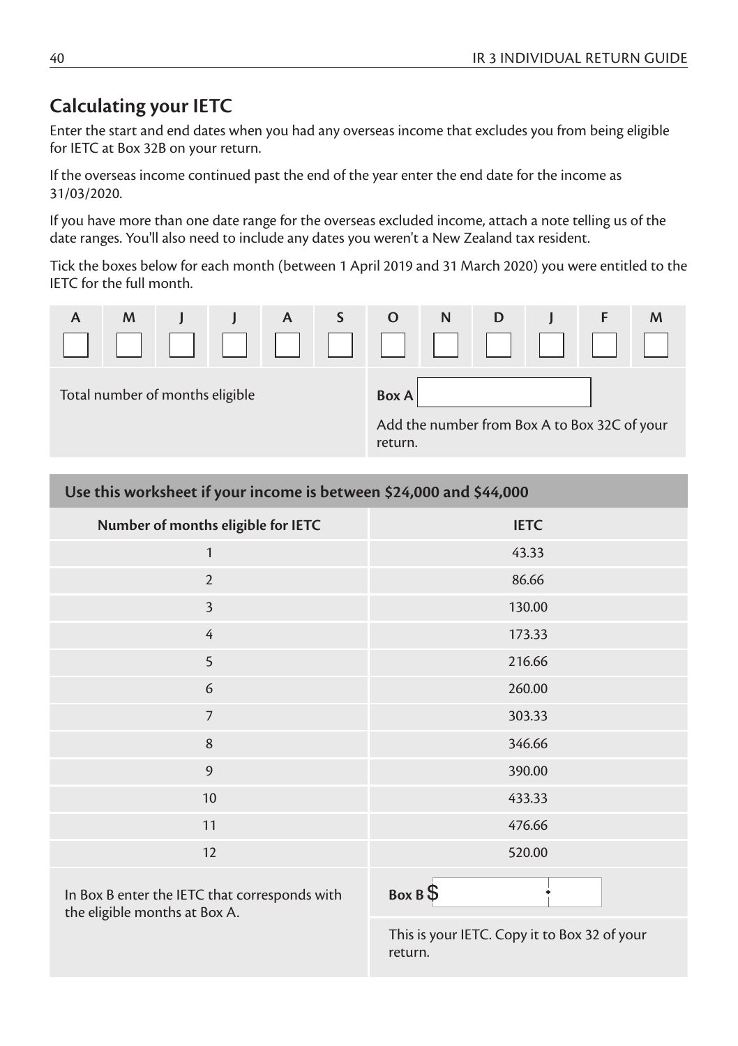## Calculating your IETC

Enter the start and end dates when you had any overseas income that excludes you from being eligible for IETC at Box 32B on your return.

If the overseas income continued past the end of the year enter the end date for the income as 31/03/2020.

If you have more than one date range for the overseas excluded income, attach a note telling us of the date ranges. You'll also need to include any dates you weren't a New Zealand tax resident.

Tick the boxes below for each month (between 1 April 2019 and 31 March 2020) you were entitled to the IETC for the full month.

| A | M | J | J | A | S | O | N | D | J | F | M |
|---|---|---|---|---|---|---|---|---|---|---|---|
| ☐ | ☐ | ☐ | ☐ | ☐ | ☐ | ☐ | ☐ | ☐ | ☐ | ☐ | ☐ |

Total number of months eligible **Box A** ______

Add the number from Box A to Box 32C of your return.

**Use this worksheet if your income is between $24,000 and $44,000**

| Number of months eligible for IETC | IETC |
|---|---|
| 1 | 43.33 |
| 2 | 86.66 |
| 3 | 130.00 |
| 4 | 173.33 |
| 5 | 216.66 |
| 6 | 260.00 |
| 7 | 303.33 |
| 8 | 346.66 |
| 9 | 390.00 |
| 10 | 433.33 |
| 11 | 476.66 |
| 12 | 520.00 |

In Box B enter the IETC that corresponds with the eligible months at Box A. **Box B** $ ______

This is your IETC. Copy it to Box 32 of your return.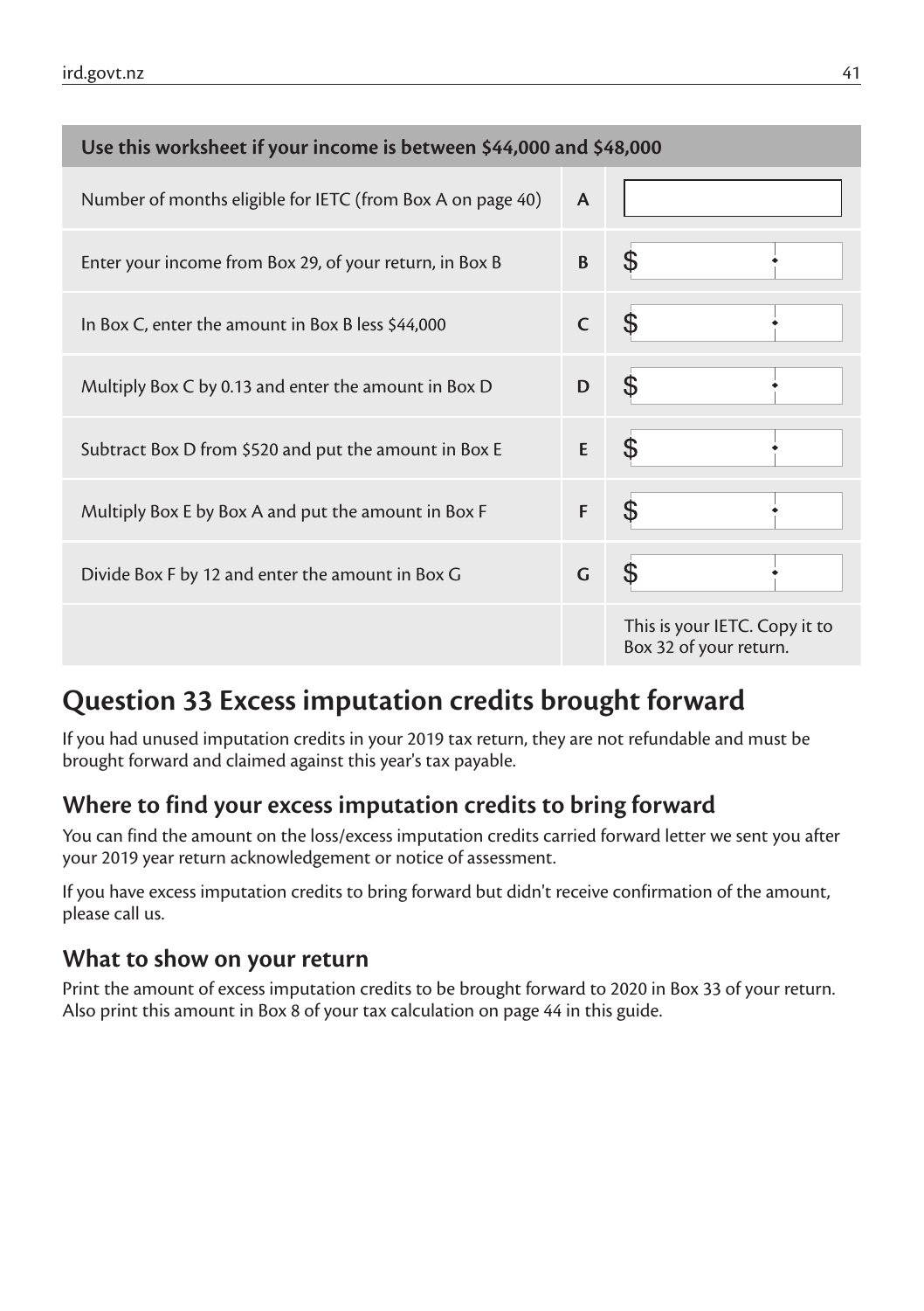| Use this worksheet if your income is between $44,000 and $48,000 | | |
|---|---|---|
| Number of months eligible for IETC (from Box A on page 40) | A | |
| Enter your income from Box 29, of your return, in Box B | B | $ |
| In Box C, enter the amount in Box B less $44,000 | C | $ |
| Multiply Box C by 0.13 and enter the amount in Box D | D | $ |
| Subtract Box D from $520 and put the amount in Box E | E | $ |
| Multiply Box E by Box A and put the amount in Box F | F | $ |
| Divide Box F by 12 and enter the amount in Box G | G | $ |
| | | This is your IETC. Copy it to Box 32 of your return. |

## Question 33 Excess imputation credits brought forward

If you had unused imputation credits in your 2019 tax return, they are not refundable and must be brought forward and claimed against this year's tax payable.

### Where to find your excess imputation credits to bring forward

You can find the amount on the loss/excess imputation credits carried forward letter we sent you after your 2019 year return acknowledgement or notice of assessment.

If you have excess imputation credits to bring forward but didn't receive confirmation of the amount, please call us.

### What to show on your return

Print the amount of excess imputation credits to be brought forward to 2020 in Box 33 of your return. Also print this amount in Box 8 of your tax calculation on page 44 in this guide.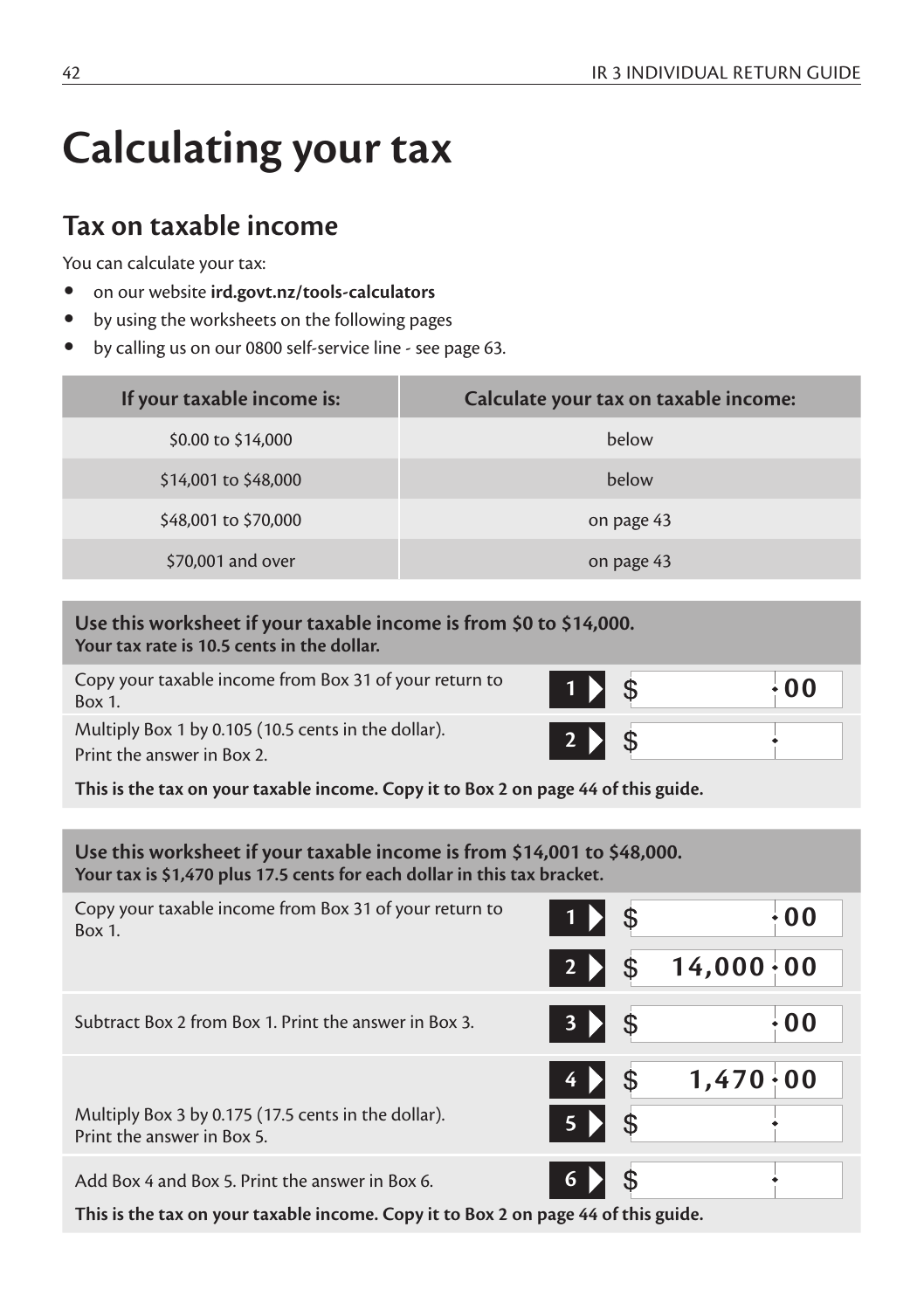# Calculating your tax

## Tax on taxable income

You can calculate your tax:

- on our website **ird.govt.nz/tools-calculators**
- by using the worksheets on the following pages
- by calling us on our 0800 self-service line - see page 63.

| If your taxable income is: | Calculate your tax on taxable income: |
|---|---|
| $0.00 to $14,000 | below |
| $14,001 to $48,000 | below |
| $48,001 to $70,000 | on page 43 |
| $70,001 and over | on page 43 |

**Use this worksheet if your taxable income is from $0 to $14,000.**
**Your tax rate is 10.5 cents in the dollar.**

| | Box | Amount |
|---|---|---|
| Copy your taxable income from Box 31 of your return to Box 1. | 1 | $ .00 |
| Multiply Box 1 by 0.105 (10.5 cents in the dollar). Print the answer in Box 2. | 2 | $ . |

**This is the tax on your taxable income. Copy it to Box 2 on page 44 of this guide.**

**Use this worksheet if your taxable income is from $14,001 to $48,000.**
**Your tax is $1,470 plus 17.5 cents for each dollar in this tax bracket.**

| | Box | Amount |
|---|---|---|
| Copy your taxable income from Box 31 of your return to Box 1. | 1 | $ .00 |
| | 2 | $ 14,000.00 |
| Subtract Box 2 from Box 1. Print the answer in Box 3. | 3 | $ .00 |
| | 4 | $ 1,470.00 |
| Multiply Box 3 by 0.175 (17.5 cents in the dollar). Print the answer in Box 5. | 5 | $ . |
| Add Box 4 and Box 5. Print the answer in Box 6. | 6 | $ . |

**This is the tax on your taxable income. Copy it to Box 2 on page 44 of this guide.**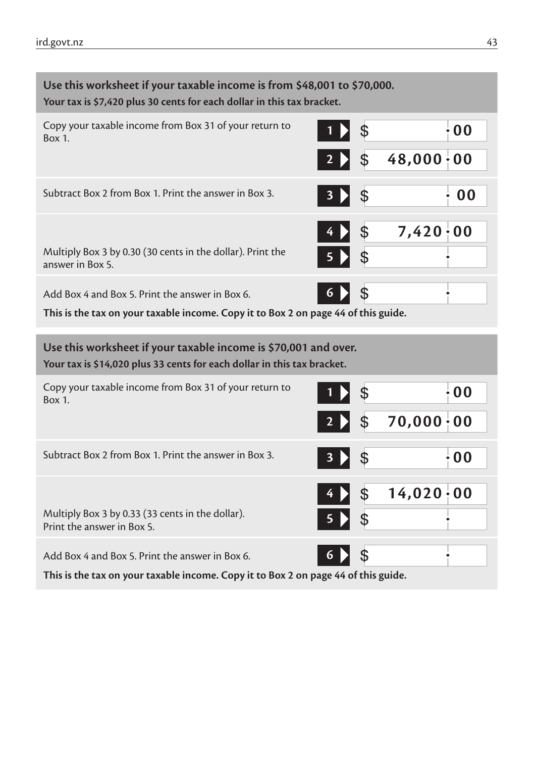## Use this worksheet if your taxable income is from $48,001 to $70,000.

**Your tax is $7,420 plus 30 cents for each dollar in this tax bracket.**

| Instruction | Box | Amount |
|---|---|---|
| Copy your taxable income from Box 31 of your return to Box 1. | 1 | $ .00 |
| | 2 | $ 48,000.00 |
| Subtract Box 2 from Box 1. Print the answer in Box 3. | 3 | $ .00 |
| | 4 | $ 7,420.00 |
| Multiply Box 3 by 0.30 (30 cents in the dollar). Print the answer in Box 5. | 5 | $ . |
| Add Box 4 and Box 5. Print the answer in Box 6. | 6 | $ . |

**This is the tax on your taxable income. Copy it to Box 2 on page 44 of this guide.**

## Use this worksheet if your taxable income is $70,001 and over.

**Your tax is $14,020 plus 33 cents for each dollar in this tax bracket.**

| Instruction | Box | Amount |
|---|---|---|
| Copy your taxable income from Box 31 of your return to Box 1. | 1 | $ .00 |
| | 2 | $ 70,000.00 |
| Subtract Box 2 from Box 1. Print the answer in Box 3. | 3 | $ .00 |
| | 4 | $ 14,020.00 |
| Multiply Box 3 by 0.33 (33 cents in the dollar). Print the answer in Box 5. | 5 | $ . |
| Add Box 4 and Box 5. Print the answer in Box 6. | 6 | $ . |

**This is the tax on your taxable income. Copy it to Box 2 on page 44 of this guide.**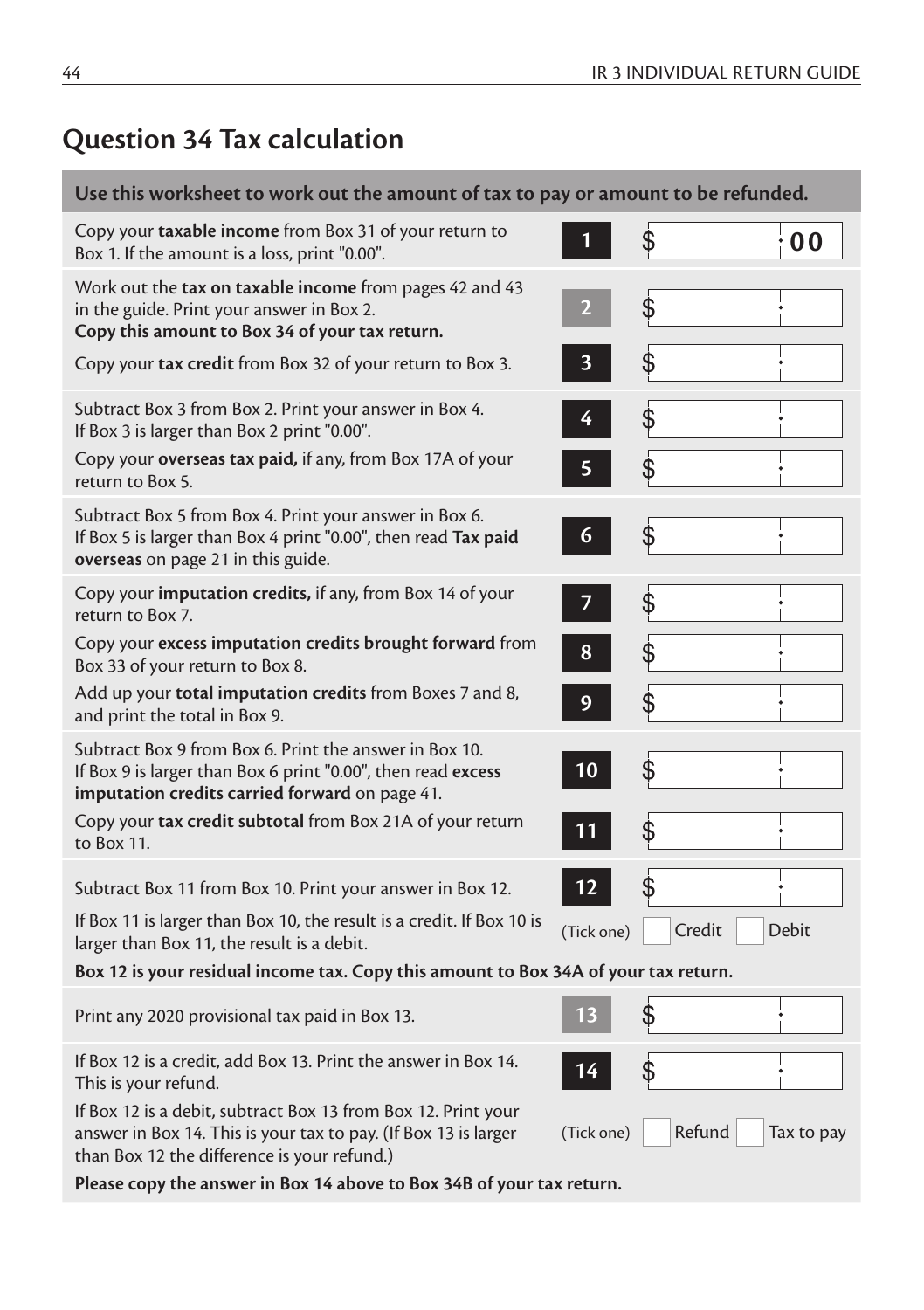## Question 34 Tax calculation

| Use this worksheet to work out the amount of tax to pay or amount to be refunded. | | |
|---|---|---|
| Copy your **taxable income** from Box 31 of your return to Box 1. If the amount is a loss, print "0.00". | 1 | $ . 00 |
| Work out the **tax on taxable income** from pages 42 and 43 in the guide. Print your answer in Box 2. **Copy this amount to Box 34 of your tax return.** | 2 | $ . |
| Copy your **tax credit** from Box 32 of your return to Box 3. | 3 | $ . |
| Subtract Box 3 from Box 2. Print your answer in Box 4. If Box 3 is larger than Box 2 print "0.00". | 4 | $ . |
| Copy your **overseas tax paid,** if any, from Box 17A of your return to Box 5. | 5 | $ . |
| Subtract Box 5 from Box 4. Print your answer in Box 6. If Box 5 is larger than Box 4 print "0.00", then read **Tax paid overseas** on page 21 in this guide. | 6 | $ . |
| Copy your **imputation credits,** if any, from Box 14 of your return to Box 7. | 7 | $ . |
| Copy your **excess imputation credits brought forward** from Box 33 of your return to Box 8. | 8 | $ . |
| Add up your **total imputation credits** from Boxes 7 and 8, and print the total in Box 9. | 9 | $ . |
| Subtract Box 9 from Box 6. Print the answer in Box 10. If Box 9 is larger than Box 6 print "0.00", then read **excess imputation credits carried forward** on page 41. | 10 | $ . |
| Copy your **tax credit subtotal** from Box 21A of your return to Box 11. | 11 | $ . |
| Subtract Box 11 from Box 10. Print your answer in Box 12. | 12 | $ . |
| If Box 11 is larger than Box 10, the result is a credit. If Box 10 is larger than Box 11, the result is a debit. | (Tick one) | ☐ Credit ☐ Debit |
| **Box 12 is your residual income tax. Copy this amount to Box 34A of your tax return.** | | |
| Print any 2020 provisional tax paid in Box 13. | 13 | $ . |
| If Box 12 is a credit, add Box 13. Print the answer in Box 14. This is your refund. | 14 | $ . |
| If Box 12 is a debit, subtract Box 13 from Box 12. Print your answer in Box 14. This is your tax to pay. (If Box 13 is larger than Box 12 the difference is your refund.) | (Tick one) | ☐ Refund ☐ Tax to pay |
| **Please copy the answer in Box 14 above to Box 34B of your tax return.** | | |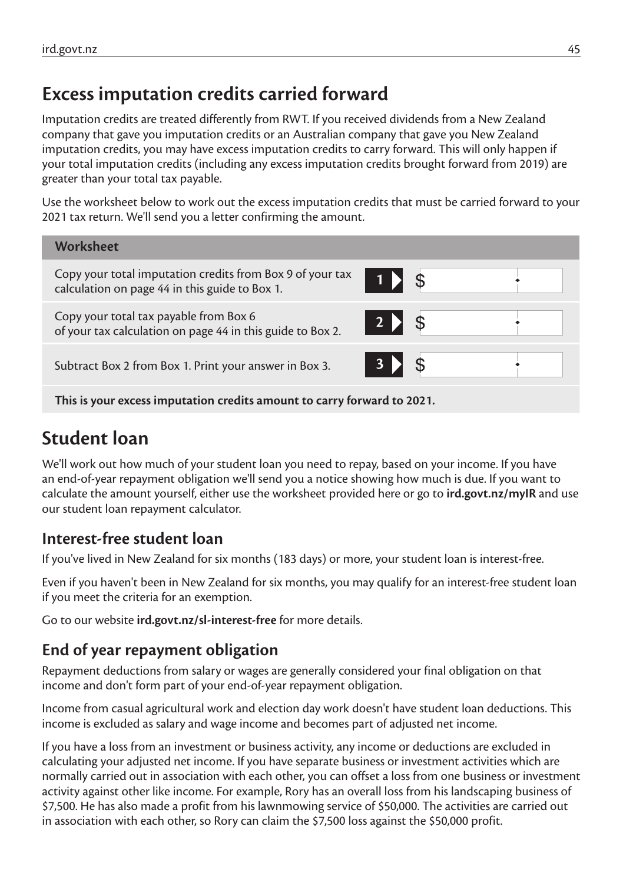## Excess imputation credits carried forward

Imputation credits are treated differently from RWT. If you received dividends from a New Zealand company that gave you imputation credits or an Australian company that gave you New Zealand imputation credits, you may have excess imputation credits to carry forward. This will only happen if your total imputation credits (including any excess imputation credits brought forward from 2019) are greater than your total tax payable.

Use the worksheet below to work out the excess imputation credits that must be carried forward to your 2021 tax return. We'll send you a letter confirming the amount.

| Worksheet | | |
|---|---|---|
| Copy your total imputation credits from Box 9 of your tax calculation on page 44 in this guide to Box 1. | 1 | $ |
| Copy your total tax payable from Box 6 of your tax calculation on page 44 in this guide to Box 2. | 2 | $ |
| Subtract Box 2 from Box 1. Print your answer in Box 3. | 3 | $ |
| **This is your excess imputation credits amount to carry forward to 2021.** | | |

## Student loan

We'll work out how much of your student loan you need to repay, based on your income. If you have an end-of-year repayment obligation we'll send you a notice showing how much is due. If you want to calculate the amount yourself, either use the worksheet provided here or go to **ird.govt.nz/myIR** and use our student loan repayment calculator.

### Interest-free student loan

If you've lived in New Zealand for six months (183 days) or more, your student loan is interest-free.

Even if you haven't been in New Zealand for six months, you may qualify for an interest-free student loan if you meet the criteria for an exemption.

Go to our website **ird.govt.nz/sl-interest-free** for more details.

### End of year repayment obligation

Repayment deductions from salary or wages are generally considered your final obligation on that income and don't form part of your end-of-year repayment obligation.

Income from casual agricultural work and election day work doesn't have student loan deductions. This income is excluded as salary and wage income and becomes part of adjusted net income.

If you have a loss from an investment or business activity, any income or deductions are excluded in calculating your adjusted net income. If you have separate business or investment activities which are normally carried out in association with each other, you can offset a loss from one business or investment activity against other like income. For example, Rory has an overall loss from his landscaping business of $7,500. He has also made a profit from his lawnmowing service of $50,000. The activities are carried out in association with each other, so Rory can claim the $7,500 loss against the $50,000 profit.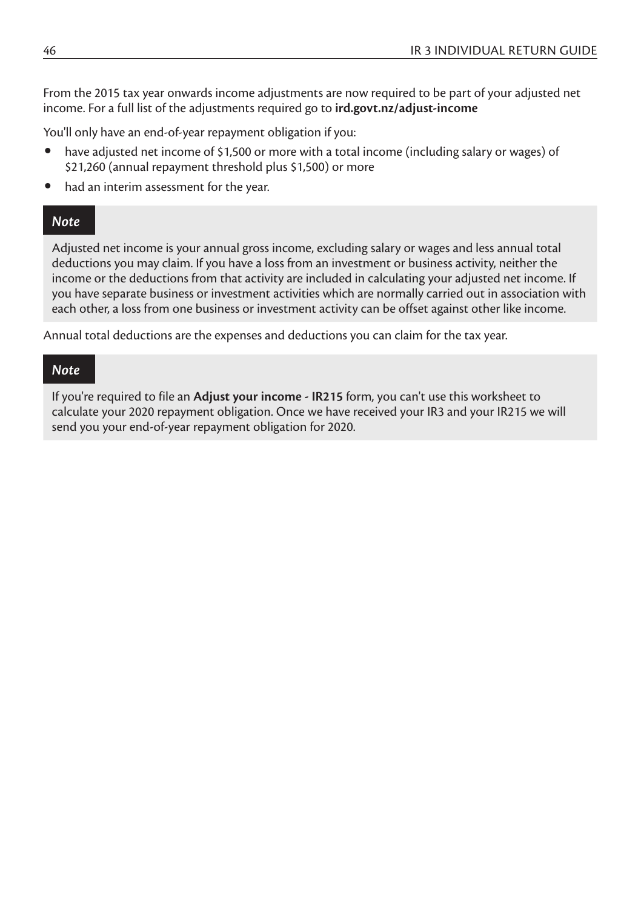From the 2015 tax year onwards income adjustments are now required to be part of your adjusted net income. For a full list of the adjustments required go to **ird.govt.nz/adjust-income**

You'll only have an end-of-year repayment obligation if you:

- have adjusted net income of $1,500 or more with a total income (including salary or wages) of $21,260 (annual repayment threshold plus $1,500) or more
- had an interim assessment for the year.

> ***Note***
>
> Adjusted net income is your annual gross income, excluding salary or wages and less annual total deductions you may claim. If you have a loss from an investment or business activity, neither the income or the deductions from that activity are included in calculating your adjusted net income. If you have separate business or investment activities which are normally carried out in association with each other, a loss from one business or investment activity can be offset against other like income.

Annual total deductions are the expenses and deductions you can claim for the tax year.

> ***Note***
>
> If you're required to file an **Adjust your income - IR215** form, you can't use this worksheet to calculate your 2020 repayment obligation. Once we have received your IR3 and your IR215 we will send you your end-of-year repayment obligation for 2020.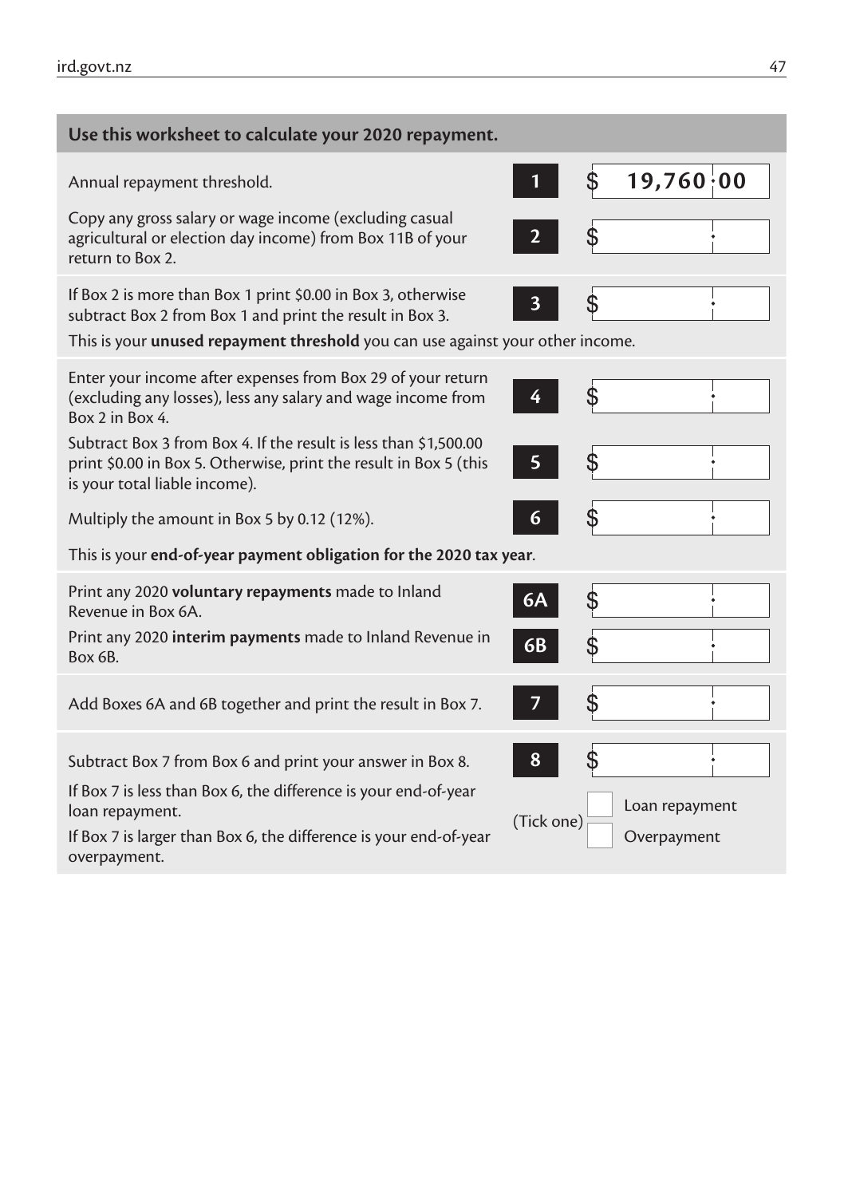**Use this worksheet to calculate your 2020 repayment.**

| Instruction | Box | Amount |
|---|---|---|
| Annual repayment threshold. | 1 | $ 19,760.00 |
| Copy any gross salary or wage income (excluding casual agricultural or election day income) from Box 11B of your return to Box 2. | 2 | $ |
| If Box 2 is more than Box 1 print $0.00 in Box 3, otherwise subtract Box 2 from Box 1 and print the result in Box 3. | 3 | $ |
| This is your **unused repayment threshold** you can use against your other income. | | |
| Enter your income after expenses from Box 29 of your return (excluding any losses), less any salary and wage income from Box 2 in Box 4. | 4 | $ |
| Subtract Box 3 from Box 4. If the result is less than $1,500.00 print $0.00 in Box 5. Otherwise, print the result in Box 5 (this is your total liable income). | 5 | $ |
| Multiply the amount in Box 5 by 0.12 (12%). | 6 | $ |
| This is your **end-of-year payment obligation for the 2020 tax year**. | | |
| Print any 2020 **voluntary repayments** made to Inland Revenue in Box 6A. | 6A | $ |
| Print any 2020 **interim payments** made to Inland Revenue in Box 6B. | 6B | $ |
| Add Boxes 6A and 6B together and print the result in Box 7. | 7 | $ |
| Subtract Box 7 from Box 6 and print your answer in Box 8. | 8 | $ |
| If Box 7 is less than Box 6, the difference is your end-of-year loan repayment. | (Tick one) | ☐ Loan repayment |
| If Box 7 is larger than Box 6, the difference is your end-of-year overpayment. | | ☐ Overpayment |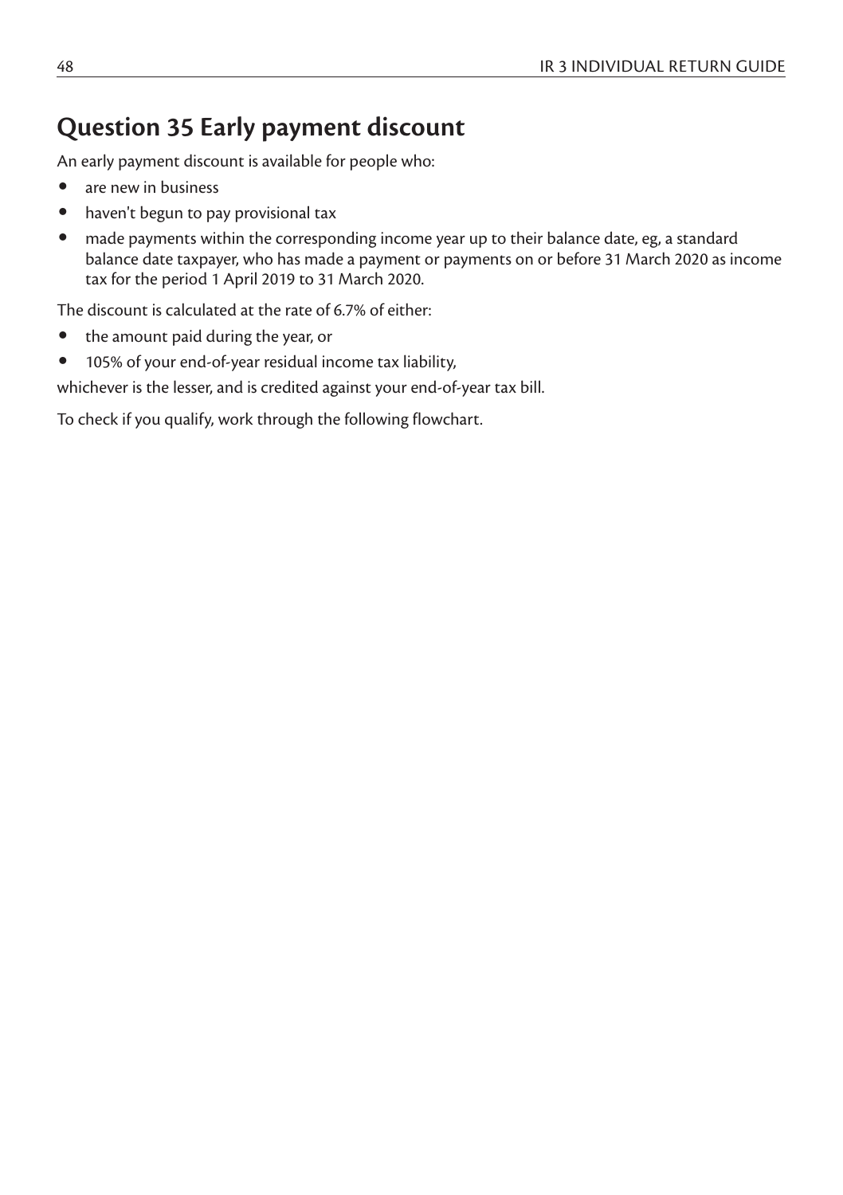## Question 35 Early payment discount

An early payment discount is available for people who:

- are new in business
- haven't begun to pay provisional tax
- made payments within the corresponding income year up to their balance date, eg, a standard balance date taxpayer, who has made a payment or payments on or before 31 March 2020 as income tax for the period 1 April 2019 to 31 March 2020.

The discount is calculated at the rate of 6.7% of either:

- the amount paid during the year, or
- 105% of your end-of-year residual income tax liability,

whichever is the lesser, and is credited against your end-of-year tax bill.

To check if you qualify, work through the following flowchart.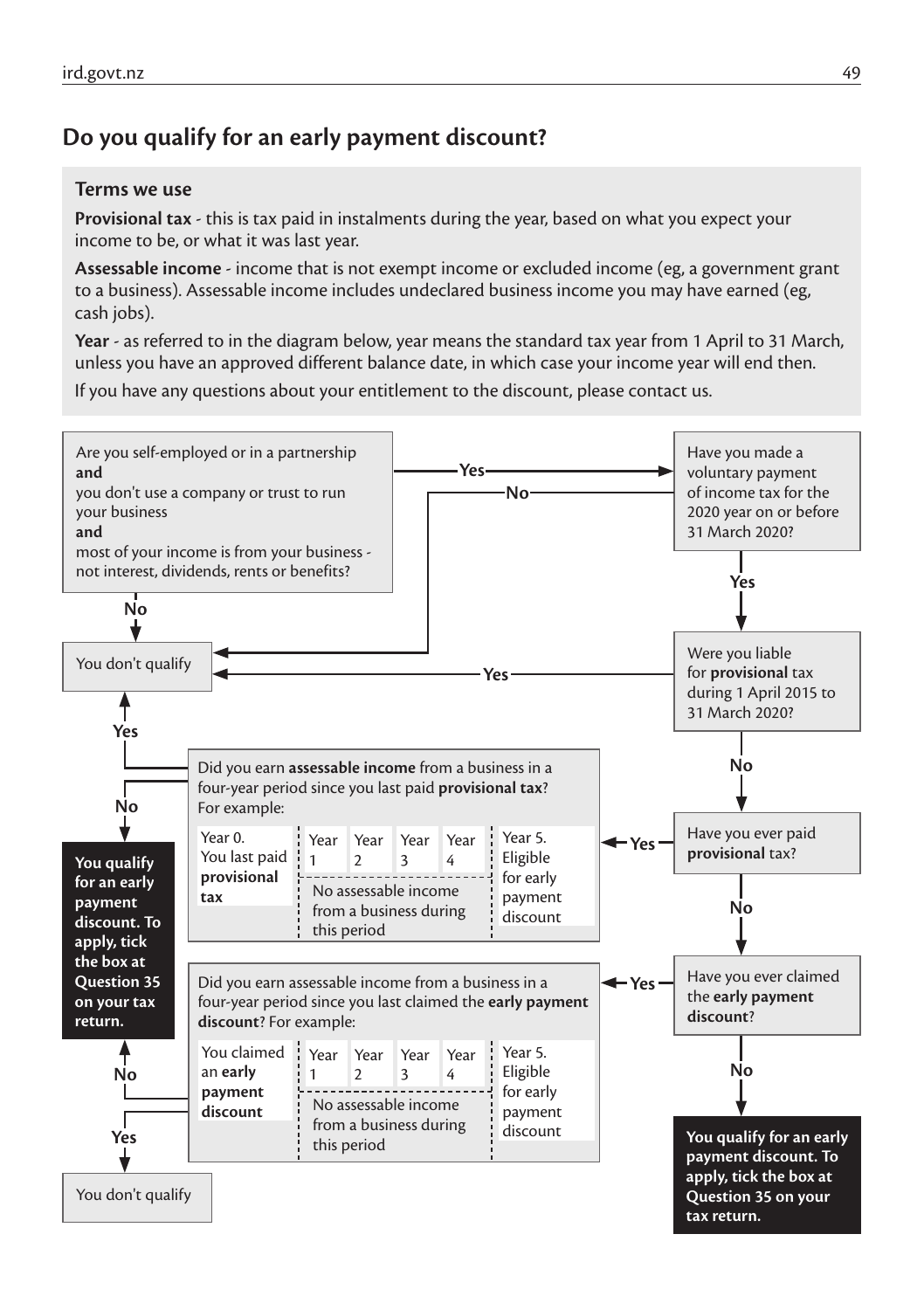## Do you qualify for an early payment discount?

### Terms we use

**Provisional tax** - this is tax paid in instalments during the year, based on what you expect your income to be, or what it was last year.

**Assessable income** - income that is not exempt income or excluded income (eg, a government grant to a business). Assessable income includes undeclared business income you may have earned (eg, cash jobs).

**Year** - as referred to in the diagram below, year means the standard tax year from 1 April to 31 March, unless you have an approved different balance date, in which case your income year will end then.

If you have any questions about your entitlement to the discount, please contact us.

Are you self-employed or in a partnership **and** you don't use a company or trust to run your business **and** most of your income is from your business - not interest, dividends, rents or benefits?

- **No** → You don't qualify
- **Yes** → Have you made a voluntary payment of income tax for the 2020 year on or before 31 March 2020?
  - **No** → You don't qualify
  - **Yes** → Were you liable for **provisional** tax during 1 April 2015 to 31 March 2020?
    - **Yes** → You don't qualify
    - **No** → Have you ever paid **provisional** tax?
      - **Yes** → Did you earn **assessable income** from a business in a four-year period since you last paid **provisional tax**? For example:

| Year 0. You last paid **provisional tax** | Year 1 | Year 2 | Year 3 | Year 4 | Year 5. Eligible for early payment discount |
|---|---|---|---|---|---|
| | No assessable income from a business during this period | | | | |

        - **Yes** → You don't qualify
        - **No** → **You qualify for an early payment discount. To apply, tick the box at Question 35 on your tax return.**
      - **No** → Have you ever claimed the **early payment discount**?
        - **Yes** → Did you earn assessable income from a business in a four-year period since you last claimed the **early payment discount**? For example:

| You claimed an **early payment discount** | Year 1 | Year 2 | Year 3 | Year 4 | Year 5. Eligible for early payment discount |
|---|---|---|---|---|---|
| | No assessable income from a business during this period | | | | |

          - **No** → **You qualify for an early payment discount. To apply, tick the box at Question 35 on your tax return.**
          - **Yes** → You don't qualify
        - **No** → **You qualify for an early payment discount. To apply, tick the box at Question 35 on your tax return.**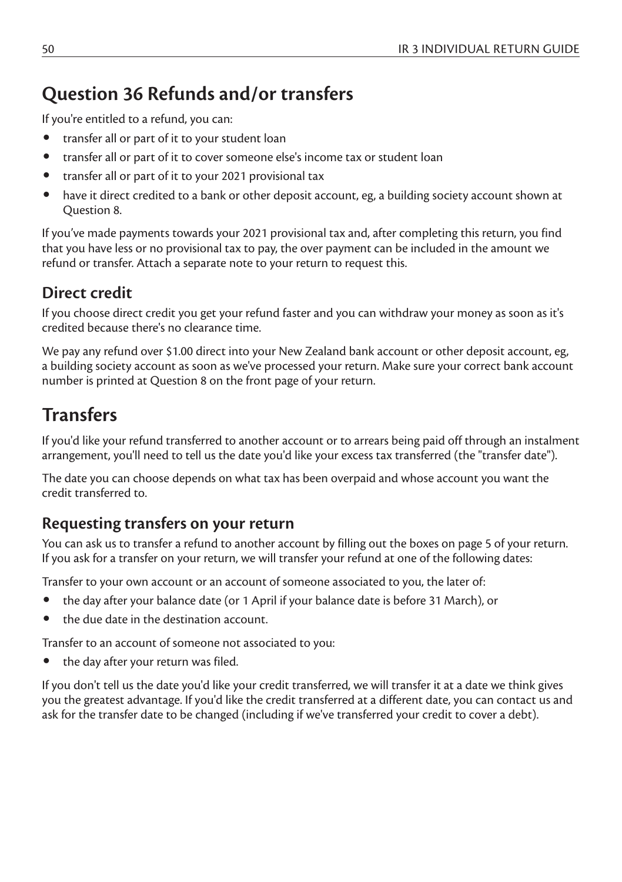# Question 36 Refunds and/or transfers

If you're entitled to a refund, you can:

- transfer all or part of it to your student loan
- transfer all or part of it to cover someone else's income tax or student loan
- transfer all or part of it to your 2021 provisional tax
- have it direct credited to a bank or other deposit account, eg, a building society account shown at Question 8.

If you've made payments towards your 2021 provisional tax and, after completing this return, you find that you have less or no provisional tax to pay, the over payment can be included in the amount we refund or transfer. Attach a separate note to your return to request this.

## Direct credit

If you choose direct credit you get your refund faster and you can withdraw your money as soon as it's credited because there's no clearance time.

We pay any refund over $1.00 direct into your New Zealand bank account or other deposit account, eg, a building society account as soon as we've processed your return. Make sure your correct bank account number is printed at Question 8 on the front page of your return.

# Transfers

If you'd like your refund transferred to another account or to arrears being paid off through an instalment arrangement, you'll need to tell us the date you'd like your excess tax transferred (the "transfer date").

The date you can choose depends on what tax has been overpaid and whose account you want the credit transferred to.

## Requesting transfers on your return

You can ask us to transfer a refund to another account by filling out the boxes on page 5 of your return. If you ask for a transfer on your return, we will transfer your refund at one of the following dates:

Transfer to your own account or an account of someone associated to you, the later of:

- the day after your balance date (or 1 April if your balance date is before 31 March), or
- the due date in the destination account.

Transfer to an account of someone not associated to you:

- the day after your return was filed.

If you don't tell us the date you'd like your credit transferred, we will transfer it at a date we think gives you the greatest advantage. If you'd like the credit transferred at a different date, you can contact us and ask for the transfer date to be changed (including if we've transferred your credit to cover a debt).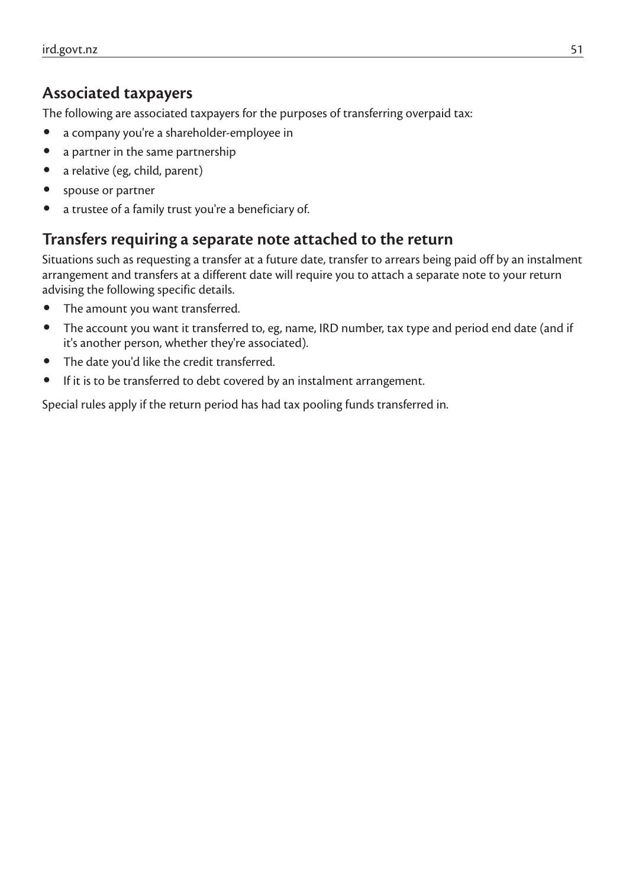## Associated taxpayers

The following are associated taxpayers for the purposes of transferring overpaid tax:

- a company you're a shareholder-employee in
- a partner in the same partnership
- a relative (eg, child, parent)
- spouse or partner
- a trustee of a family trust you're a beneficiary of.

## Transfers requiring a separate note attached to the return

Situations such as requesting a transfer at a future date, transfer to arrears being paid off by an instalment arrangement and transfers at a different date will require you to attach a separate note to your return advising the following specific details.

- The amount you want transferred.
- The account you want it transferred to, eg, name, IRD number, tax type and period end date (and if it's another person, whether they're associated).
- The date you'd like the credit transferred.
- If it is to be transferred to debt covered by an instalment arrangement.

Special rules apply if the return period has had tax pooling funds transferred in.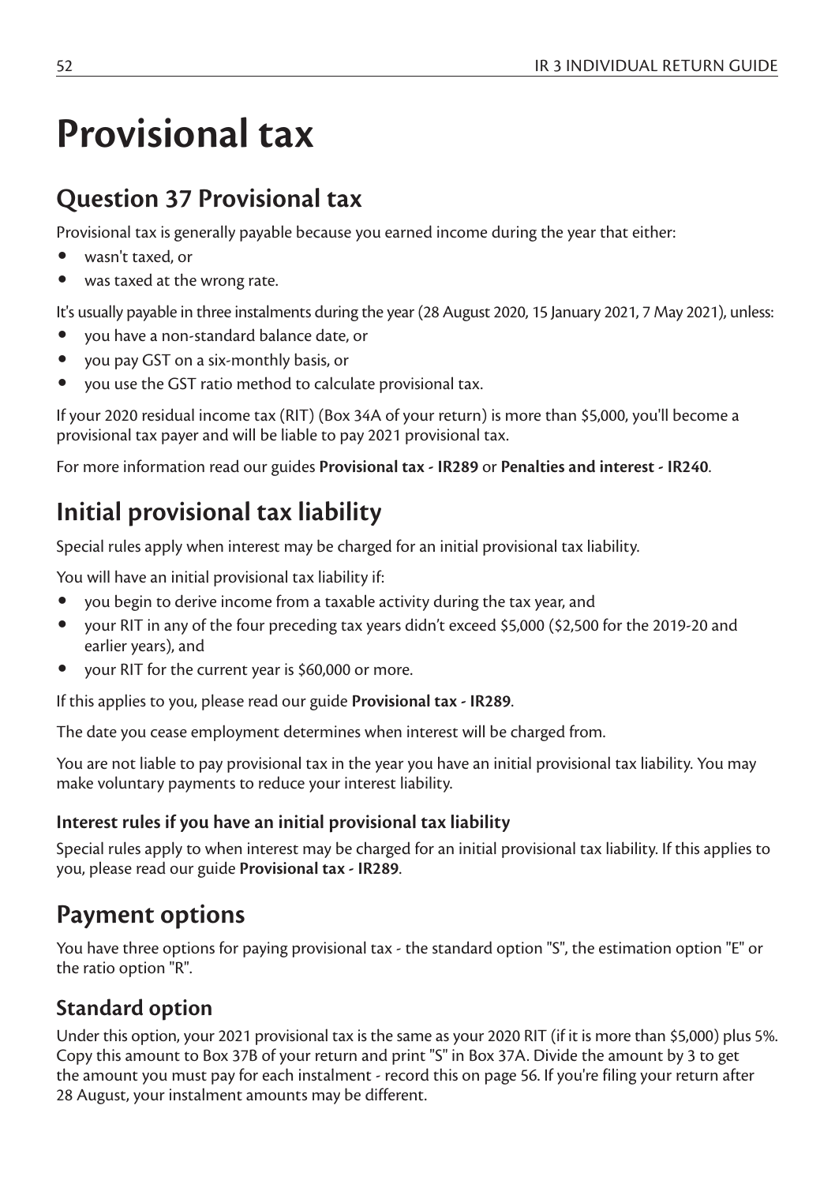# Provisional tax

## Question 37 Provisional tax

Provisional tax is generally payable because you earned income during the year that either:

- wasn't taxed, or
- was taxed at the wrong rate.

It's usually payable in three instalments during the year (28 August 2020, 15 January 2021, 7 May 2021), unless:

- you have a non-standard balance date, or
- you pay GST on a six-monthly basis, or
- you use the GST ratio method to calculate provisional tax.

If your 2020 residual income tax (RIT) (Box 34A of your return) is more than $5,000, you'll become a provisional tax payer and will be liable to pay 2021 provisional tax.

For more information read our guides **Provisional tax - IR289** or **Penalties and interest - IR240**.

## Initial provisional tax liability

Special rules apply when interest may be charged for an initial provisional tax liability.

You will have an initial provisional tax liability if:

- you begin to derive income from a taxable activity during the tax year, and
- your RIT in any of the four preceding tax years didn't exceed $5,000 ($2,500 for the 2019-20 and earlier years), and
- your RIT for the current year is $60,000 or more.

If this applies to you, please read our guide **Provisional tax - IR289**.

The date you cease employment determines when interest will be charged from.

You are not liable to pay provisional tax in the year you have an initial provisional tax liability. You may make voluntary payments to reduce your interest liability.

### Interest rules if you have an initial provisional tax liability

Special rules apply to when interest may be charged for an initial provisional tax liability. If this applies to you, please read our guide **Provisional tax - IR289**.

## Payment options

You have three options for paying provisional tax - the standard option "S", the estimation option "E" or the ratio option "R".

### Standard option

Under this option, your 2021 provisional tax is the same as your 2020 RIT (if it is more than $5,000) plus 5%. Copy this amount to Box 37B of your return and print "S" in Box 37A. Divide the amount by 3 to get the amount you must pay for each instalment - record this on page 56. If you're filing your return after 28 August, your instalment amounts may be different.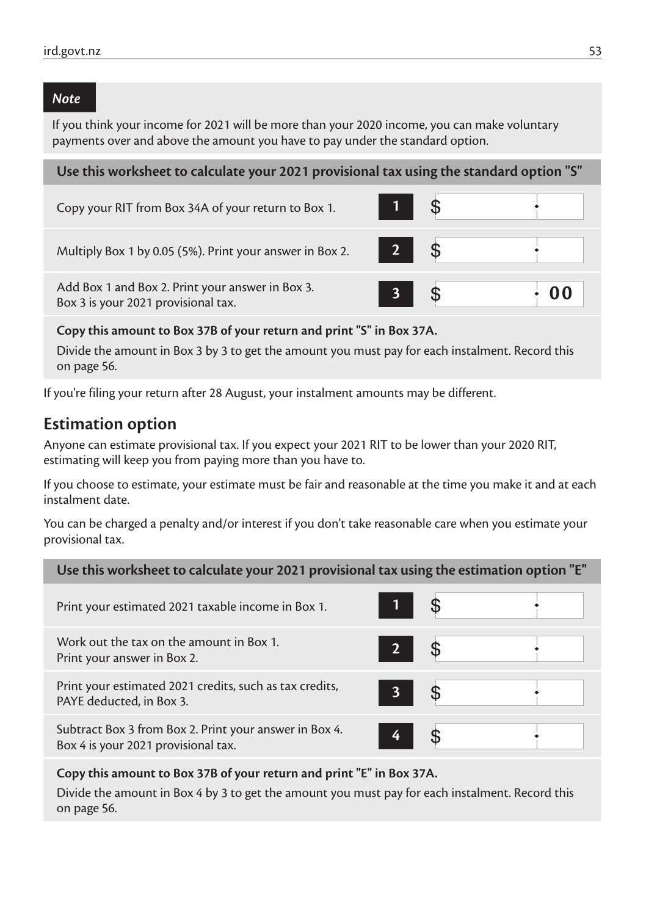> ***Note***
>
> If you think your income for 2021 will be more than your 2020 income, you can make voluntary payments over and above the amount you have to pay under the standard option.

**Use this worksheet to calculate your 2021 provisional tax using the standard option "S"**

| Instruction | Box | Amount |
|---|---|---|
| Copy your RIT from Box 34A of your return to Box 1. | 1 | $ |
| Multiply Box 1 by 0.05 (5%). Print your answer in Box 2. | 2 | $ |
| Add Box 1 and Box 2. Print your answer in Box 3. Box 3 is your 2021 provisional tax. | 3 | $ . 00 |

**Copy this amount to Box 37B of your return and print "S" in Box 37A.**

Divide the amount in Box 3 by 3 to get the amount you must pay for each instalment. Record this on page 56.

If you're filing your return after 28 August, your instalment amounts may be different.

## Estimation option

Anyone can estimate provisional tax. If you expect your 2021 RIT to be lower than your 2020 RIT, estimating will keep you from paying more than you have to.

If you choose to estimate, your estimate must be fair and reasonable at the time you make it and at each instalment date.

You can be charged a penalty and/or interest if you don't take reasonable care when you estimate your provisional tax.

**Use this worksheet to calculate your 2021 provisional tax using the estimation option "E"**

| Instruction | Box | Amount |
|---|---|---|
| Print your estimated 2021 taxable income in Box 1. | 1 | $ |
| Work out the tax on the amount in Box 1. Print your answer in Box 2. | 2 | $ |
| Print your estimated 2021 credits, such as tax credits, PAYE deducted, in Box 3. | 3 | $ |
| Subtract Box 3 from Box 2. Print your answer in Box 4. Box 4 is your 2021 provisional tax. | 4 | $ |

**Copy this amount to Box 37B of your return and print "E" in Box 37A.**

Divide the amount in Box 4 by 3 to get the amount you must pay for each instalment. Record this on page 56.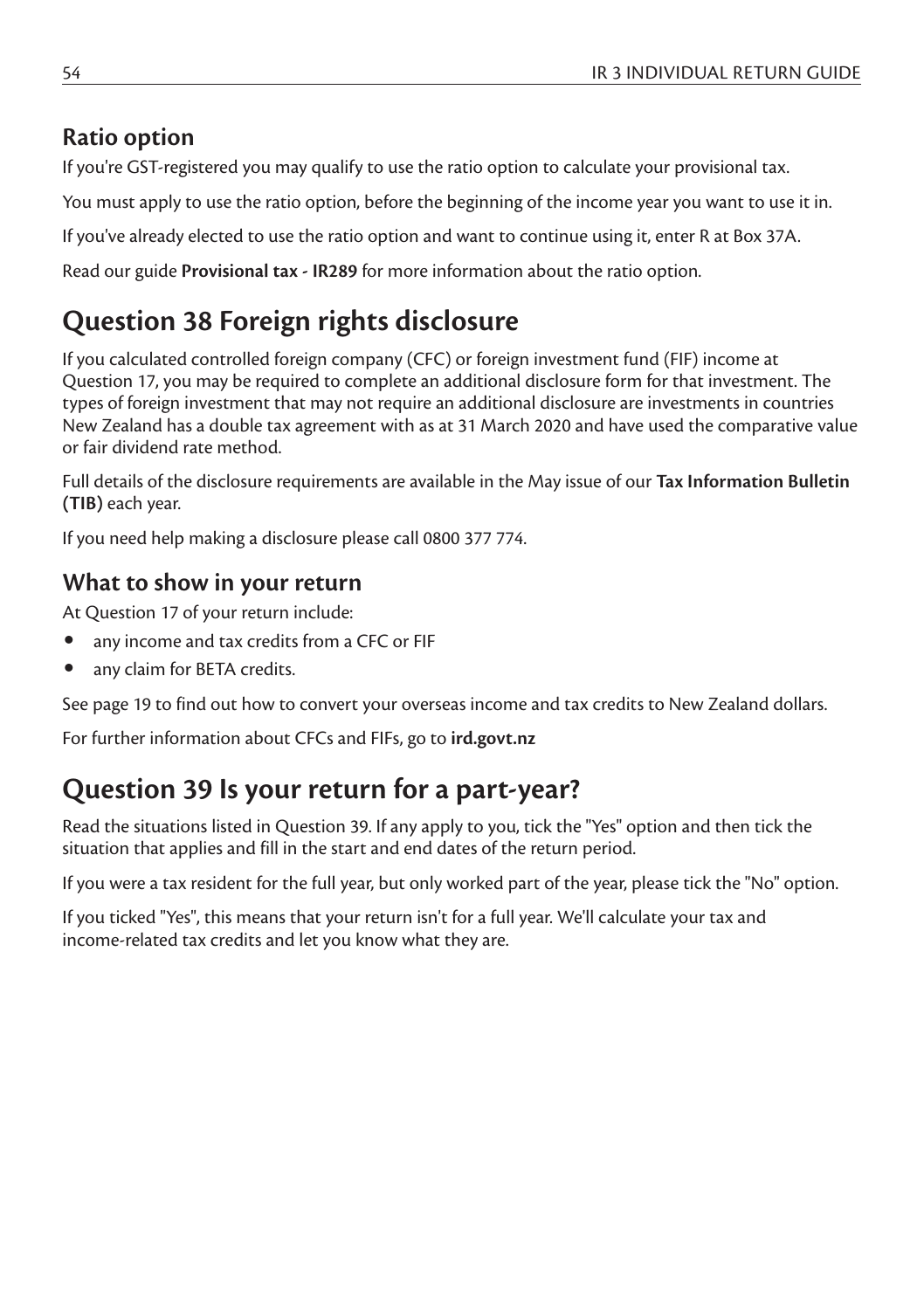### Ratio option

If you're GST-registered you may qualify to use the ratio option to calculate your provisional tax.

You must apply to use the ratio option, before the beginning of the income year you want to use it in.

If you've already elected to use the ratio option and want to continue using it, enter R at Box 37A.

Read our guide **Provisional tax - IR289** for more information about the ratio option.

## Question 38 Foreign rights disclosure

If you calculated controlled foreign company (CFC) or foreign investment fund (FIF) income at Question 17, you may be required to complete an additional disclosure form for that investment. The types of foreign investment that may not require an additional disclosure are investments in countries New Zealand has a double tax agreement with as at 31 March 2020 and have used the comparative value or fair dividend rate method.

Full details of the disclosure requirements are available in the May issue of our **Tax Information Bulletin (TIB)** each year.

If you need help making a disclosure please call 0800 377 774.

### What to show in your return

At Question 17 of your return include:

- any income and tax credits from a CFC or FIF
- any claim for BETA credits.

See page 19 to find out how to convert your overseas income and tax credits to New Zealand dollars.

For further information about CFCs and FIFs, go to **ird.govt.nz**

## Question 39 Is your return for a part-year?

Read the situations listed in Question 39. If any apply to you, tick the "Yes" option and then tick the situation that applies and fill in the start and end dates of the return period.

If you were a tax resident for the full year, but only worked part of the year, please tick the "No" option.

If you ticked "Yes", this means that your return isn't for a full year. We'll calculate your tax and income-related tax credits and let you know what they are.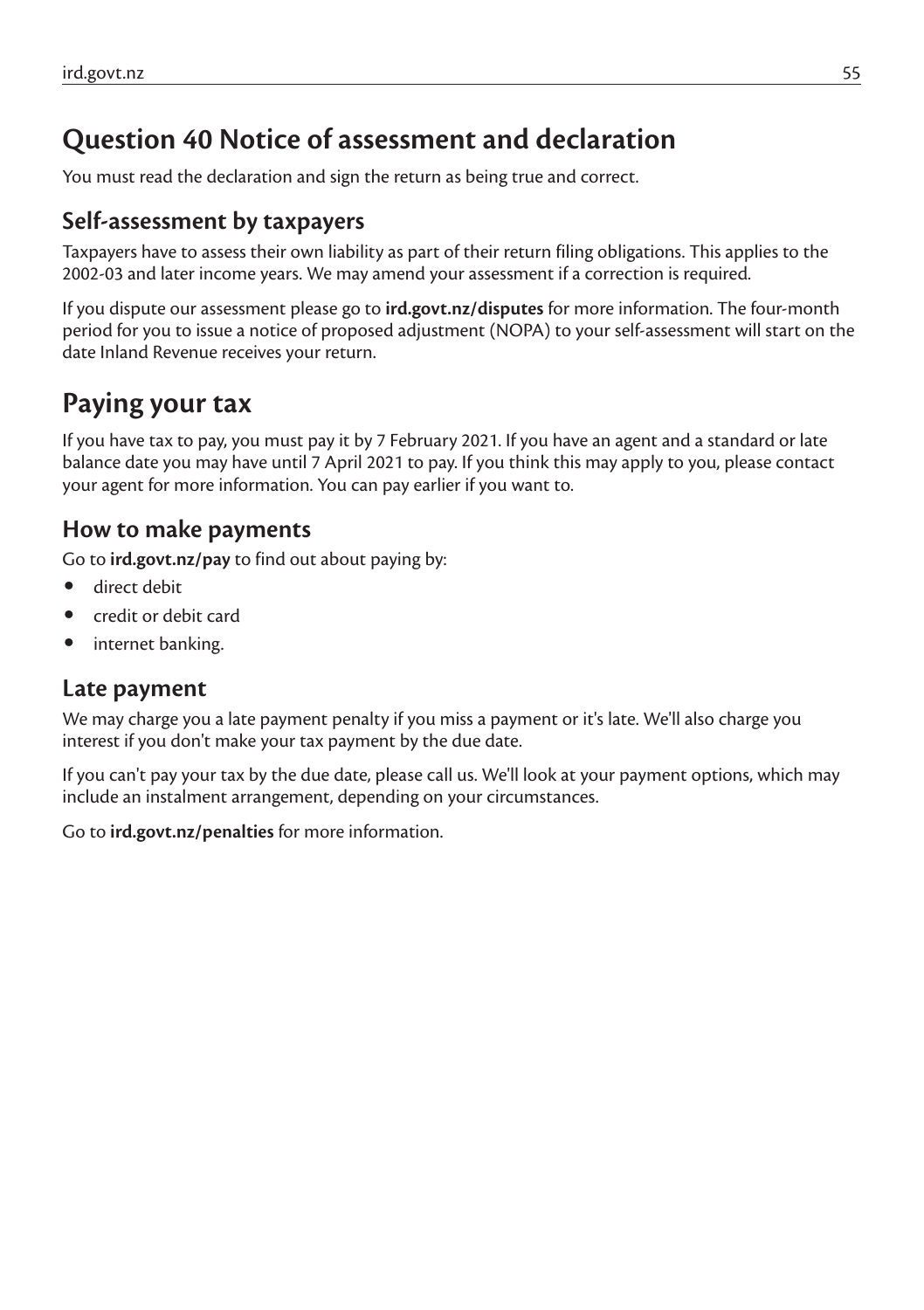## Question 40 Notice of assessment and declaration

You must read the declaration and sign the return as being true and correct.

### Self-assessment by taxpayers

Taxpayers have to assess their own liability as part of their return filing obligations. This applies to the 2002-03 and later income years. We may amend your assessment if a correction is required.

If you dispute our assessment please go to **ird.govt.nz/disputes** for more information. The four-month period for you to issue a notice of proposed adjustment (NOPA) to your self-assessment will start on the date Inland Revenue receives your return.

## Paying your tax

If you have tax to pay, you must pay it by 7 February 2021. If you have an agent and a standard or late balance date you may have until 7 April 2021 to pay. If you think this may apply to you, please contact your agent for more information. You can pay earlier if you want to.

### How to make payments

Go to **ird.govt.nz/pay** to find out about paying by:

- direct debit
- credit or debit card
- internet banking.

### Late payment

We may charge you a late payment penalty if you miss a payment or it's late. We'll also charge you interest if you don't make your tax payment by the due date.

If you can't pay your tax by the due date, please call us. We'll look at your payment options, which may include an instalment arrangement, depending on your circumstances.

Go to **ird.govt.nz/penalties** for more information.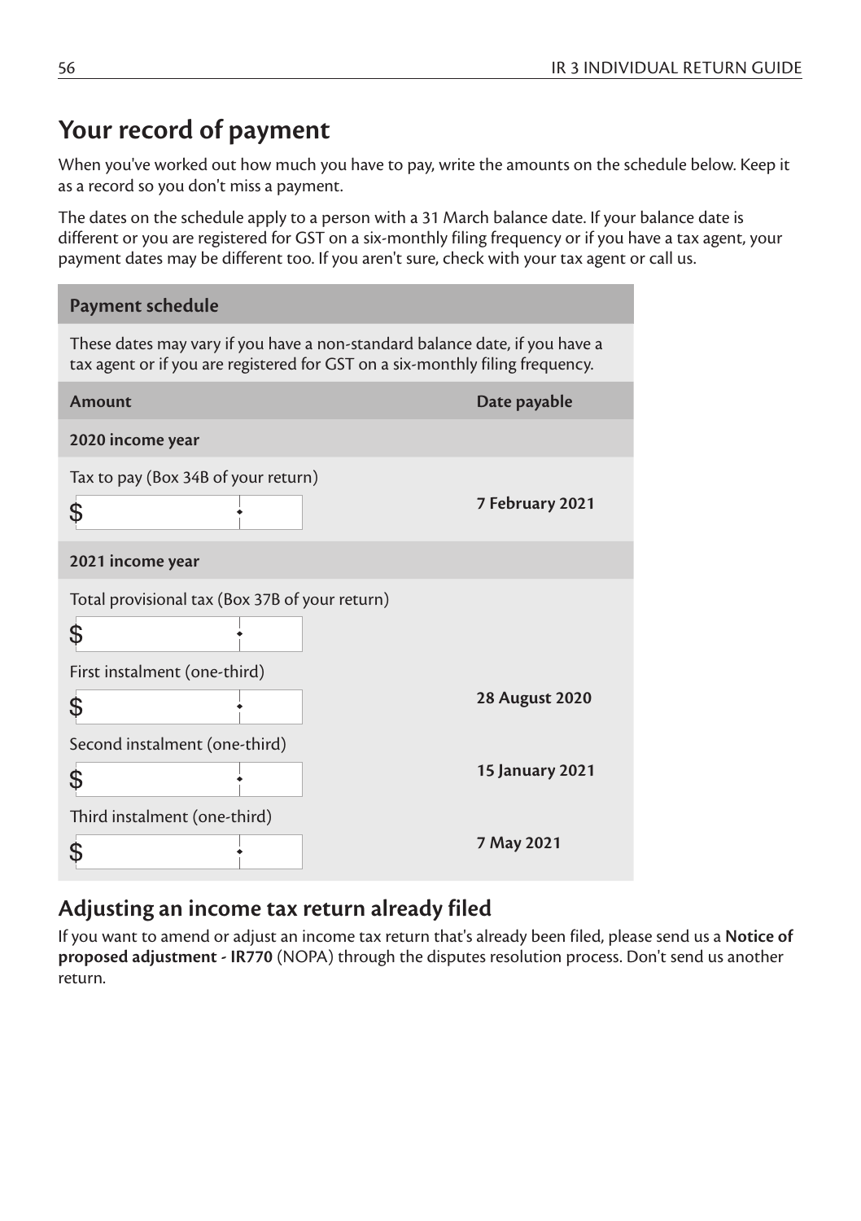## Your record of payment

When you've worked out how much you have to pay, write the amounts on the schedule below. Keep it as a record so you don't miss a payment.

The dates on the schedule apply to a person with a 31 March balance date. If your balance date is different or you are registered for GST on a six-monthly filing frequency or if you have a tax agent, your payment dates may be different too. If you aren't sure, check with your tax agent or call us.

**Payment schedule**

These dates may vary if you have a non-standard balance date, if you have a tax agent or if you are registered for GST on a six-monthly filing frequency.

| Amount | Date payable |
|---|---|
| **2020 income year** | |
| Tax to pay (Box 34B of your return) $ | **7 February 2021** |
| **2021 income year** | |
| Total provisional tax (Box 37B of your return) $ | |
| First instalment (one-third) $ | **28 August 2020** |
| Second instalment (one-third) $ | **15 January 2021** |
| Third instalment (one-third) $ | **7 May 2021** |

### Adjusting an income tax return already filed

If you want to amend or adjust an income tax return that's already been filed, please send us a **Notice of proposed adjustment - IR770** (NOPA) through the disputes resolution process. Don't send us another return.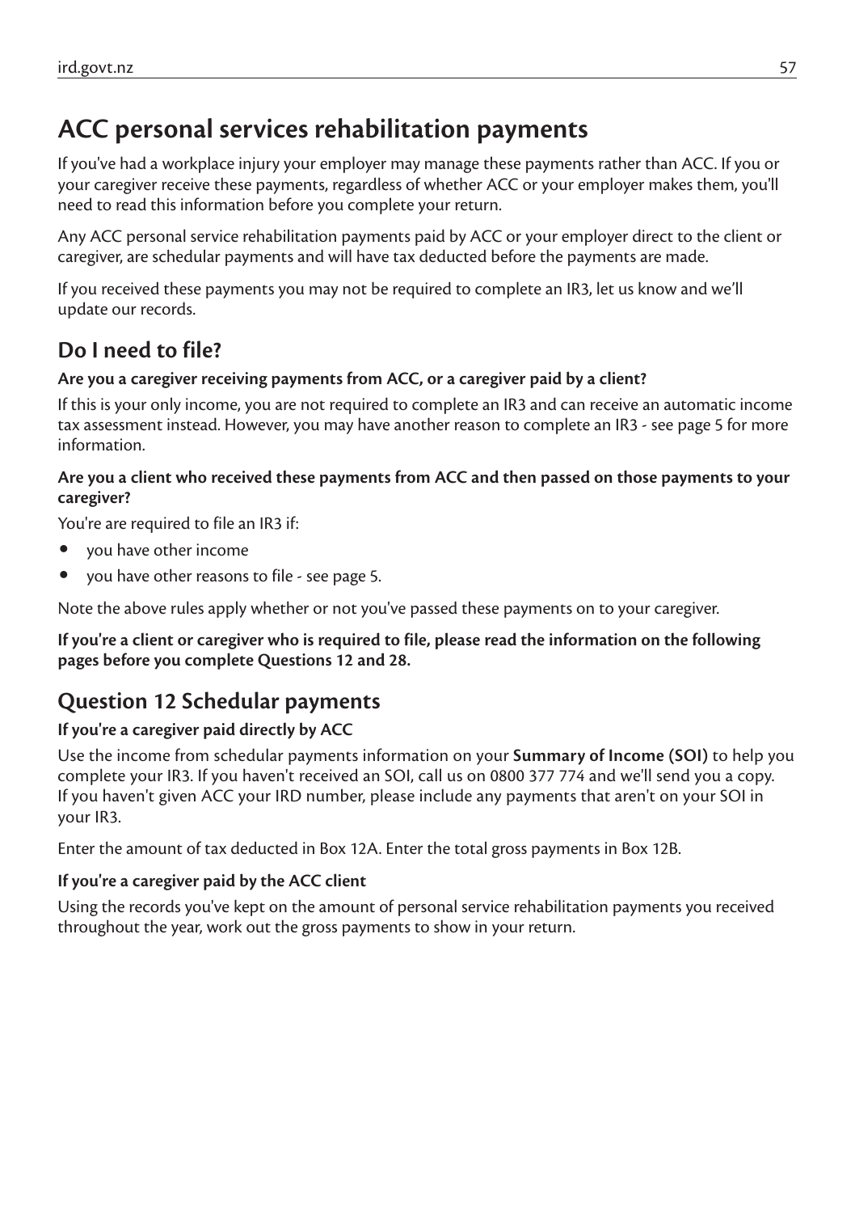# ACC personal services rehabilitation payments

If you've had a workplace injury your employer may manage these payments rather than ACC. If you or your caregiver receive these payments, regardless of whether ACC or your employer makes them, you'll need to read this information before you complete your return.

Any ACC personal service rehabilitation payments paid by ACC or your employer direct to the client or caregiver, are schedular payments and will have tax deducted before the payments are made.

If you received these payments you may not be required to complete an IR3, let us know and we'll update our records.

## Do I need to file?

**Are you a caregiver receiving payments from ACC, or a caregiver paid by a client?**

If this is your only income, you are not required to complete an IR3 and can receive an automatic income tax assessment instead. However, you may have another reason to complete an IR3 - see page 5 for more information.

**Are you a client who received these payments from ACC and then passed on those payments to your caregiver?**

You're are required to file an IR3 if:

- you have other income
- you have other reasons to file - see page 5.

Note the above rules apply whether or not you've passed these payments on to your caregiver.

**If you're a client or caregiver who is required to file, please read the information on the following pages before you complete Questions 12 and 28.**

## Question 12 Schedular payments

**If you're a caregiver paid directly by ACC**

Use the income from schedular payments information on your **Summary of Income (SOI)** to help you complete your IR3. If you haven't received an SOI, call us on 0800 377 774 and we'll send you a copy. If you haven't given ACC your IRD number, please include any payments that aren't on your SOI in your IR3.

Enter the amount of tax deducted in Box 12A. Enter the total gross payments in Box 12B.

**If you're a caregiver paid by the ACC client**

Using the records you've kept on the amount of personal service rehabilitation payments you received throughout the year, work out the gross payments to show in your return.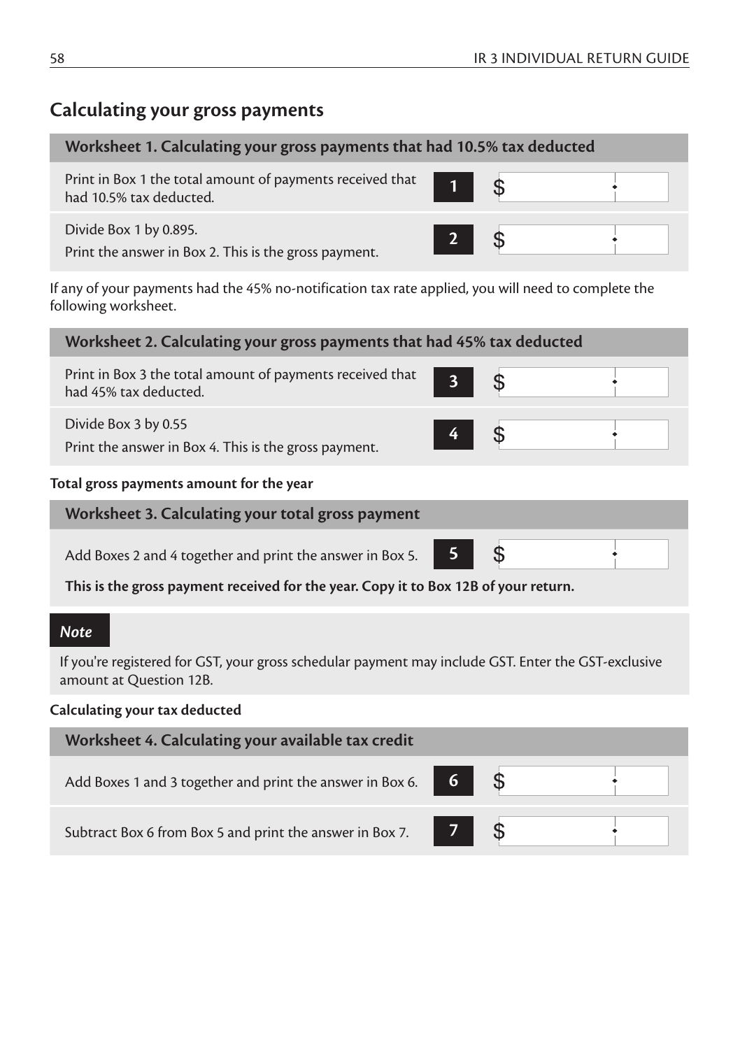## Calculating your gross payments

| Worksheet 1. Calculating your gross payments that had 10.5% tax deducted | | |
|---|---|---|
| Print in Box 1 the total amount of payments received that had 10.5% tax deducted. | 1 | $ |
| Divide Box 1 by 0.895. Print the answer in Box 2. This is the gross payment. | 2 | $ |

If any of your payments had the 45% no-notification tax rate applied, you will need to complete the following worksheet.

| Worksheet 2. Calculating your gross payments that had 45% tax deducted | | |
|---|---|---|
| Print in Box 3 the total amount of payments received that had 45% tax deducted. | 3 | $ |
| Divide Box 3 by 0.55 Print the answer in Box 4. This is the gross payment. | 4 | $ |

**Total gross payments amount for the year**

| Worksheet 3. Calculating your total gross payment | | |
|---|---|---|
| Add Boxes 2 and 4 together and print the answer in Box 5. | 5 | $ |

**This is the gross payment received for the year. Copy it to Box 12B of your return.**

***Note***

If you're registered for GST, your gross schedular payment may include GST. Enter the GST-exclusive amount at Question 12B.

**Calculating your tax deducted**

| Worksheet 4. Calculating your available tax credit | | |
|---|---|---|
| Add Boxes 1 and 3 together and print the answer in Box 6. | 6 | $ |
| Subtract Box 6 from Box 5 and print the answer in Box 7. | 7 | $ |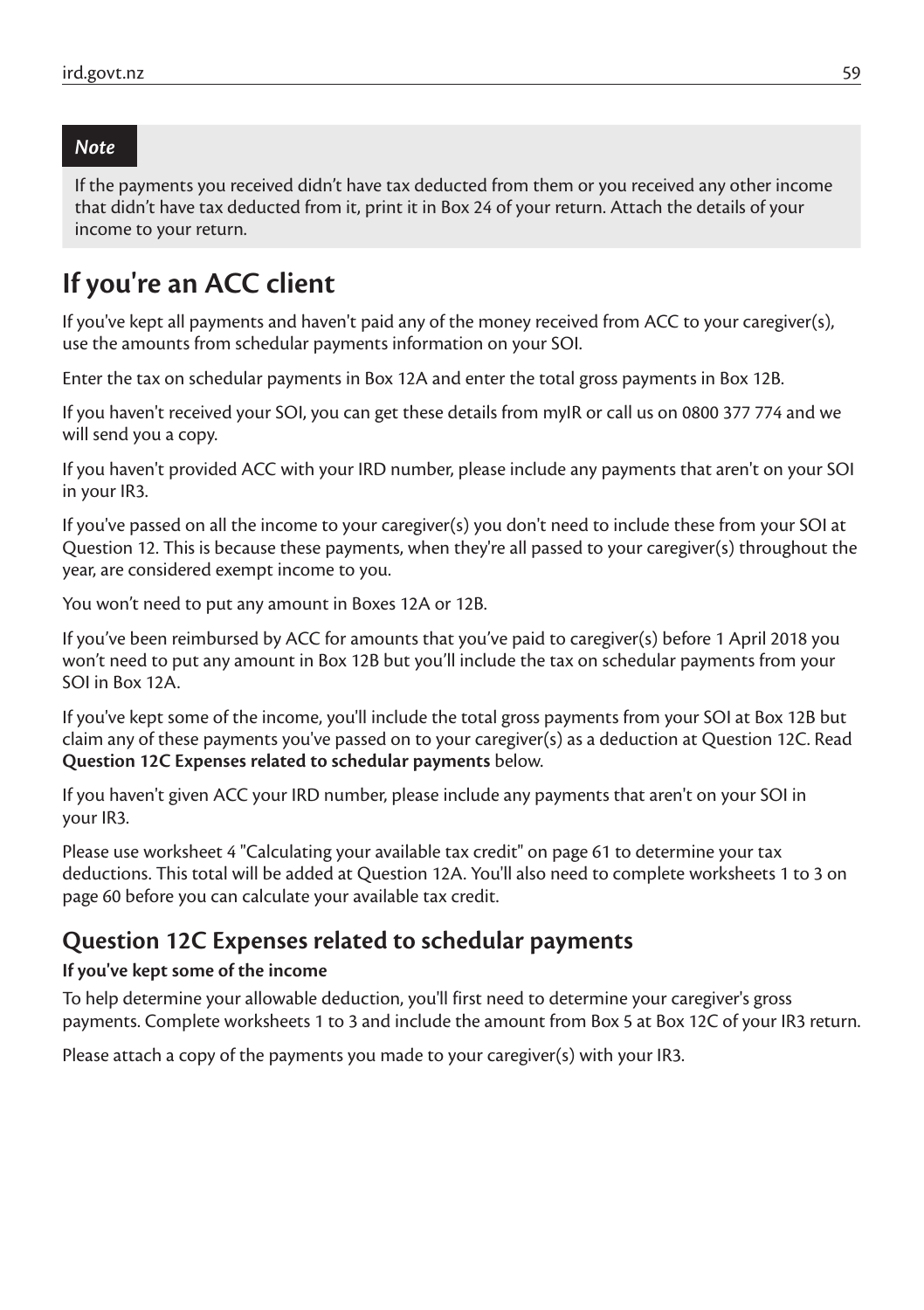> *Note*
>
> If the payments you received didn't have tax deducted from them or you received any other income that didn't have tax deducted from it, print it in Box 24 of your return. Attach the details of your income to your return.

# If you're an ACC client

If you've kept all payments and haven't paid any of the money received from ACC to your caregiver(s), use the amounts from schedular payments information on your SOI.

Enter the tax on schedular payments in Box 12A and enter the total gross payments in Box 12B.

If you haven't received your SOI, you can get these details from myIR or call us on 0800 377 774 and we will send you a copy.

If you haven't provided ACC with your IRD number, please include any payments that aren't on your SOI in your IR3.

If you've passed on all the income to your caregiver(s) you don't need to include these from your SOI at Question 12. This is because these payments, when they're all passed to your caregiver(s) throughout the year, are considered exempt income to you.

You won't need to put any amount in Boxes 12A or 12B.

If you've been reimbursed by ACC for amounts that you've paid to caregiver(s) before 1 April 2018 you won't need to put any amount in Box 12B but you'll include the tax on schedular payments from your SOI in Box 12A.

If you've kept some of the income, you'll include the total gross payments from your SOI at Box 12B but claim any of these payments you've passed on to your caregiver(s) as a deduction at Question 12C. Read **Question 12C Expenses related to schedular payments** below.

If you haven't given ACC your IRD number, please include any payments that aren't on your SOI in your IR3.

Please use worksheet 4 "Calculating your available tax credit" on page 61 to determine your tax deductions. This total will be added at Question 12A. You'll also need to complete worksheets 1 to 3 on page 60 before you can calculate your available tax credit.

## Question 12C Expenses related to schedular payments

**If you've kept some of the income**

To help determine your allowable deduction, you'll first need to determine your caregiver's gross payments. Complete worksheets 1 to 3 and include the amount from Box 5 at Box 12C of your IR3 return.

Please attach a copy of the payments you made to your caregiver(s) with your IR3.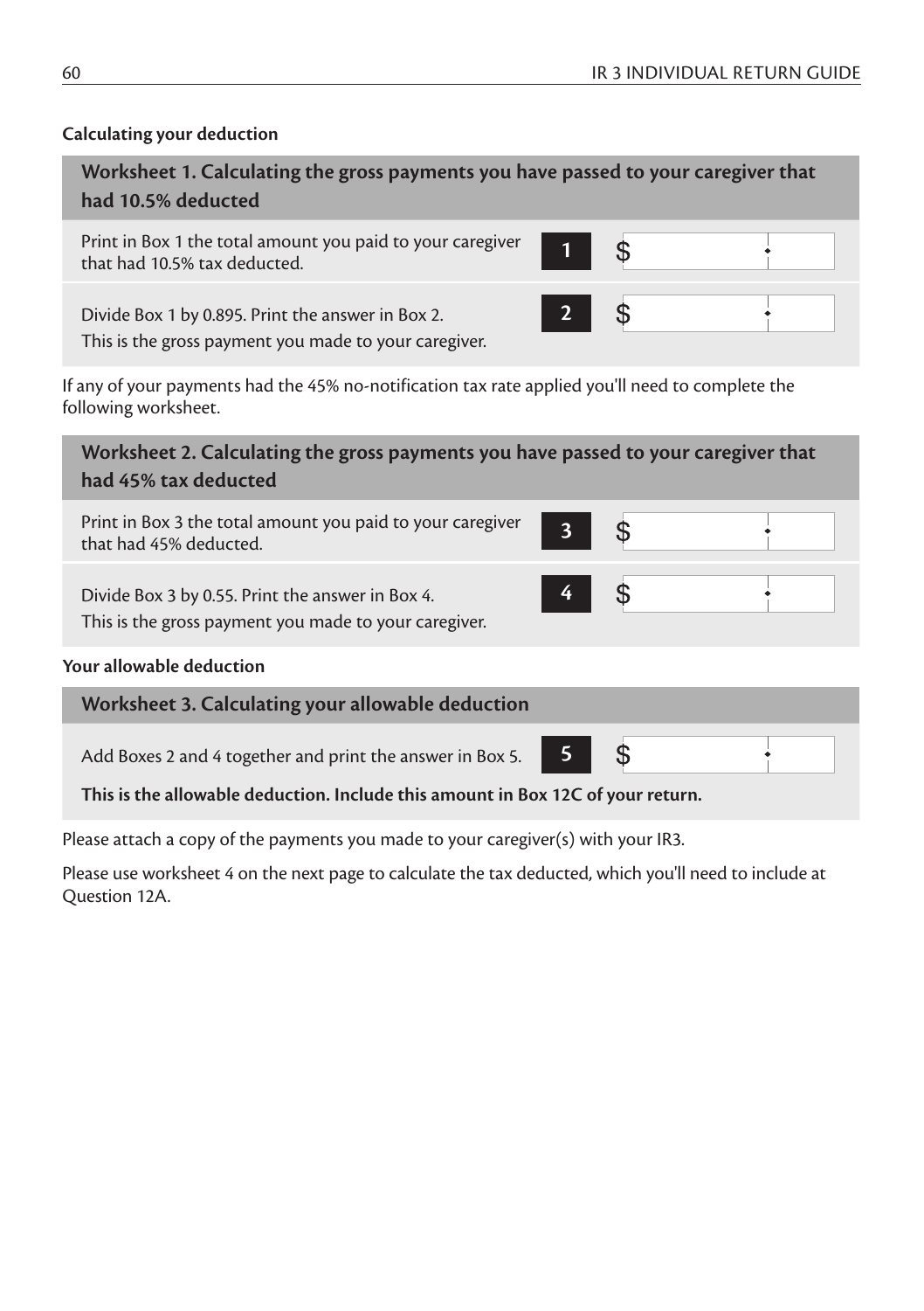**Calculating your deduction**

| Worksheet 1. Calculating the gross payments you have passed to your caregiver that had 10.5% deducted | | |
|---|---|---|
| Print in Box 1 the total amount you paid to your caregiver that had 10.5% tax deducted. | **1** | $ |
| Divide Box 1 by 0.895. Print the answer in Box 2. This is the gross payment you made to your caregiver. | **2** | $ |

If any of your payments had the 45% no-notification tax rate applied you'll need to complete the following worksheet.

| Worksheet 2. Calculating the gross payments you have passed to your caregiver that had 45% tax deducted | | |
|---|---|---|
| Print in Box 3 the total amount you paid to your caregiver that had 45% deducted. | **3** | $ |
| Divide Box 3 by 0.55. Print the answer in Box 4. This is the gross payment you made to your caregiver. | **4** | $ |

**Your allowable deduction**

| Worksheet 3. Calculating your allowable deduction | | |
|---|---|---|
| Add Boxes 2 and 4 together and print the answer in Box 5. | **5** | $ |
| **This is the allowable deduction. Include this amount in Box 12C of your return.** | | |

Please attach a copy of the payments you made to your caregiver(s) with your IR3.

Please use worksheet 4 on the next page to calculate the tax deducted, which you'll need to include at Question 12A.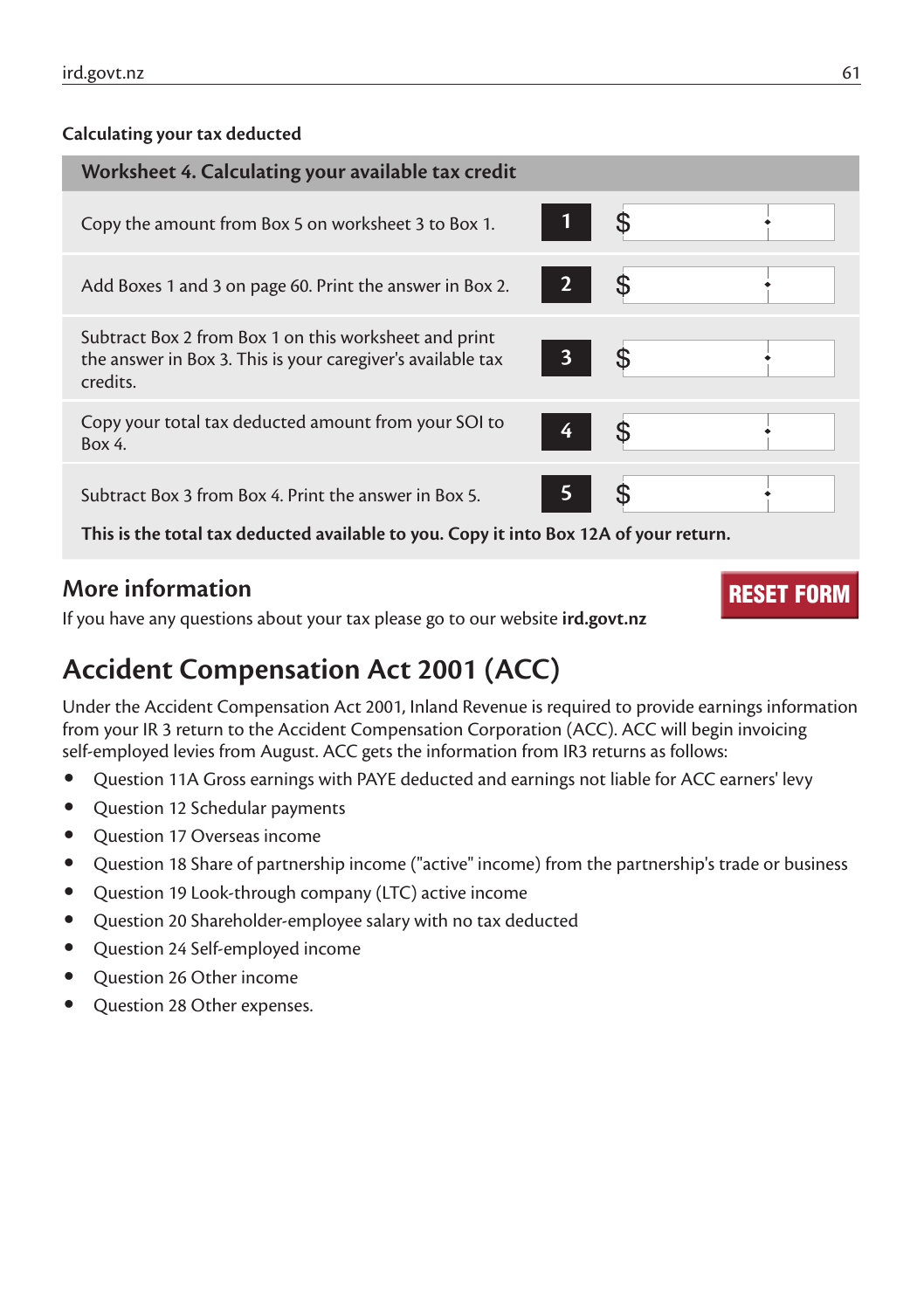**Calculating your tax deducted**

| Worksheet 4. Calculating your available tax credit | | |
|---|---|---|
| Copy the amount from Box 5 on worksheet 3 to Box 1. | 1 | $ |
| Add Boxes 1 and 3 on page 60. Print the answer in Box 2. | 2 | $ |
| Subtract Box 2 from Box 1 on this worksheet and print the answer in Box 3. This is your caregiver's available tax credits. | 3 | $ |
| Copy your total tax deducted amount from your SOI to Box 4. | 4 | $ |
| Subtract Box 3 from Box 4. Print the answer in Box 5. | 5 | $ |

**This is the total tax deducted available to you. Copy it into Box 12A of your return.**

## More information

If you have any questions about your tax please go to our website **ird.govt.nz**

# Accident Compensation Act 2001 (ACC)

Under the Accident Compensation Act 2001, Inland Revenue is required to provide earnings information from your IR 3 return to the Accident Compensation Corporation (ACC). ACC will begin invoicing self-employed levies from August. ACC gets the information from IR3 returns as follows:

- Question 11A Gross earnings with PAYE deducted and earnings not liable for ACC earners' levy
- Question 12 Schedular payments
- Question 17 Overseas income
- Question 18 Share of partnership income ("active" income) from the partnership's trade or business
- Question 19 Look-through company (LTC) active income
- Question 20 Shareholder-employee salary with no tax deducted
- Question 24 Self-employed income
- Question 26 Other income
- Question 28 Other expenses.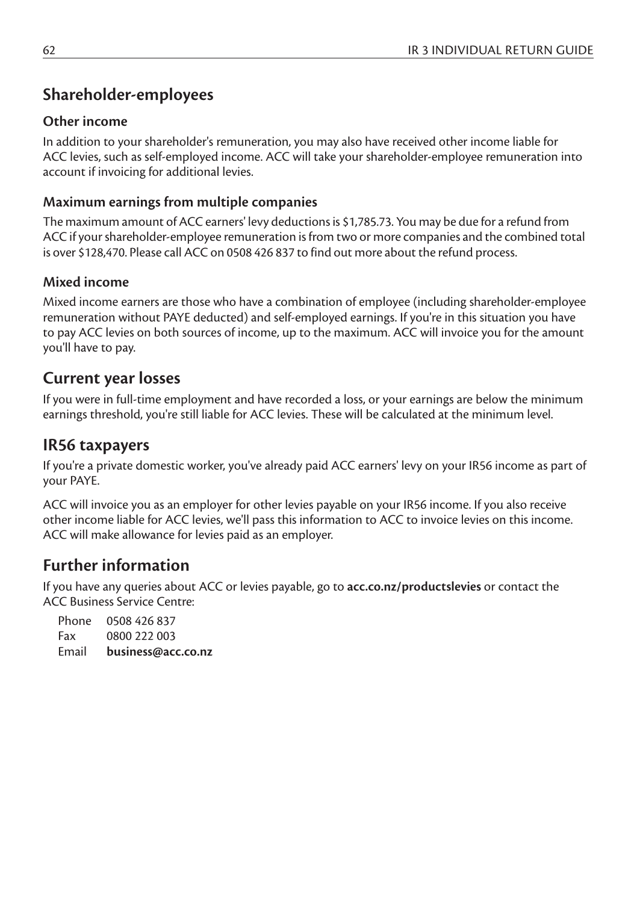## Shareholder-employees

### Other income

In addition to your shareholder's remuneration, you may also have received other income liable for ACC levies, such as self-employed income. ACC will take your shareholder-employee remuneration into account if invoicing for additional levies.

### Maximum earnings from multiple companies

The maximum amount of ACC earners' levy deductions is $1,785.73. You may be due for a refund from ACC if your shareholder-employee remuneration is from two or more companies and the combined total is over $128,470. Please call ACC on 0508 426 837 to find out more about the refund process.

### Mixed income

Mixed income earners are those who have a combination of employee (including shareholder-employee remuneration without PAYE deducted) and self-employed earnings. If you're in this situation you have to pay ACC levies on both sources of income, up to the maximum. ACC will invoice you for the amount you'll have to pay.

## Current year losses

If you were in full-time employment and have recorded a loss, or your earnings are below the minimum earnings threshold, you're still liable for ACC levies. These will be calculated at the minimum level.

## IR56 taxpayers

If you're a private domestic worker, you've already paid ACC earners' levy on your IR56 income as part of your PAYE.

ACC will invoice you as an employer for other levies payable on your IR56 income. If you also receive other income liable for ACC levies, we'll pass this information to ACC to invoice levies on this income. ACC will make allowance for levies paid as an employer.

## Further information

If you have any queries about ACC or levies payable, go to **acc.co.nz/productslevies** or contact the ACC Business Service Centre:

Phone 0508 426 837
Fax 0800 222 003
Email **business@acc.co.nz**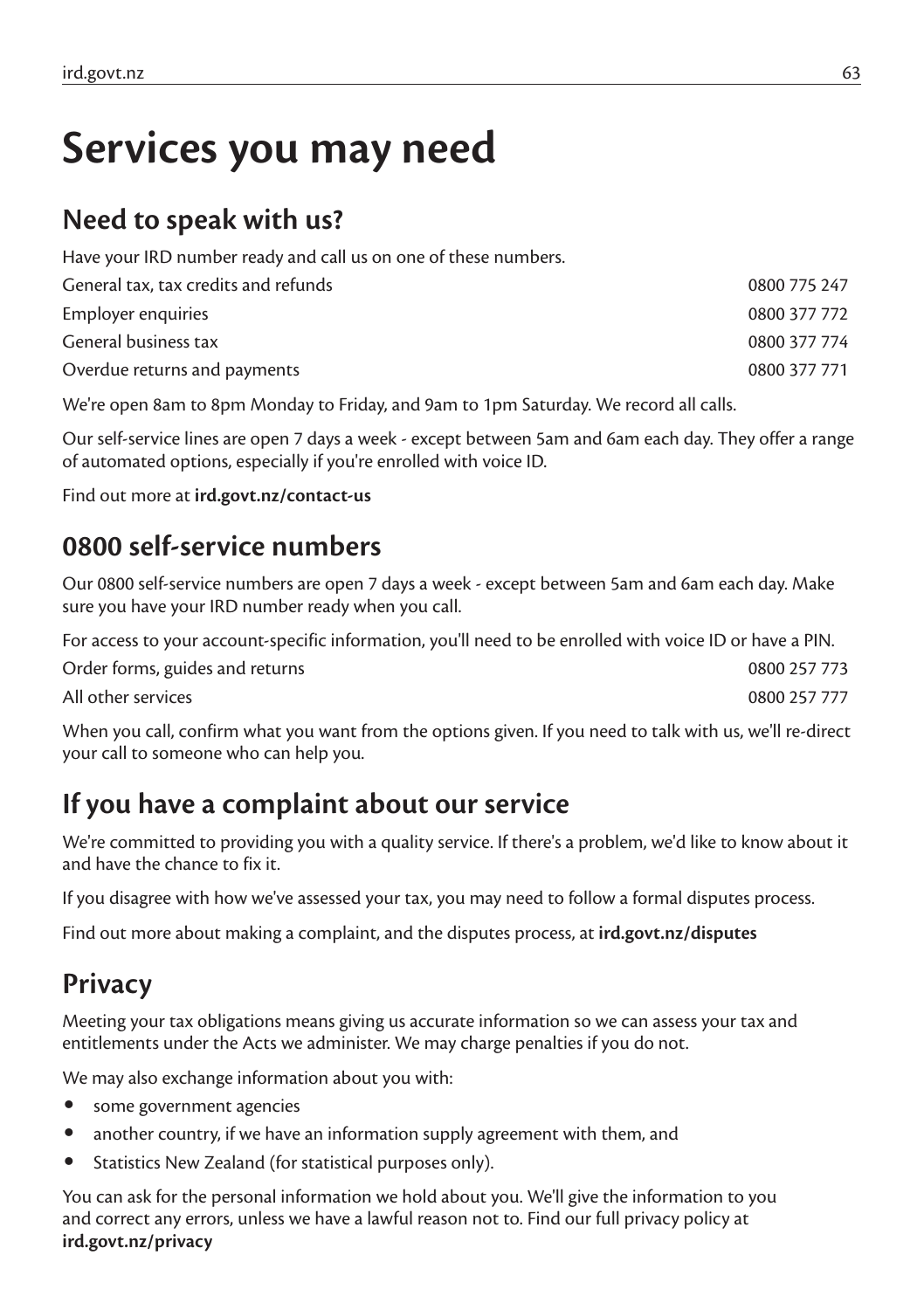# Services you may need

## Need to speak with us?

Have your IRD number ready and call us on one of these numbers.

| | |
|---|---|
| General tax, tax credits and refunds | 0800 775 247 |
| Employer enquiries | 0800 377 772 |
| General business tax | 0800 377 774 |
| Overdue returns and payments | 0800 377 771 |

We're open 8am to 8pm Monday to Friday, and 9am to 1pm Saturday. We record all calls.

Our self-service lines are open 7 days a week - except between 5am and 6am each day. They offer a range of automated options, especially if you're enrolled with voice ID.

Find out more at **ird.govt.nz/contact-us**

## 0800 self-service numbers

Our 0800 self-service numbers are open 7 days a week - except between 5am and 6am each day. Make sure you have your IRD number ready when you call.

For access to your account-specific information, you'll need to be enrolled with voice ID or have a PIN.

| | |
|---|---|
| Order forms, guides and returns | 0800 257 773 |
| All other services | 0800 257 777 |

When you call, confirm what you want from the options given. If you need to talk with us, we'll re-direct your call to someone who can help you.

## If you have a complaint about our service

We're committed to providing you with a quality service. If there's a problem, we'd like to know about it and have the chance to fix it.

If you disagree with how we've assessed your tax, you may need to follow a formal disputes process.

Find out more about making a complaint, and the disputes process, at **ird.govt.nz/disputes**

## Privacy

Meeting your tax obligations means giving us accurate information so we can assess your tax and entitlements under the Acts we administer. We may charge penalties if you do not.

We may also exchange information about you with:

- some government agencies
- another country, if we have an information supply agreement with them, and
- Statistics New Zealand (for statistical purposes only).

You can ask for the personal information we hold about you. We'll give the information to you and correct any errors, unless we have a lawful reason not to. Find our full privacy policy at **ird.govt.nz/privacy**